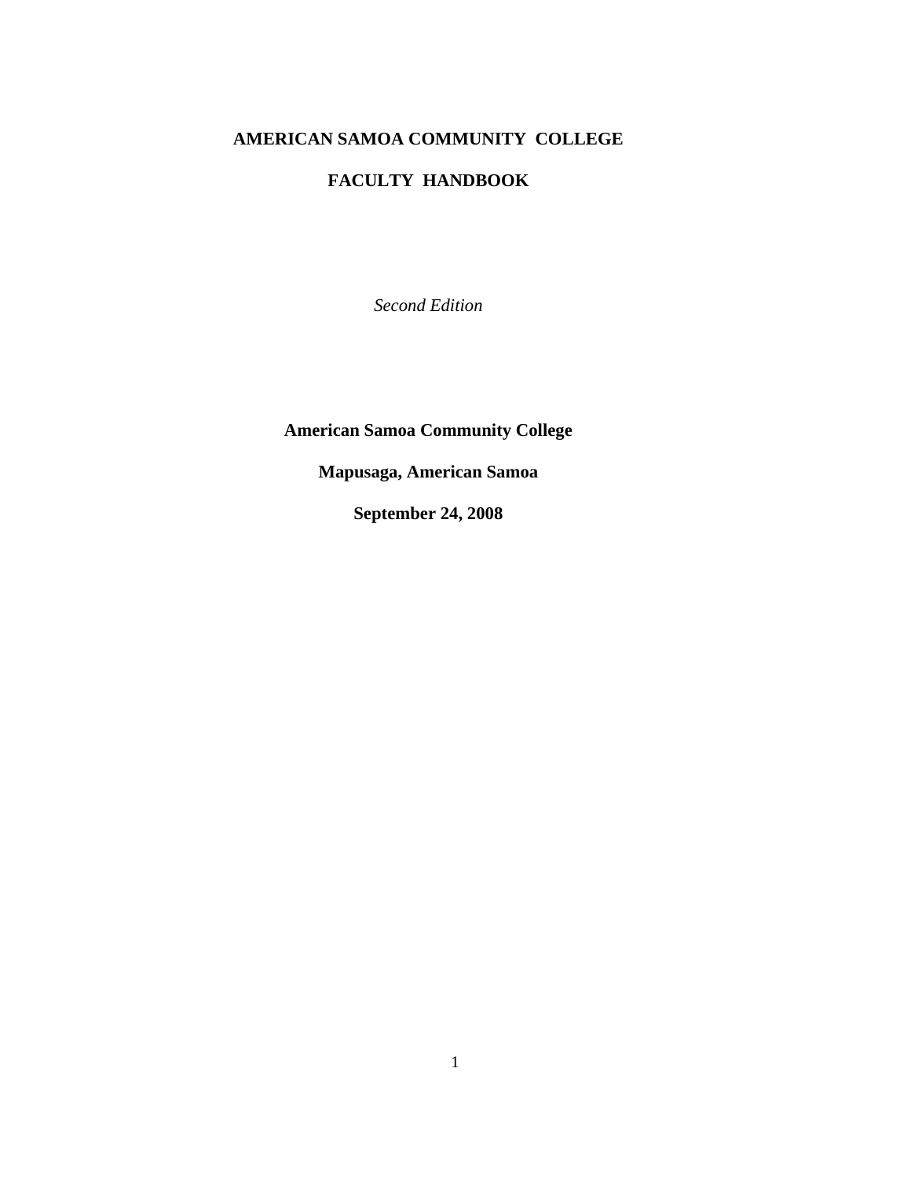# AMERICAN SAMOA COMMUNITY COLLEGE

# FACULTY HANDBOOK

*Second Edition*

**American Samoa Community College**

**Mapusaga, American Samoa**

**September 24, 2008**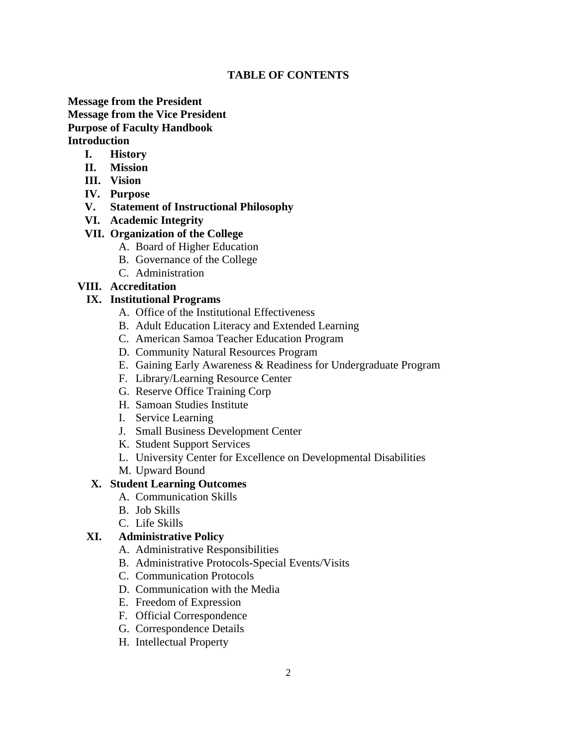# TABLE OF CONTENTS

**Message from the President**
**Message from the Vice President**
**Purpose of Faculty Handbook**
**Introduction**

- **I. History**
- **II. Mission**
- **III. Vision**
- **IV. Purpose**
- **V. Statement of Instructional Philosophy**
- **VI. Academic Integrity**
- **VII. Organization of the College**
  - A. Board of Higher Education
  - B. Governance of the College
  - C. Administration
- **VIII. Accreditation**
- **IX. Institutional Programs**
  - A. Office of the Institutional Effectiveness
  - B. Adult Education Literacy and Extended Learning
  - C. American Samoa Teacher Education Program
  - D. Community Natural Resources Program
  - E. Gaining Early Awareness & Readiness for Undergraduate Program
  - F. Library/Learning Resource Center
  - G. Reserve Office Training Corp
  - H. Samoan Studies Institute
  - I. Service Learning
  - J. Small Business Development Center
  - K. Student Support Services
  - L. University Center for Excellence on Developmental Disabilities
  - M. Upward Bound
- **X. Student Learning Outcomes**
  - A. Communication Skills
  - B. Job Skills
  - C. Life Skills
- **XI. Administrative Policy**
  - A. Administrative Responsibilities
  - B. Administrative Protocols-Special Events/Visits
  - C. Communication Protocols
  - D. Communication with the Media
  - E. Freedom of Expression
  - F. Official Correspondence
  - G. Correspondence Details
  - H. Intellectual Property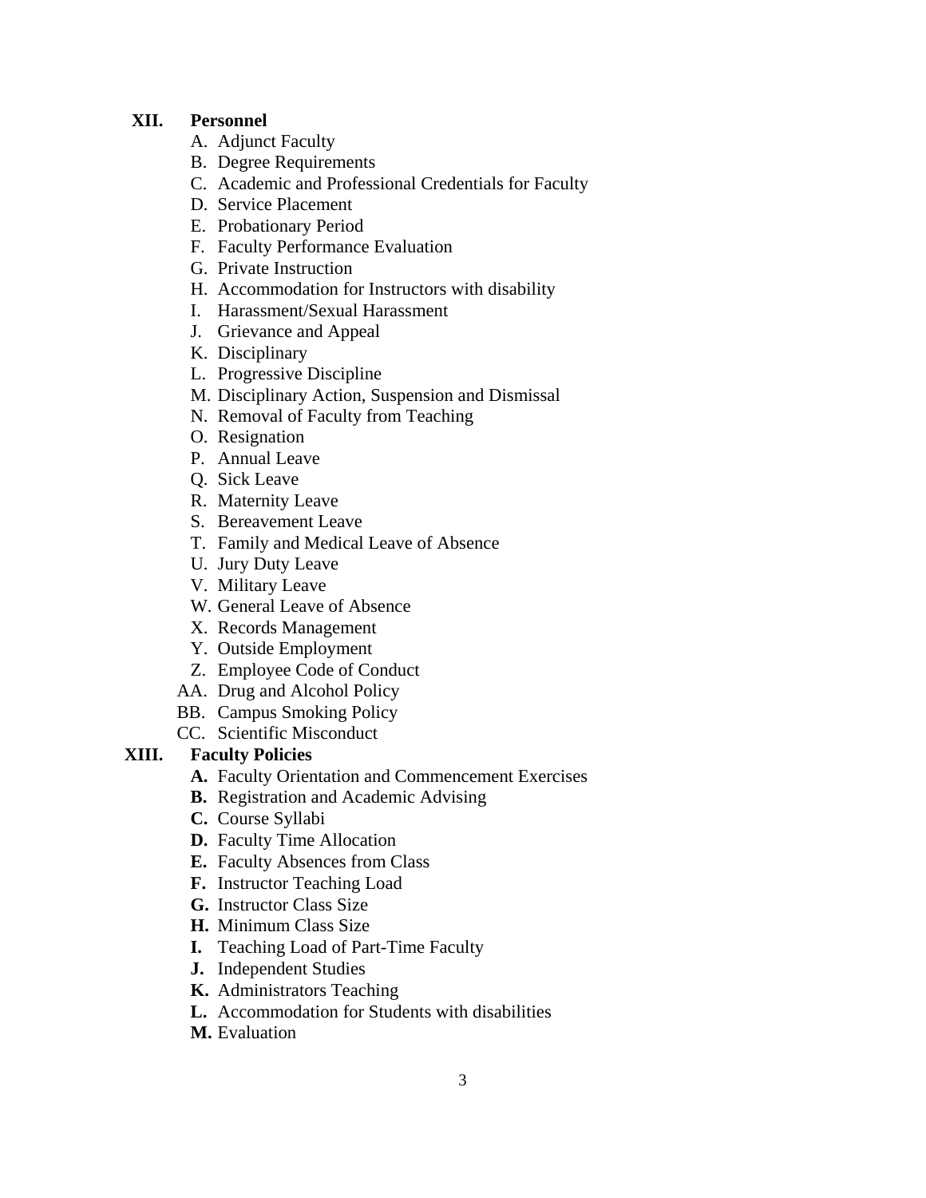**XII. Personnel**

A. Adjunct Faculty
B. Degree Requirements
C. Academic and Professional Credentials for Faculty
D. Service Placement
E. Probationary Period
F. Faculty Performance Evaluation
G. Private Instruction
H. Accommodation for Instructors with disability
I. Harassment/Sexual Harassment
J. Grievance and Appeal
K. Disciplinary
L. Progressive Discipline
M. Disciplinary Action, Suspension and Dismissal
N. Removal of Faculty from Teaching
O. Resignation
P. Annual Leave
Q. Sick Leave
R. Maternity Leave
S. Bereavement Leave
T. Family and Medical Leave of Absence
U. Jury Duty Leave
V. Military Leave
W. General Leave of Absence
X. Records Management
Y. Outside Employment
Z. Employee Code of Conduct
AA. Drug and Alcohol Policy
BB. Campus Smoking Policy
CC. Scientific Misconduct

**XIII. Faculty Policies**

**A.** Faculty Orientation and Commencement Exercises
**B.** Registration and Academic Advising
**C.** Course Syllabi
**D.** Faculty Time Allocation
**E.** Faculty Absences from Class
**F.** Instructor Teaching Load
**G.** Instructor Class Size
**H.** Minimum Class Size
**I.** Teaching Load of Part-Time Faculty
**J.** Independent Studies
**K.** Administrators Teaching
**L.** Accommodation for Students with disabilities
**M.** Evaluation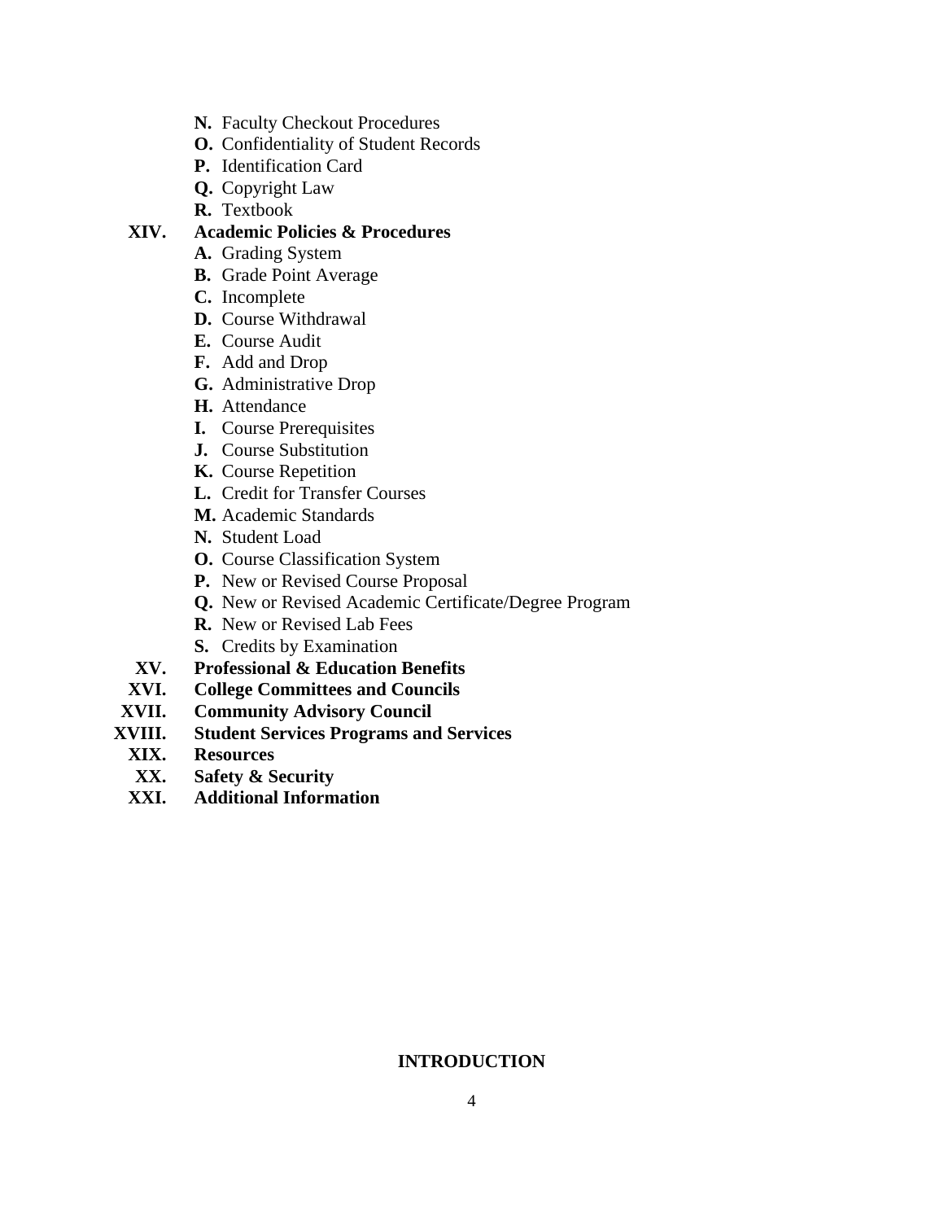- **N.** Faculty Checkout Procedures
- **O.** Confidentiality of Student Records
- **P.** Identification Card
- **Q.** Copyright Law
- **R.** Textbook

**XIV. Academic Policies & Procedures**

- **A.** Grading System
- **B.** Grade Point Average
- **C.** Incomplete
- **D.** Course Withdrawal
- **E.** Course Audit
- **F.** Add and Drop
- **G.** Administrative Drop
- **H.** Attendance
- **I.** Course Prerequisites
- **J.** Course Substitution
- **K.** Course Repetition
- **L.** Credit for Transfer Courses
- **M.** Academic Standards
- **N.** Student Load
- **O.** Course Classification System
- **P.** New or Revised Course Proposal
- **Q.** New or Revised Academic Certificate/Degree Program
- **R.** New or Revised Lab Fees
- **S.** Credits by Examination

**XV. Professional & Education Benefits**

**XVI. College Committees and Councils**

**XVII. Community Advisory Council**

**XVIII. Student Services Programs and Services**

**XIX. Resources**

**XX. Safety & Security**

**XXI. Additional Information**

## INTRODUCTION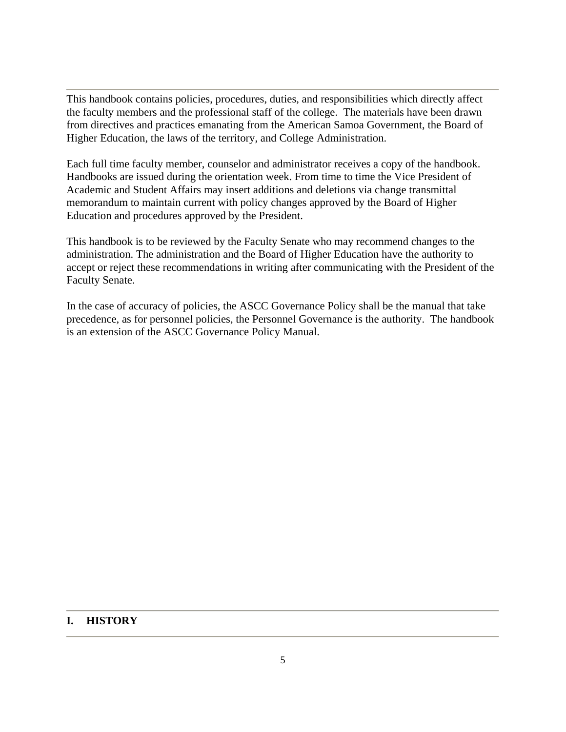This handbook contains policies, procedures, duties, and responsibilities which directly affect the faculty members and the professional staff of the college. The materials have been drawn from directives and practices emanating from the American Samoa Government, the Board of Higher Education, the laws of the territory, and College Administration.

Each full time faculty member, counselor and administrator receives a copy of the handbook. Handbooks are issued during the orientation week. From time to time the Vice President of Academic and Student Affairs may insert additions and deletions via change transmittal memorandum to maintain current with policy changes approved by the Board of Higher Education and procedures approved by the President.

This handbook is to be reviewed by the Faculty Senate who may recommend changes to the administration. The administration and the Board of Higher Education have the authority to accept or reject these recommendations in writing after communicating with the President of the Faculty Senate.

In the case of accuracy of policies, the ASCC Governance Policy shall be the manual that take precedence, as for personnel policies, the Personnel Governance is the authority. The handbook is an extension of the ASCC Governance Policy Manual.

## I. HISTORY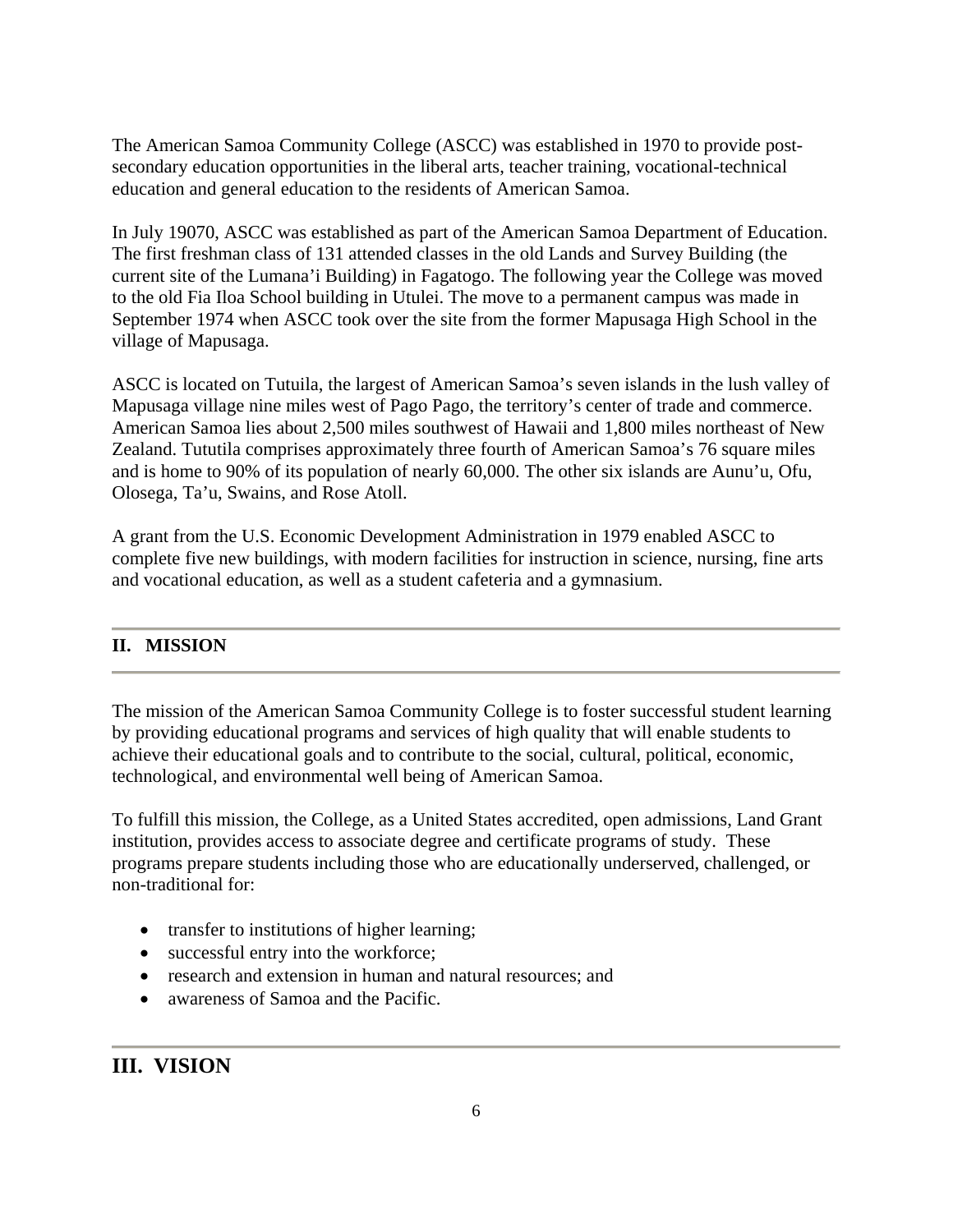The American Samoa Community College (ASCC) was established in 1970 to provide post-secondary education opportunities in the liberal arts, teacher training, vocational-technical education and general education to the residents of American Samoa.

In July 19070, ASCC was established as part of the American Samoa Department of Education. The first freshman class of 131 attended classes in the old Lands and Survey Building (the current site of the Lumana'i Building) in Fagatogo. The following year the College was moved to the old Fia Iloa School building in Utulei. The move to a permanent campus was made in September 1974 when ASCC took over the site from the former Mapusaga High School in the village of Mapusaga.

ASCC is located on Tutuila, the largest of American Samoa's seven islands in the lush valley of Mapusaga village nine miles west of Pago Pago, the territory's center of trade and commerce. American Samoa lies about 2,500 miles southwest of Hawaii and 1,800 miles northeast of New Zealand. Tututila comprises approximately three fourth of American Samoa's 76 square miles and is home to 90% of its population of nearly 60,000. The other six islands are Aunu'u, Ofu, Olosega, Ta'u, Swains, and Rose Atoll.

A grant from the U.S. Economic Development Administration in 1979 enabled ASCC to complete five new buildings, with modern facilities for instruction in science, nursing, fine arts and vocational education, as well as a student cafeteria and a gymnasium.

## II. MISSION

The mission of the American Samoa Community College is to foster successful student learning by providing educational programs and services of high quality that will enable students to achieve their educational goals and to contribute to the social, cultural, political, economic, technological, and environmental well being of American Samoa.

To fulfill this mission, the College, as a United States accredited, open admissions, Land Grant institution, provides access to associate degree and certificate programs of study. These programs prepare students including those who are educationally underserved, challenged, or non-traditional for:

- transfer to institutions of higher learning;
- successful entry into the workforce;
- research and extension in human and natural resources; and
- awareness of Samoa and the Pacific.

## III. VISION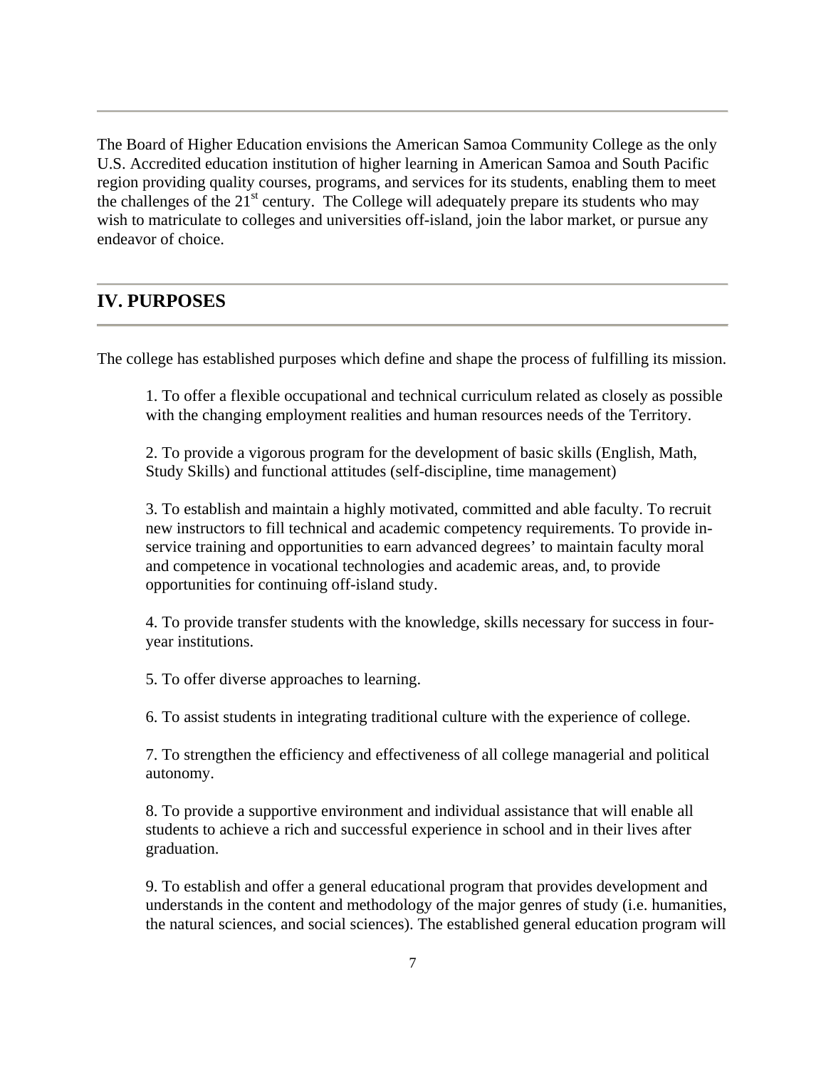The Board of Higher Education envisions the American Samoa Community College as the only U.S. Accredited education institution of higher learning in American Samoa and South Pacific region providing quality courses, programs, and services for its students, enabling them to meet the challenges of the 21st century. The College will adequately prepare its students who may wish to matriculate to colleges and universities off-island, join the labor market, or pursue any endeavor of choice.

## IV. PURPOSES

The college has established purposes which define and shape the process of fulfilling its mission.

1. To offer a flexible occupational and technical curriculum related as closely as possible with the changing employment realities and human resources needs of the Territory.

2. To provide a vigorous program for the development of basic skills (English, Math, Study Skills) and functional attitudes (self-discipline, time management)

3. To establish and maintain a highly motivated, committed and able faculty. To recruit new instructors to fill technical and academic competency requirements. To provide in-service training and opportunities to earn advanced degrees' to maintain faculty moral and competence in vocational technologies and academic areas, and, to provide opportunities for continuing off-island study.

4. To provide transfer students with the knowledge, skills necessary for success in four-year institutions.

5. To offer diverse approaches to learning.

6. To assist students in integrating traditional culture with the experience of college.

7. To strengthen the efficiency and effectiveness of all college managerial and political autonomy.

8. To provide a supportive environment and individual assistance that will enable all students to achieve a rich and successful experience in school and in their lives after graduation.

9. To establish and offer a general educational program that provides development and understands in the content and methodology of the major genres of study (i.e. humanities, the natural sciences, and social sciences). The established general education program will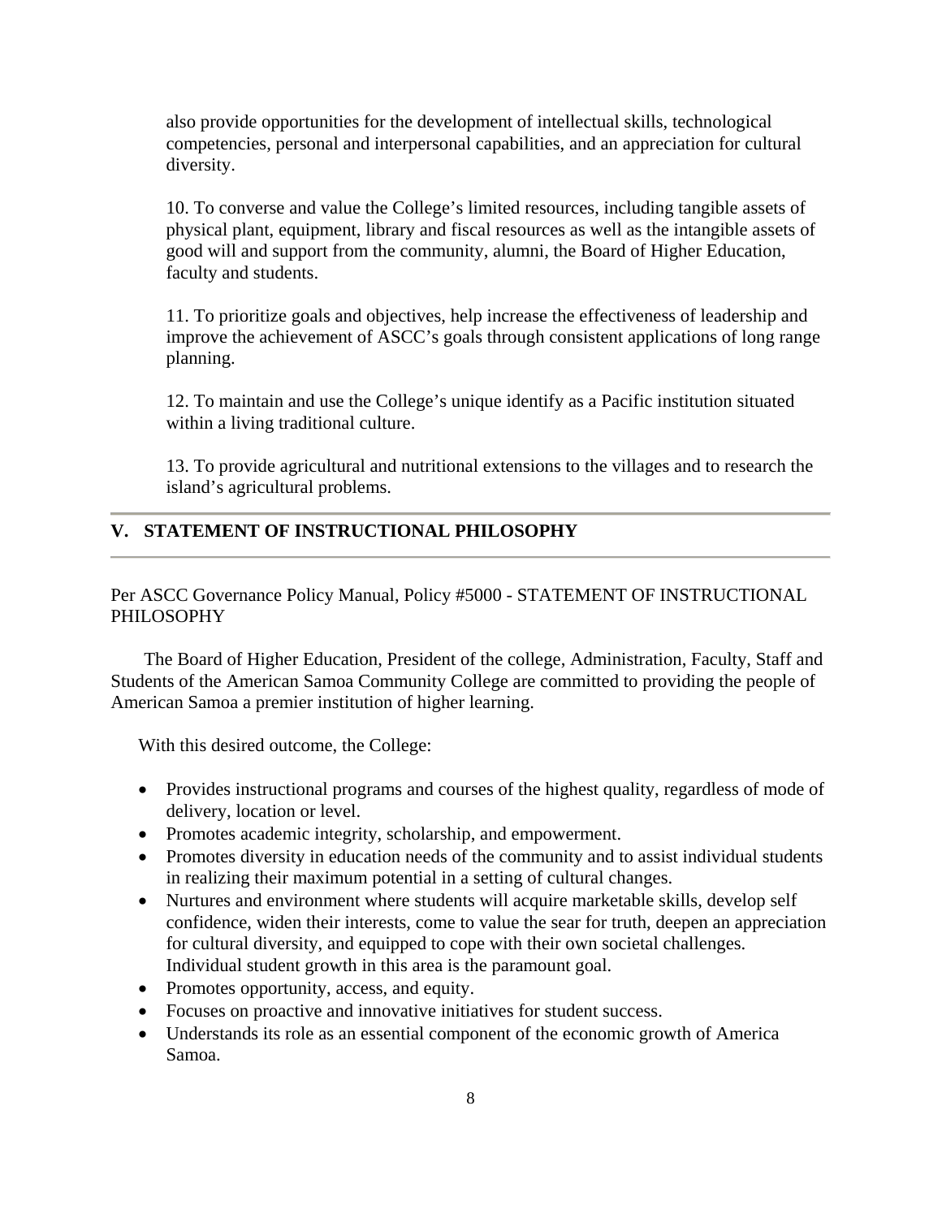also provide opportunities for the development of intellectual skills, technological competencies, personal and interpersonal capabilities, and an appreciation for cultural diversity.

10. To converse and value the College's limited resources, including tangible assets of physical plant, equipment, library and fiscal resources as well as the intangible assets of good will and support from the community, alumni, the Board of Higher Education, faculty and students.

11. To prioritize goals and objectives, help increase the effectiveness of leadership and improve the achievement of ASCC's goals through consistent applications of long range planning.

12. To maintain and use the College's unique identify as a Pacific institution situated within a living traditional culture.

13. To provide agricultural and nutritional extensions to the villages and to research the island's agricultural problems.

## V. STATEMENT OF INSTRUCTIONAL PHILOSOPHY

Per ASCC Governance Policy Manual, Policy #5000 - STATEMENT OF INSTRUCTIONAL PHILOSOPHY

The Board of Higher Education, President of the college, Administration, Faculty, Staff and Students of the American Samoa Community College are committed to providing the people of American Samoa a premier institution of higher learning.

With this desired outcome, the College:

- Provides instructional programs and courses of the highest quality, regardless of mode of delivery, location or level.
- Promotes academic integrity, scholarship, and empowerment.
- Promotes diversity in education needs of the community and to assist individual students in realizing their maximum potential in a setting of cultural changes.
- Nurtures and environment where students will acquire marketable skills, develop self confidence, widen their interests, come to value the sear for truth, deepen an appreciation for cultural diversity, and equipped to cope with their own societal challenges. Individual student growth in this area is the paramount goal.
- Promotes opportunity, access, and equity.
- Focuses on proactive and innovative initiatives for student success.
- Understands its role as an essential component of the economic growth of America Samoa.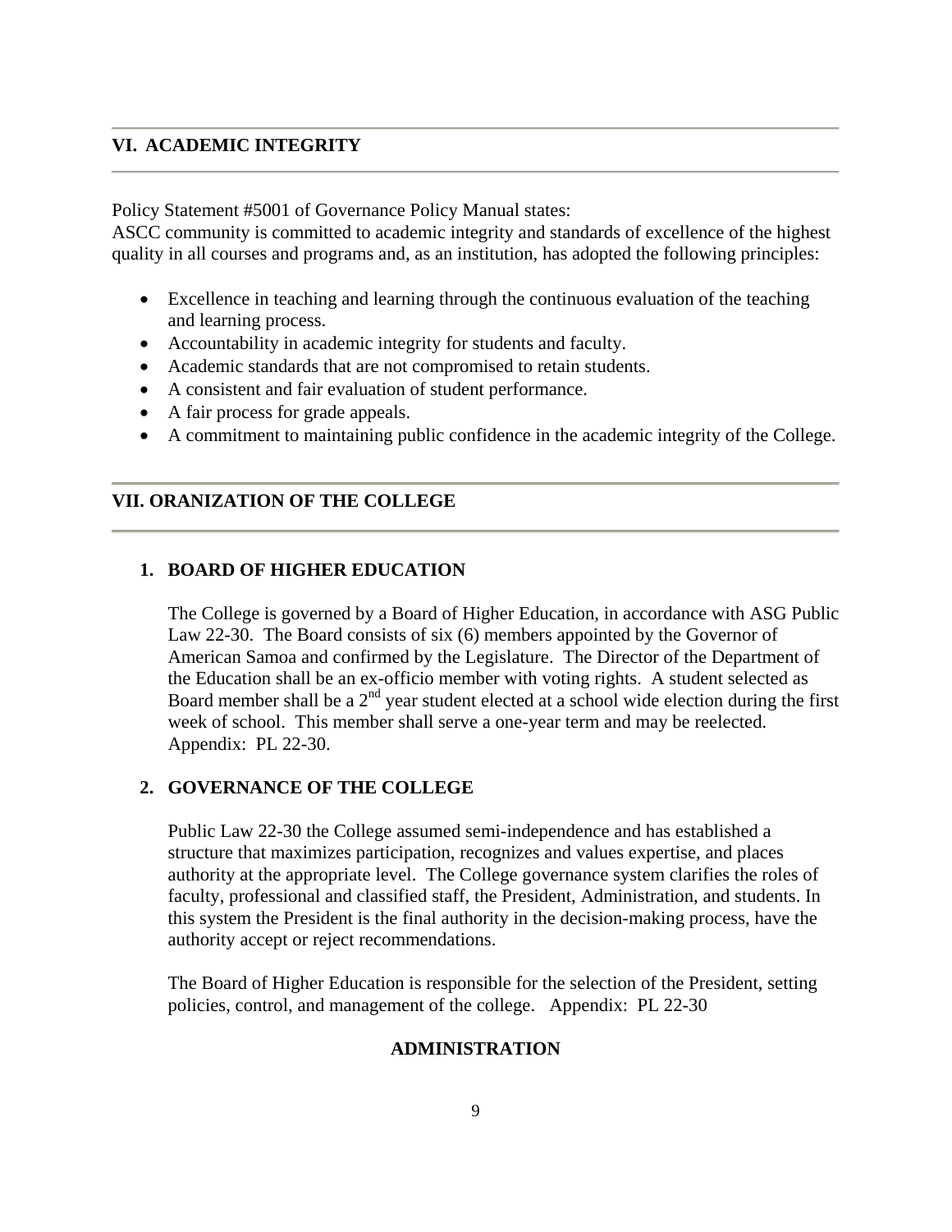## VI. ACADEMIC INTEGRITY

Policy Statement #5001 of Governance Policy Manual states:
ASCC community is committed to academic integrity and standards of excellence of the highest quality in all courses and programs and, as an institution, has adopted the following principles:

- Excellence in teaching and learning through the continuous evaluation of the teaching and learning process.
- Accountability in academic integrity for students and faculty.
- Academic standards that are not compromised to retain students.
- A consistent and fair evaluation of student performance.
- A fair process for grade appeals.
- A commitment to maintaining public confidence in the academic integrity of the College.

## VII. ORANIZATION OF THE COLLEGE

### 1. BOARD OF HIGHER EDUCATION

The College is governed by a Board of Higher Education, in accordance with ASG Public Law 22-30. The Board consists of six (6) members appointed by the Governor of American Samoa and confirmed by the Legislature. The Director of the Department of the Education shall be an ex-officio member with voting rights. A student selected as Board member shall be a 2nd year student elected at a school wide election during the first week of school. This member shall serve a one-year term and may be reelected. Appendix: PL 22-30.

### 2. GOVERNANCE OF THE COLLEGE

Public Law 22-30 the College assumed semi-independence and has established a structure that maximizes participation, recognizes and values expertise, and places authority at the appropriate level. The College governance system clarifies the roles of faculty, professional and classified staff, the President, Administration, and students. In this system the President is the final authority in the decision-making process, have the authority accept or reject recommendations.

The Board of Higher Education is responsible for the selection of the President, setting policies, control, and management of the college. Appendix: PL 22-30

**ADMINISTRATION**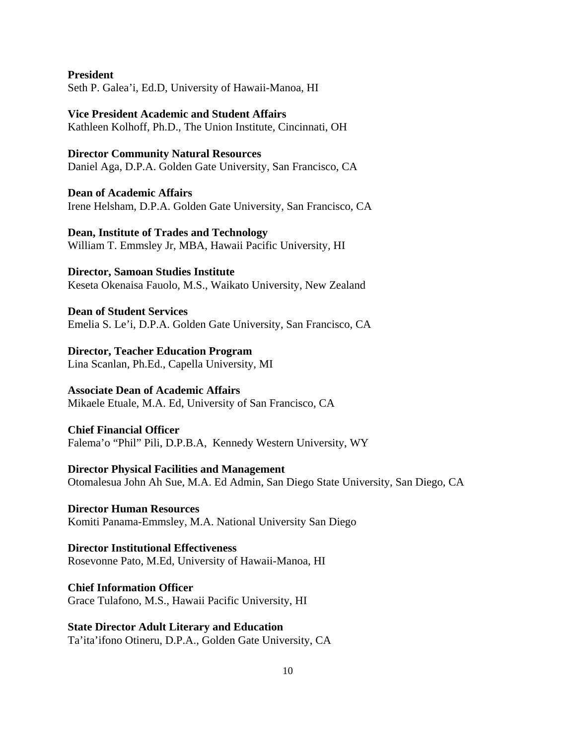**President**
Seth P. Galea’i, Ed.D, University of Hawaii-Manoa, HI

**Vice President Academic and Student Affairs**
Kathleen Kolhoff, Ph.D., The Union Institute, Cincinnati, OH

**Director Community Natural Resources**
Daniel Aga, D.P.A. Golden Gate University, San Francisco, CA

**Dean of Academic Affairs**
Irene Helsham, D.P.A. Golden Gate University, San Francisco, CA

**Dean, Institute of Trades and Technology**
William T. Emmsley Jr, MBA, Hawaii Pacific University, HI

**Director, Samoan Studies Institute**
Keseta Okenaisa Fauolo, M.S., Waikato University, New Zealand

**Dean of Student Services**
Emelia S. Le’i, D.P.A. Golden Gate University, San Francisco, CA

**Director, Teacher Education Program**
Lina Scanlan, Ph.Ed., Capella University, MI

**Associate Dean of Academic Affairs**
Mikaele Etuale, M.A. Ed, University of San Francisco, CA

**Chief Financial Officer**
Falema’o “Phil” Pili, D.P.B.A, Kennedy Western University, WY

**Director Physical Facilities and Management**
Otomalesua John Ah Sue, M.A. Ed Admin, San Diego State University, San Diego, CA

**Director Human Resources**
Komiti Panama-Emmsley, M.A. National University San Diego

**Director Institutional Effectiveness**
Rosevonne Pato, M.Ed, University of Hawaii-Manoa, HI

**Chief Information Officer**
Grace Tulafono, M.S., Hawaii Pacific University, HI

**State Director Adult Literary and Education**
Ta’ita’ifono Otineru, D.P.A., Golden Gate University, CA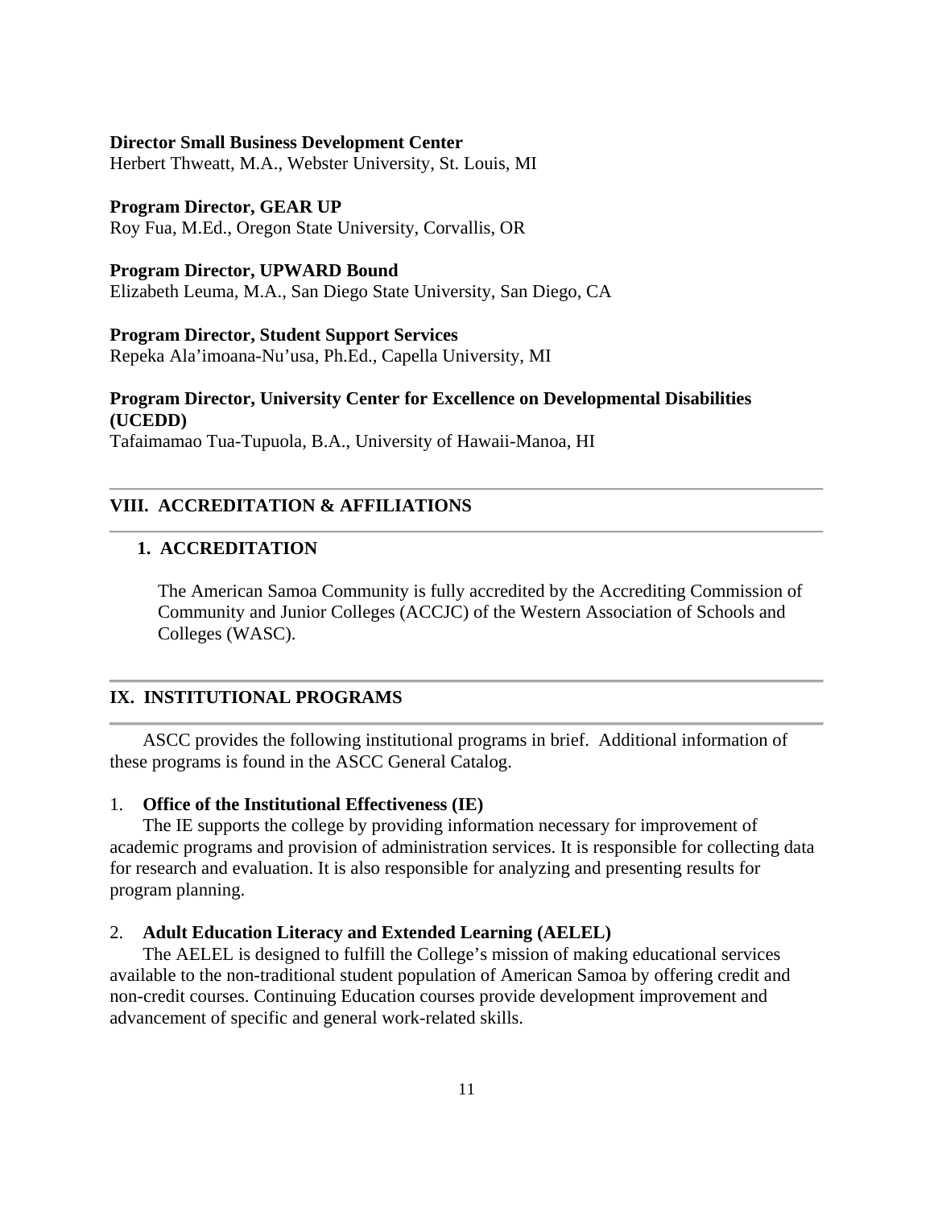**Director Small Business Development Center**
Herbert Thweatt, M.A., Webster University, St. Louis, MI

**Program Director, GEAR UP**
Roy Fua, M.Ed., Oregon State University, Corvallis, OR

**Program Director, UPWARD Bound**
Elizabeth Leuma, M.A., San Diego State University, San Diego, CA

**Program Director, Student Support Services**
Repeka Ala'imoana-Nu'usa, Ph.Ed., Capella University, MI

**Program Director, University Center for Excellence on Developmental Disabilities (UCEDD)**
Tafaimamao Tua-Tupuola, B.A., University of Hawaii-Manoa, HI

## VIII. ACCREDITATION & AFFILIATIONS

### 1. ACCREDITATION

The American Samoa Community is fully accredited by the Accrediting Commission of Community and Junior Colleges (ACCJC) of the Western Association of Schools and Colleges (WASC).

## IX. INSTITUTIONAL PROGRAMS

ASCC provides the following institutional programs in brief. Additional information of these programs is found in the ASCC General Catalog.

1. **Office of the Institutional Effectiveness (IE)**
   The IE supports the college by providing information necessary for improvement of academic programs and provision of administration services. It is responsible for collecting data for research and evaluation. It is also responsible for analyzing and presenting results for program planning.

2. **Adult Education Literacy and Extended Learning (AELEL)**
   The AELEL is designed to fulfill the College's mission of making educational services available to the non-traditional student population of American Samoa by offering credit and non-credit courses. Continuing Education courses provide development improvement and advancement of specific and general work-related skills.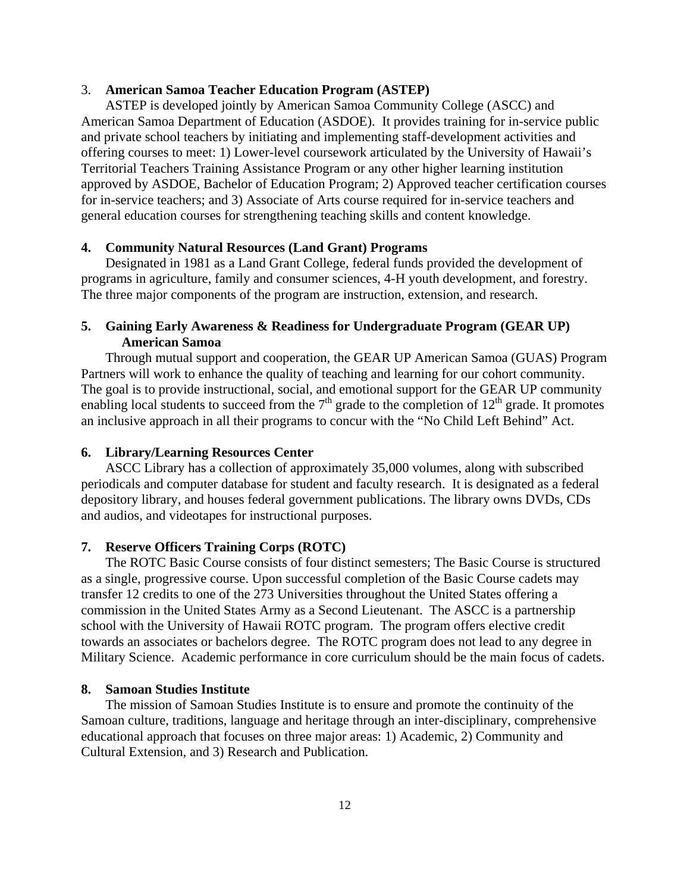### 3. **American Samoa Teacher Education Program (ASTEP)**

ASTEP is developed jointly by American Samoa Community College (ASCC) and American Samoa Department of Education (ASDOE). It provides training for in-service public and private school teachers by initiating and implementing staff-development activities and offering courses to meet: 1) Lower-level coursework articulated by the University of Hawaii's Territorial Teachers Training Assistance Program or any other higher learning institution approved by ASDOE, Bachelor of Education Program; 2) Approved teacher certification courses for in-service teachers; and 3) Associate of Arts course required for in-service teachers and general education courses for strengthening teaching skills and content knowledge.

### 4. **Community Natural Resources (Land Grant) Programs**

Designated in 1981 as a Land Grant College, federal funds provided the development of programs in agriculture, family and consumer sciences, 4-H youth development, and forestry. The three major components of the program are instruction, extension, and research.

### 5. **Gaining Early Awareness & Readiness for Undergraduate Program (GEAR UP) American Samoa**

Through mutual support and cooperation, the GEAR UP American Samoa (GUAS) Program Partners will work to enhance the quality of teaching and learning for our cohort community. The goal is to provide instructional, social, and emotional support for the GEAR UP community enabling local students to succeed from the 7th grade to the completion of 12th grade. It promotes an inclusive approach in all their programs to concur with the "No Child Left Behind" Act.

### 6. **Library/Learning Resources Center**

ASCC Library has a collection of approximately 35,000 volumes, along with subscribed periodicals and computer database for student and faculty research. It is designated as a federal depository library, and houses federal government publications. The library owns DVDs, CDs and audios, and videotapes for instructional purposes.

### 7. **Reserve Officers Training Corps (ROTC)**

The ROTC Basic Course consists of four distinct semesters; The Basic Course is structured as a single, progressive course. Upon successful completion of the Basic Course cadets may transfer 12 credits to one of the 273 Universities throughout the United States offering a commission in the United States Army as a Second Lieutenant. The ASCC is a partnership school with the University of Hawaii ROTC program. The program offers elective credit towards an associates or bachelors degree. The ROTC program does not lead to any degree in Military Science. Academic performance in core curriculum should be the main focus of cadets.

### 8. **Samoan Studies Institute**

The mission of Samoan Studies Institute is to ensure and promote the continuity of the Samoan culture, traditions, language and heritage through an inter-disciplinary, comprehensive educational approach that focuses on three major areas: 1) Academic, 2) Community and Cultural Extension, and 3) Research and Publication.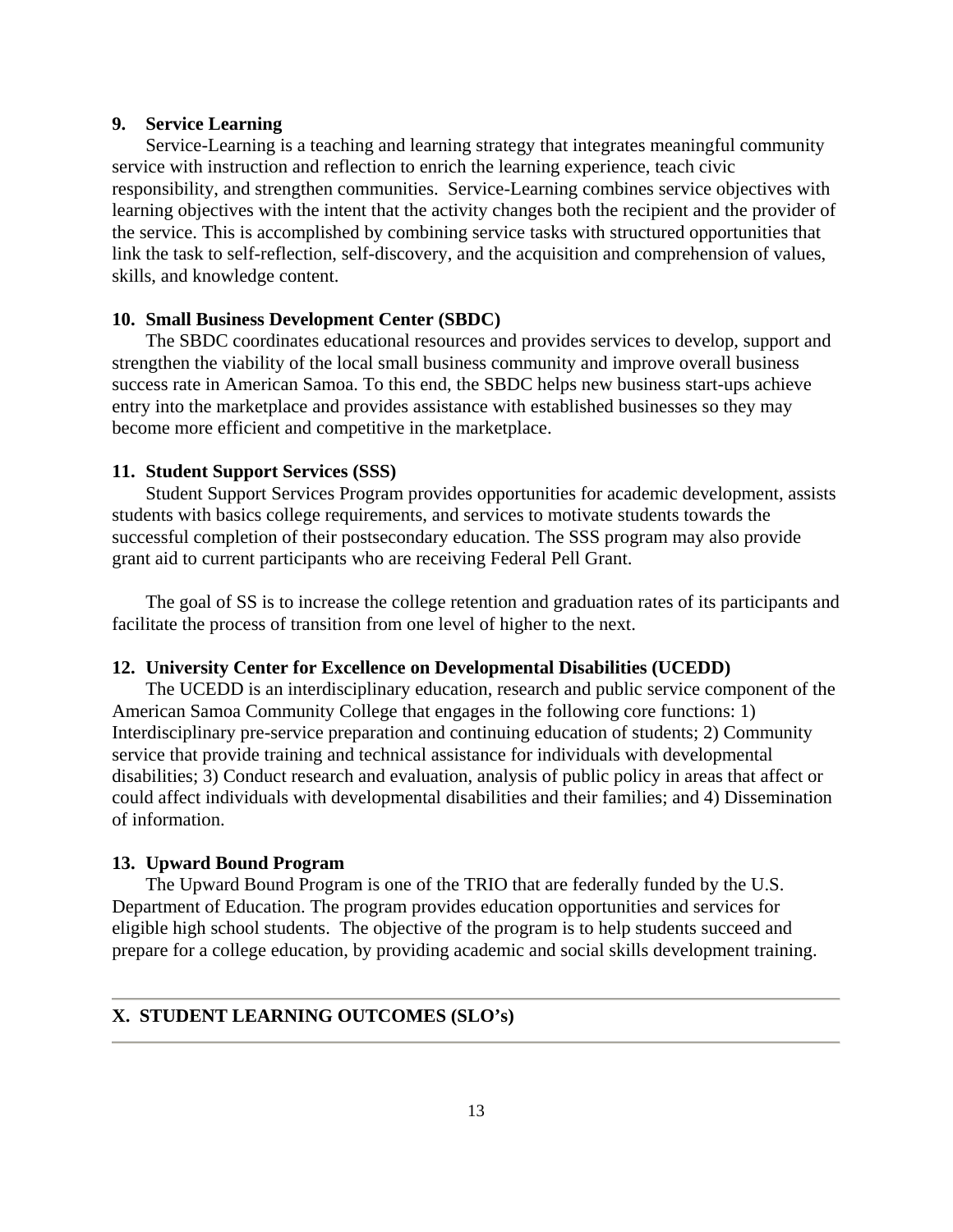### 9. Service Learning

Service-Learning is a teaching and learning strategy that integrates meaningful community service with instruction and reflection to enrich the learning experience, teach civic responsibility, and strengthen communities. Service-Learning combines service objectives with learning objectives with the intent that the activity changes both the recipient and the provider of the service. This is accomplished by combining service tasks with structured opportunities that link the task to self-reflection, self-discovery, and the acquisition and comprehension of values, skills, and knowledge content.

### 10. Small Business Development Center (SBDC)

The SBDC coordinates educational resources and provides services to develop, support and strengthen the viability of the local small business community and improve overall business success rate in American Samoa. To this end, the SBDC helps new business start-ups achieve entry into the marketplace and provides assistance with established businesses so they may become more efficient and competitive in the marketplace.

### 11. Student Support Services (SSS)

Student Support Services Program provides opportunities for academic development, assists students with basics college requirements, and services to motivate students towards the successful completion of their postsecondary education. The SSS program may also provide grant aid to current participants who are receiving Federal Pell Grant.

The goal of SS is to increase the college retention and graduation rates of its participants and facilitate the process of transition from one level of higher to the next.

### 12. University Center for Excellence on Developmental Disabilities (UCEDD)

The UCEDD is an interdisciplinary education, research and public service component of the American Samoa Community College that engages in the following core functions: 1) Interdisciplinary pre-service preparation and continuing education of students; 2) Community service that provide training and technical assistance for individuals with developmental disabilities; 3) Conduct research and evaluation, analysis of public policy in areas that affect or could affect individuals with developmental disabilities and their families; and 4) Dissemination of information.

### 13. Upward Bound Program

The Upward Bound Program is one of the TRIO that are federally funded by the U.S. Department of Education. The program provides education opportunities and services for eligible high school students. The objective of the program is to help students succeed and prepare for a college education, by providing academic and social skills development training.

---

## X. STUDENT LEARNING OUTCOMES (SLO's)

---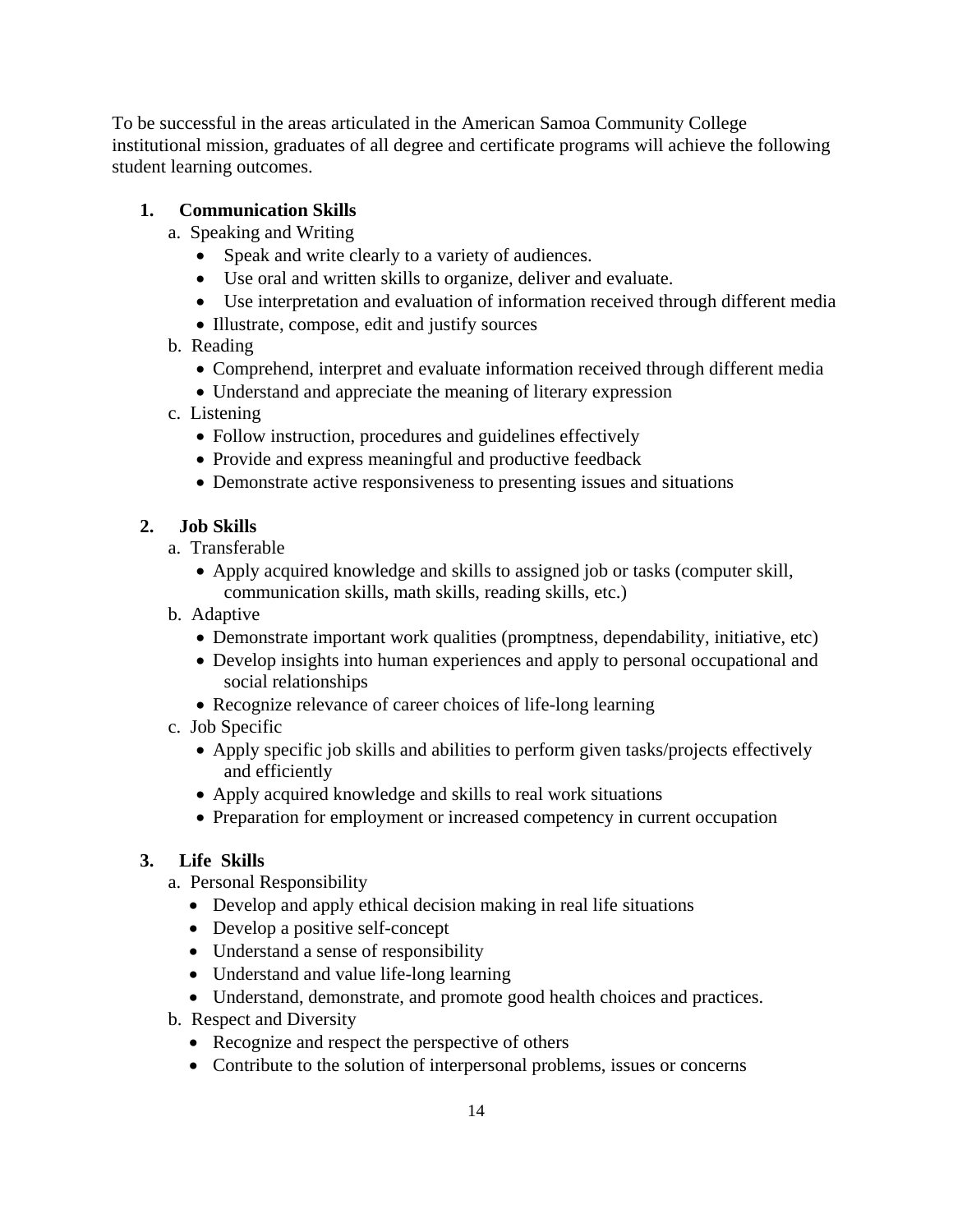To be successful in the areas articulated in the American Samoa Community College institutional mission, graduates of all degree and certificate programs will achieve the following student learning outcomes.

1. **Communication Skills**
   a. Speaking and Writing
      - Speak and write clearly to a variety of audiences.
      - Use oral and written skills to organize, deliver and evaluate.
      - Use interpretation and evaluation of information received through different media
      - Illustrate, compose, edit and justify sources

   b. Reading
      - Comprehend, interpret and evaluate information received through different media
      - Understand and appreciate the meaning of literary expression

   c. Listening
      - Follow instruction, procedures and guidelines effectively
      - Provide and express meaningful and productive feedback
      - Demonstrate active responsiveness to presenting issues and situations

2. **Job Skills**
   a. Transferable
      - Apply acquired knowledge and skills to assigned job or tasks (computer skill, communication skills, math skills, reading skills, etc.)

   b. Adaptive
      - Demonstrate important work qualities (promptness, dependability, initiative, etc)
      - Develop insights into human experiences and apply to personal occupational and social relationships
      - Recognize relevance of career choices of life-long learning

   c. Job Specific
      - Apply specific job skills and abilities to perform given tasks/projects effectively and efficiently
      - Apply acquired knowledge and skills to real work situations
      - Preparation for employment or increased competency in current occupation

3. **Life Skills**
   a. Personal Responsibility
      - Develop and apply ethical decision making in real life situations
      - Develop a positive self-concept
      - Understand a sense of responsibility
      - Understand and value life-long learning
      - Understand, demonstrate, and promote good health choices and practices.

   b. Respect and Diversity
      - Recognize and respect the perspective of others
      - Contribute to the solution of interpersonal problems, issues or concerns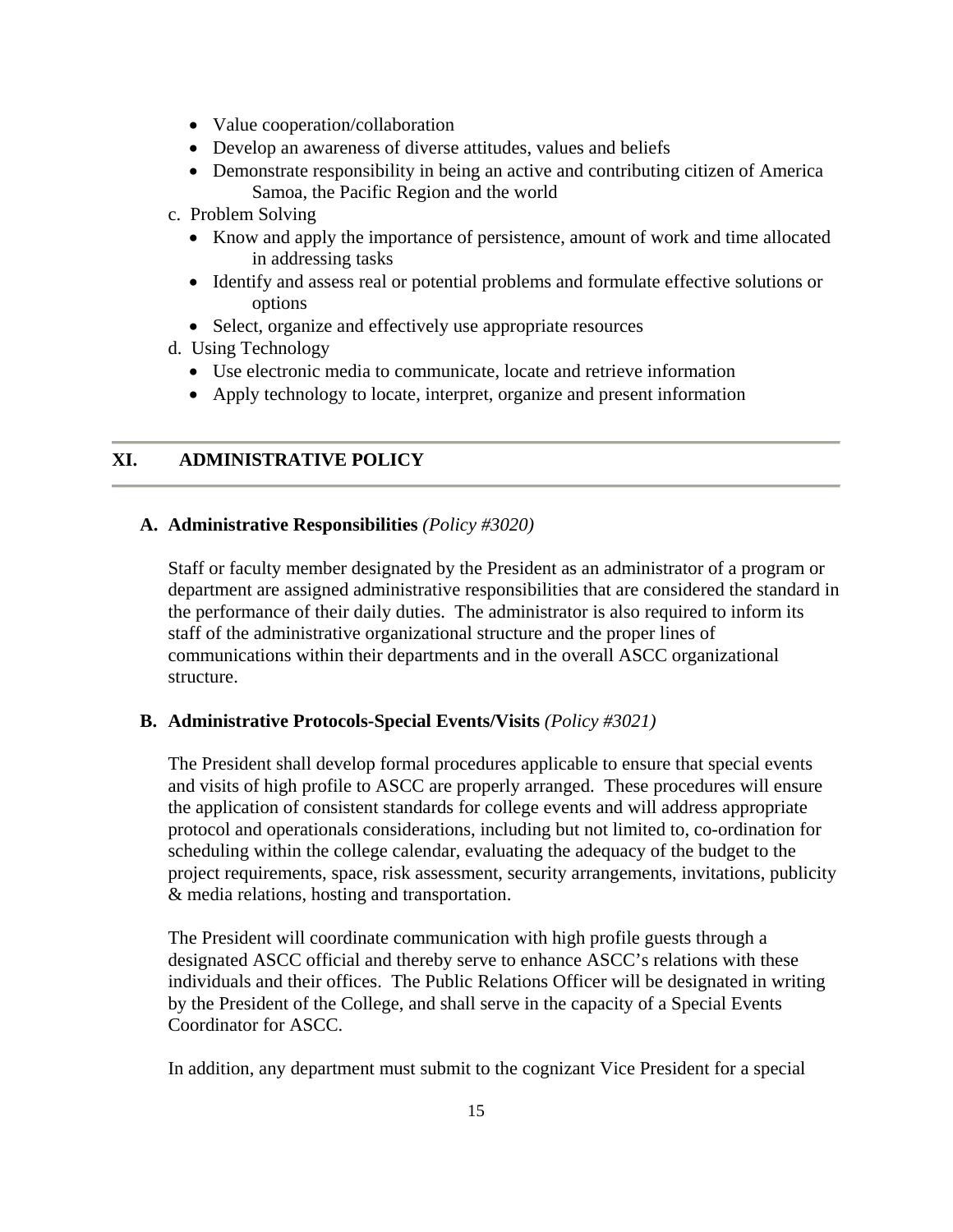- Value cooperation/collaboration
- Develop an awareness of diverse attitudes, values and beliefs
- Demonstrate responsibility in being an active and contributing citizen of America Samoa, the Pacific Region and the world

c. Problem Solving

- Know and apply the importance of persistence, amount of work and time allocated in addressing tasks
- Identify and assess real or potential problems and formulate effective solutions or options
- Select, organize and effectively use appropriate resources

d. Using Technology

- Use electronic media to communicate, locate and retrieve information
- Apply technology to locate, interpret, organize and present information

## XI. ADMINISTRATIVE POLICY

### A. Administrative Responsibilities *(Policy #3020)*

Staff or faculty member designated by the President as an administrator of a program or department are assigned administrative responsibilities that are considered the standard in the performance of their daily duties. The administrator is also required to inform its staff of the administrative organizational structure and the proper lines of communications within their departments and in the overall ASCC organizational structure.

### B. Administrative Protocols-Special Events/Visits *(Policy #3021)*

The President shall develop formal procedures applicable to ensure that special events and visits of high profile to ASCC are properly arranged. These procedures will ensure the application of consistent standards for college events and will address appropriate protocol and operationals considerations, including but not limited to, co-ordination for scheduling within the college calendar, evaluating the adequacy of the budget to the project requirements, space, risk assessment, security arrangements, invitations, publicity & media relations, hosting and transportation.

The President will coordinate communication with high profile guests through a designated ASCC official and thereby serve to enhance ASCC's relations with these individuals and their offices. The Public Relations Officer will be designated in writing by the President of the College, and shall serve in the capacity of a Special Events Coordinator for ASCC.

In addition, any department must submit to the cognizant Vice President for a special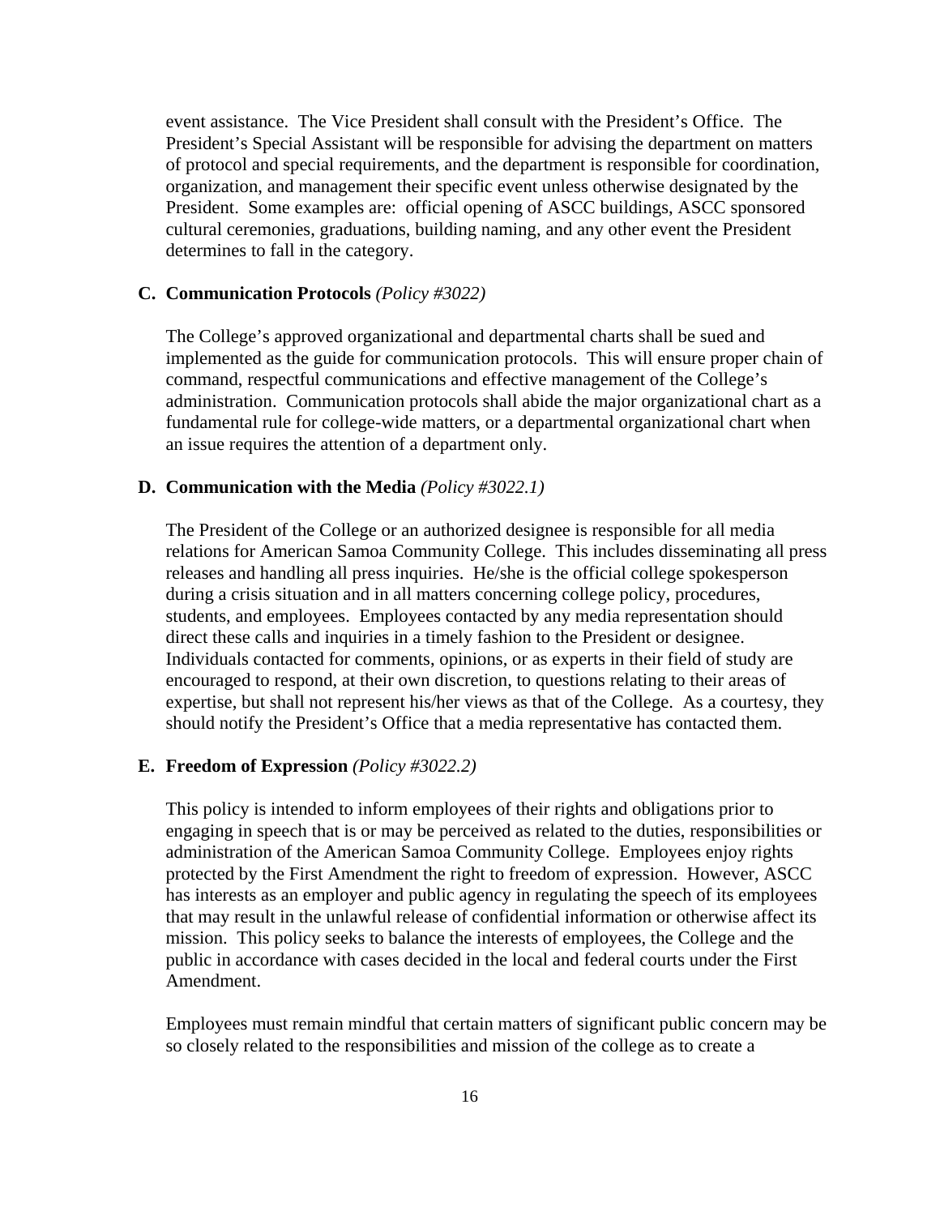event assistance. The Vice President shall consult with the President's Office. The President's Special Assistant will be responsible for advising the department on matters of protocol and special requirements, and the department is responsible for coordination, organization, and management their specific event unless otherwise designated by the President. Some examples are: official opening of ASCC buildings, ASCC sponsored cultural ceremonies, graduations, building naming, and any other event the President determines to fall in the category.

**C. Communication Protocols** *(Policy #3022)*

The College's approved organizational and departmental charts shall be sued and implemented as the guide for communication protocols. This will ensure proper chain of command, respectful communications and effective management of the College's administration. Communication protocols shall abide the major organizational chart as a fundamental rule for college-wide matters, or a departmental organizational chart when an issue requires the attention of a department only.

**D. Communication with the Media** *(Policy #3022.1)*

The President of the College or an authorized designee is responsible for all media relations for American Samoa Community College. This includes disseminating all press releases and handling all press inquiries. He/she is the official college spokesperson during a crisis situation and in all matters concerning college policy, procedures, students, and employees. Employees contacted by any media representation should direct these calls and inquiries in a timely fashion to the President or designee. Individuals contacted for comments, opinions, or as experts in their field of study are encouraged to respond, at their own discretion, to questions relating to their areas of expertise, but shall not represent his/her views as that of the College. As a courtesy, they should notify the President's Office that a media representative has contacted them.

**E. Freedom of Expression** *(Policy #3022.2)*

This policy is intended to inform employees of their rights and obligations prior to engaging in speech that is or may be perceived as related to the duties, responsibilities or administration of the American Samoa Community College. Employees enjoy rights protected by the First Amendment the right to freedom of expression. However, ASCC has interests as an employer and public agency in regulating the speech of its employees that may result in the unlawful release of confidential information or otherwise affect its mission. This policy seeks to balance the interests of employees, the College and the public in accordance with cases decided in the local and federal courts under the First Amendment.

Employees must remain mindful that certain matters of significant public concern may be so closely related to the responsibilities and mission of the college as to create a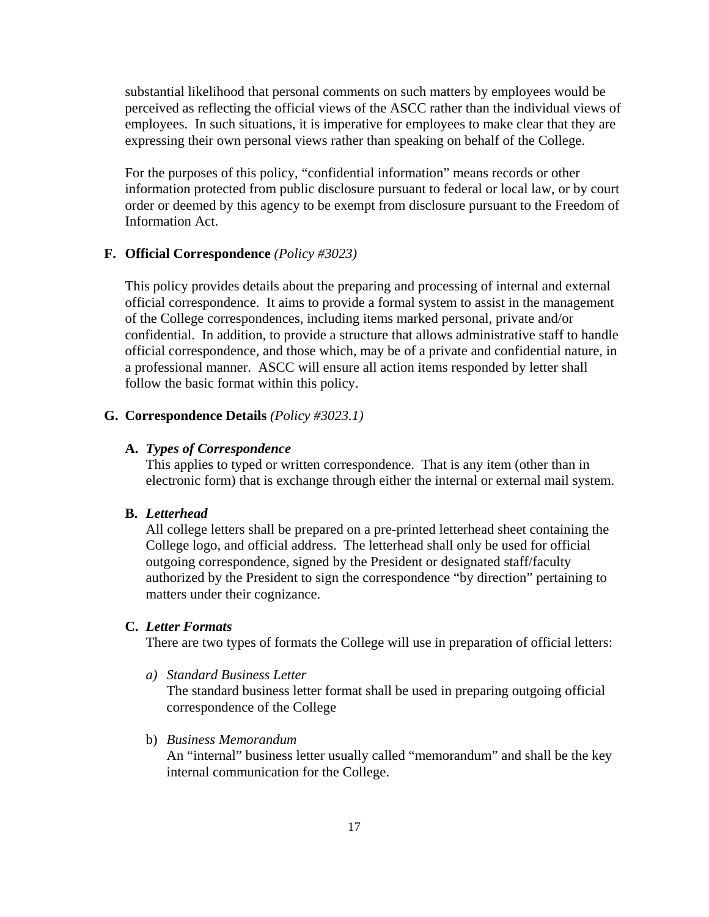substantial likelihood that personal comments on such matters by employees would be perceived as reflecting the official views of the ASCC rather than the individual views of employees. In such situations, it is imperative for employees to make clear that they are expressing their own personal views rather than speaking on behalf of the College.

For the purposes of this policy, "confidential information" means records or other information protected from public disclosure pursuant to federal or local law, or by court order or deemed by this agency to be exempt from disclosure pursuant to the Freedom of Information Act.

### F. Official Correspondence *(Policy #3023)*

This policy provides details about the preparing and processing of internal and external official correspondence. It aims to provide a formal system to assist in the management of the College correspondences, including items marked personal, private and/or confidential. In addition, to provide a structure that allows administrative staff to handle official correspondence, and those which, may be of a private and confidential nature, in a professional manner. ASCC will ensure all action items responded by letter shall follow the basic format within this policy.

### G. Correspondence Details *(Policy #3023.1)*

**A. *Types of Correspondence***
This applies to typed or written correspondence. That is any item (other than in electronic form) that is exchange through either the internal or external mail system.

**B. *Letterhead***
All college letters shall be prepared on a pre-printed letterhead sheet containing the College logo, and official address. The letterhead shall only be used for official outgoing correspondence, signed by the President or designated staff/faculty authorized by the President to sign the correspondence "by direction" pertaining to matters under their cognizance.

**C. *Letter Formats***
There are two types of formats the College will use in preparation of official letters:

*a) Standard Business Letter*
The standard business letter format shall be used in preparing outgoing official correspondence of the College

b) *Business Memorandum*
An "internal" business letter usually called "memorandum" and shall be the key internal communication for the College.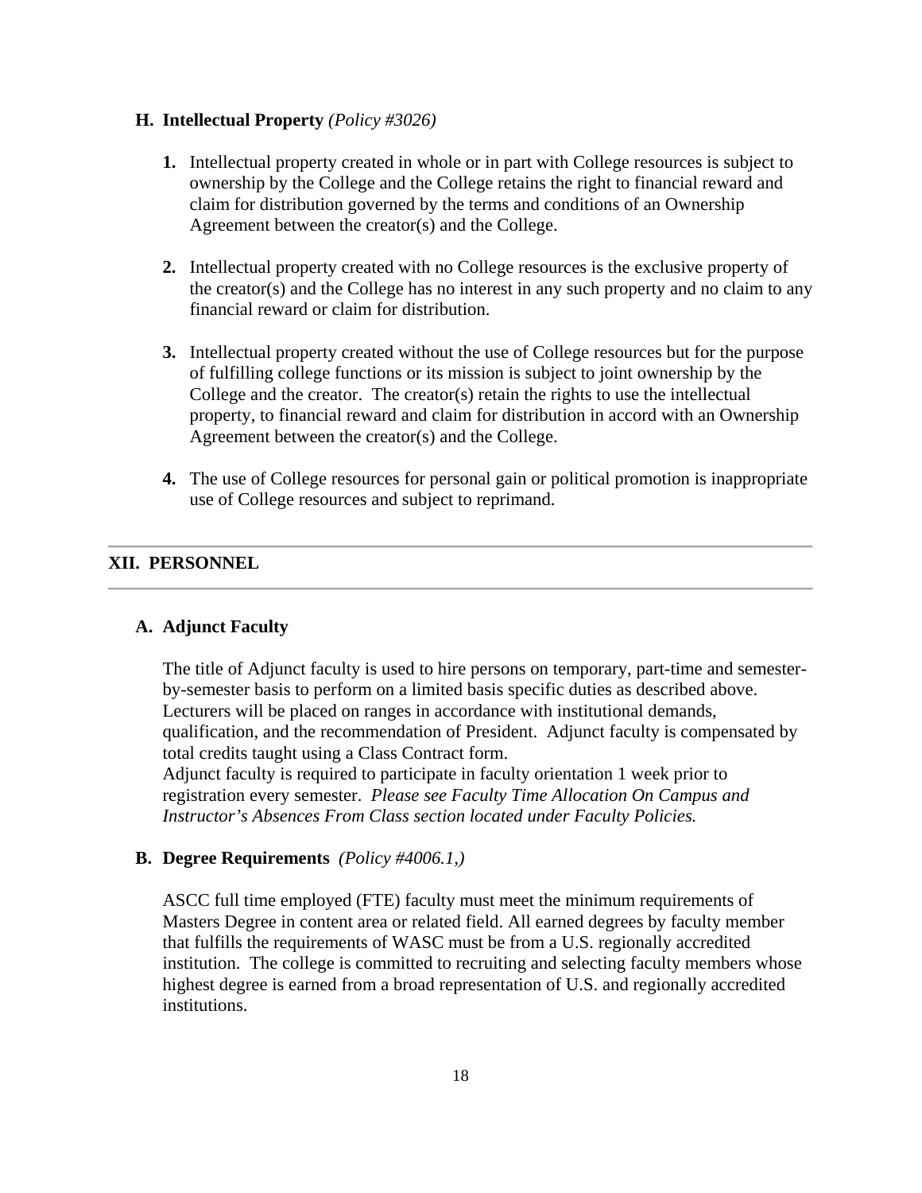### H. Intellectual Property *(Policy #3026)*

1. Intellectual property created in whole or in part with College resources is subject to ownership by the College and the College retains the right to financial reward and claim for distribution governed by the terms and conditions of an Ownership Agreement between the creator(s) and the College.

2. Intellectual property created with no College resources is the exclusive property of the creator(s) and the College has no interest in any such property and no claim to any financial reward or claim for distribution.

3. Intellectual property created without the use of College resources but for the purpose of fulfilling college functions or its mission is subject to joint ownership by the College and the creator. The creator(s) retain the rights to use the intellectual property, to financial reward and claim for distribution in accord with an Ownership Agreement between the creator(s) and the College.

4. The use of College resources for personal gain or political promotion is inappropriate use of College resources and subject to reprimand.

---

## XII. PERSONNEL

---

### A. Adjunct Faculty

The title of Adjunct faculty is used to hire persons on temporary, part-time and semester-by-semester basis to perform on a limited basis specific duties as described above. Lecturers will be placed on ranges in accordance with institutional demands, qualification, and the recommendation of President. Adjunct faculty is compensated by total credits taught using a Class Contract form.
Adjunct faculty is required to participate in faculty orientation 1 week prior to registration every semester. *Please see Faculty Time Allocation On Campus and Instructor's Absences From Class section located under Faculty Policies.*

### B. Degree Requirements *(Policy #4006.1,)*

ASCC full time employed (FTE) faculty must meet the minimum requirements of Masters Degree in content area or related field. All earned degrees by faculty member that fulfills the requirements of WASC must be from a U.S. regionally accredited institution. The college is committed to recruiting and selecting faculty members whose highest degree is earned from a broad representation of U.S. and regionally accredited institutions.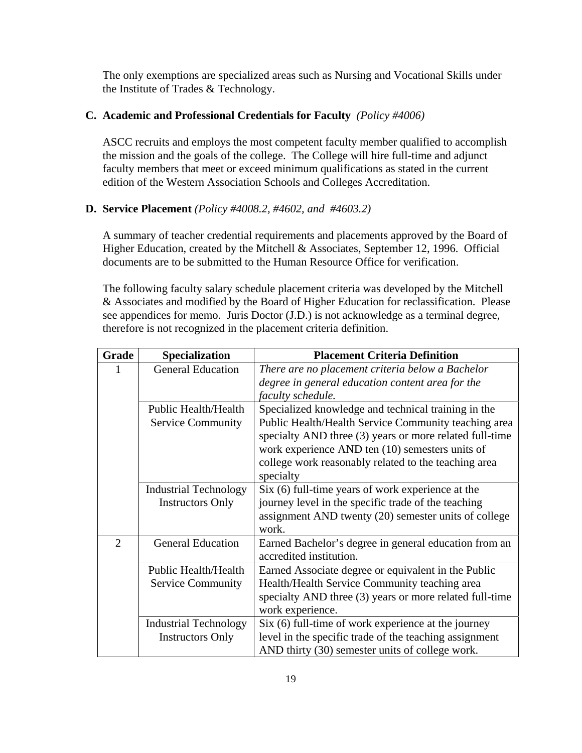The only exemptions are specialized areas such as Nursing and Vocational Skills under the Institute of Trades & Technology.

**C. Academic and Professional Credentials for Faculty** *(Policy #4006)*

ASCC recruits and employs the most competent faculty member qualified to accomplish the mission and the goals of the college. The College will hire full-time and adjunct faculty members that meet or exceed minimum qualifications as stated in the current edition of the Western Association Schools and Colleges Accreditation.

**D. Service Placement** *(Policy #4008.2, #4602, and #4603.2)*

A summary of teacher credential requirements and placements approved by the Board of Higher Education, created by the Mitchell & Associates, September 12, 1996. Official documents are to be submitted to the Human Resource Office for verification.

The following faculty salary schedule placement criteria was developed by the Mitchell & Associates and modified by the Board of Higher Education for reclassification. Please see appendices for memo. Juris Doctor (J.D.) is not acknowledge as a terminal degree, therefore is not recognized in the placement criteria definition.

| Grade | Specialization | Placement Criteria Definition |
|---|---|---|
| 1 | General Education | *There are no placement criteria below a Bachelor degree in general education content area for the faculty schedule.* |
| | Public Health/Health Service Community | Specialized knowledge and technical training in the Public Health/Health Service Community teaching area specialty AND three (3) years or more related full-time work experience AND ten (10) semesters units of college work reasonably related to the teaching area specialty |
| | Industrial Technology Instructors Only | Six (6) full-time years of work experience at the journey level in the specific trade of the teaching assignment AND twenty (20) semester units of college work. |
| 2 | General Education | Earned Bachelor's degree in general education from an accredited institution. |
| | Public Health/Health Service Community | Earned Associate degree or equivalent in the Public Health/Health Service Community teaching area specialty AND three (3) years or more related full-time work experience. |
| | Industrial Technology Instructors Only | Six (6) full-time of work experience at the journey level in the specific trade of the teaching assignment AND thirty (30) semester units of college work. |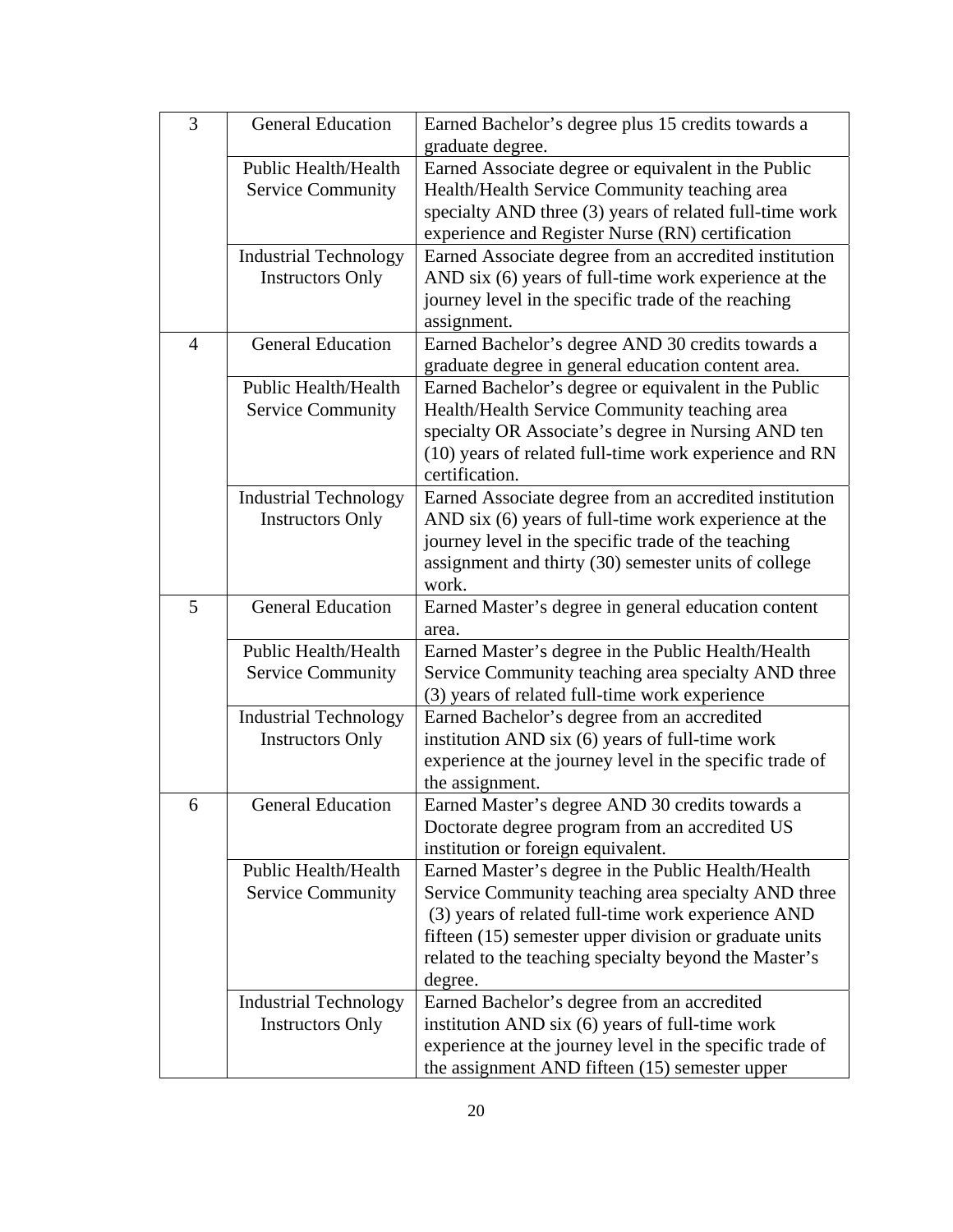| | | |
|---|---|---|
| 3 | General Education | Earned Bachelor's degree plus 15 credits towards a graduate degree. |
| | Public Health/Health Service Community | Earned Associate degree or equivalent in the Public Health/Health Service Community teaching area specialty AND three (3) years of related full-time work experience and Register Nurse (RN) certification |
| | Industrial Technology Instructors Only | Earned Associate degree from an accredited institution AND six (6) years of full-time work experience at the journey level in the specific trade of the reaching assignment. |
| 4 | General Education | Earned Bachelor's degree AND 30 credits towards a graduate degree in general education content area. |
| | Public Health/Health Service Community | Earned Bachelor's degree or equivalent in the Public Health/Health Service Community teaching area specialty OR Associate's degree in Nursing AND ten (10) years of related full-time work experience and RN certification. |
| | Industrial Technology Instructors Only | Earned Associate degree from an accredited institution AND six (6) years of full-time work experience at the journey level in the specific trade of the teaching assignment and thirty (30) semester units of college work. |
| 5 | General Education | Earned Master's degree in general education content area. |
| | Public Health/Health Service Community | Earned Master's degree in the Public Health/Health Service Community teaching area specialty AND three (3) years of related full-time work experience |
| | Industrial Technology Instructors Only | Earned Bachelor's degree from an accredited institution AND six (6) years of full-time work experience at the journey level in the specific trade of the assignment. |
| 6 | General Education | Earned Master's degree AND 30 credits towards a Doctorate degree program from an accredited US institution or foreign equivalent. |
| | Public Health/Health Service Community | Earned Master's degree in the Public Health/Health Service Community teaching area specialty AND three (3) years of related full-time work experience AND fifteen (15) semester upper division or graduate units related to the teaching specialty beyond the Master's degree. |
| | Industrial Technology Instructors Only | Earned Bachelor's degree from an accredited institution AND six (6) years of full-time work experience at the journey level in the specific trade of the assignment AND fifteen (15) semester upper |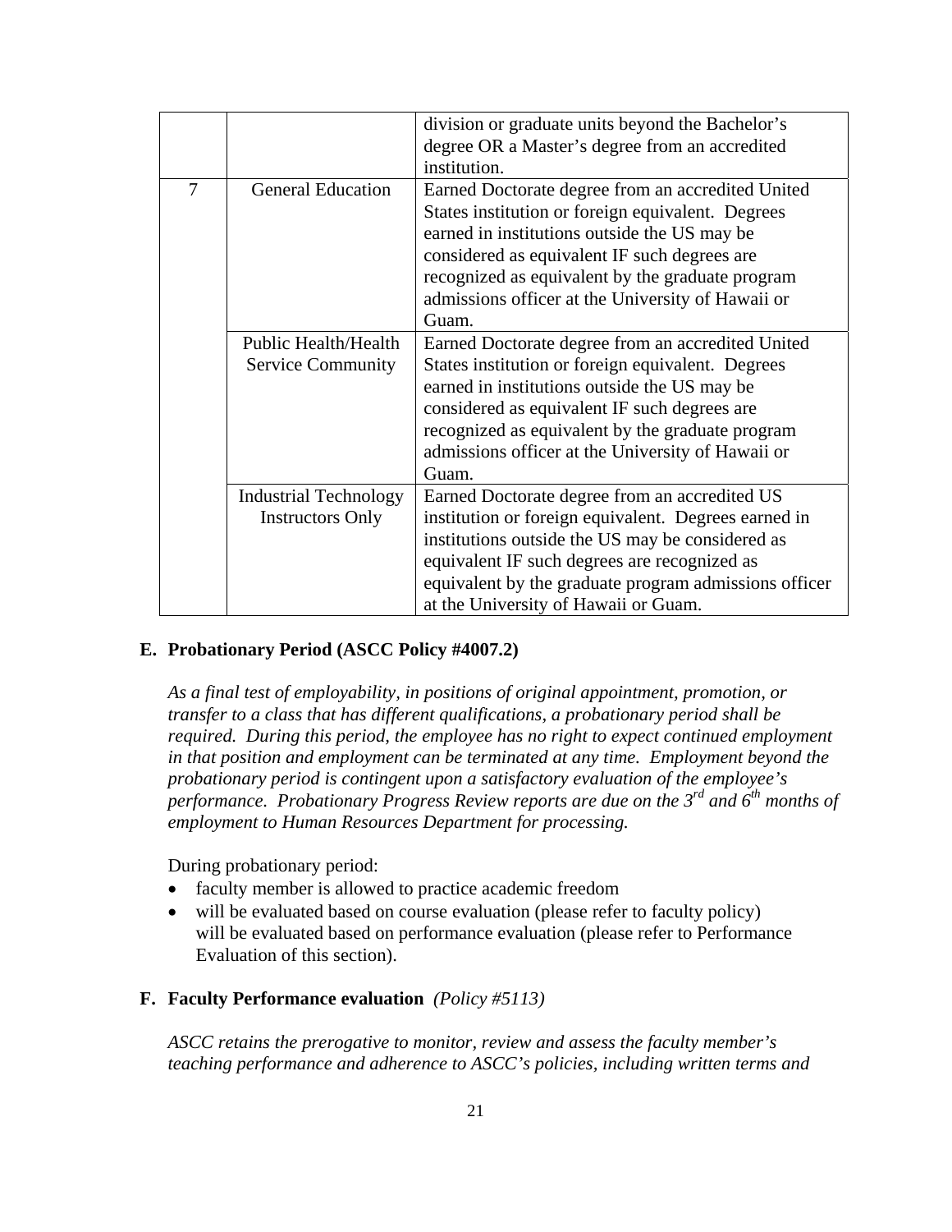| | | |
|---|---|---|
| | | division or graduate units beyond the Bachelor's degree OR a Master's degree from an accredited institution. |
| 7 | General Education | Earned Doctorate degree from an accredited United States institution or foreign equivalent. Degrees earned in institutions outside the US may be considered as equivalent IF such degrees are recognized as equivalent by the graduate program admissions officer at the University of Hawaii or Guam. |
| | Public Health/Health Service Community | Earned Doctorate degree from an accredited United States institution or foreign equivalent. Degrees earned in institutions outside the US may be considered as equivalent IF such degrees are recognized as equivalent by the graduate program admissions officer at the University of Hawaii or Guam. |
| | Industrial Technology Instructors Only | Earned Doctorate degree from an accredited US institution or foreign equivalent. Degrees earned in institutions outside the US may be considered as equivalent IF such degrees are recognized as equivalent by the graduate program admissions officer at the University of Hawaii or Guam. |

**E. Probationary Period (ASCC Policy #4007.2)**

*As a final test of employability, in positions of original appointment, promotion, or transfer to a class that has different qualifications, a probationary period shall be required. During this period, the employee has no right to expect continued employment in that position and employment can be terminated at any time. Employment beyond the probationary period is contingent upon a satisfactory evaluation of the employee's performance. Probationary Progress Review reports are due on the 3rd and 6th months of employment to Human Resources Department for processing.*

During probationary period:

- faculty member is allowed to practice academic freedom
- will be evaluated based on course evaluation (please refer to faculty policy) will be evaluated based on performance evaluation (please refer to Performance Evaluation of this section).

**F. Faculty Performance evaluation** *(Policy #5113)*

*ASCC retains the prerogative to monitor, review and assess the faculty member's teaching performance and adherence to ASCC's policies, including written terms and*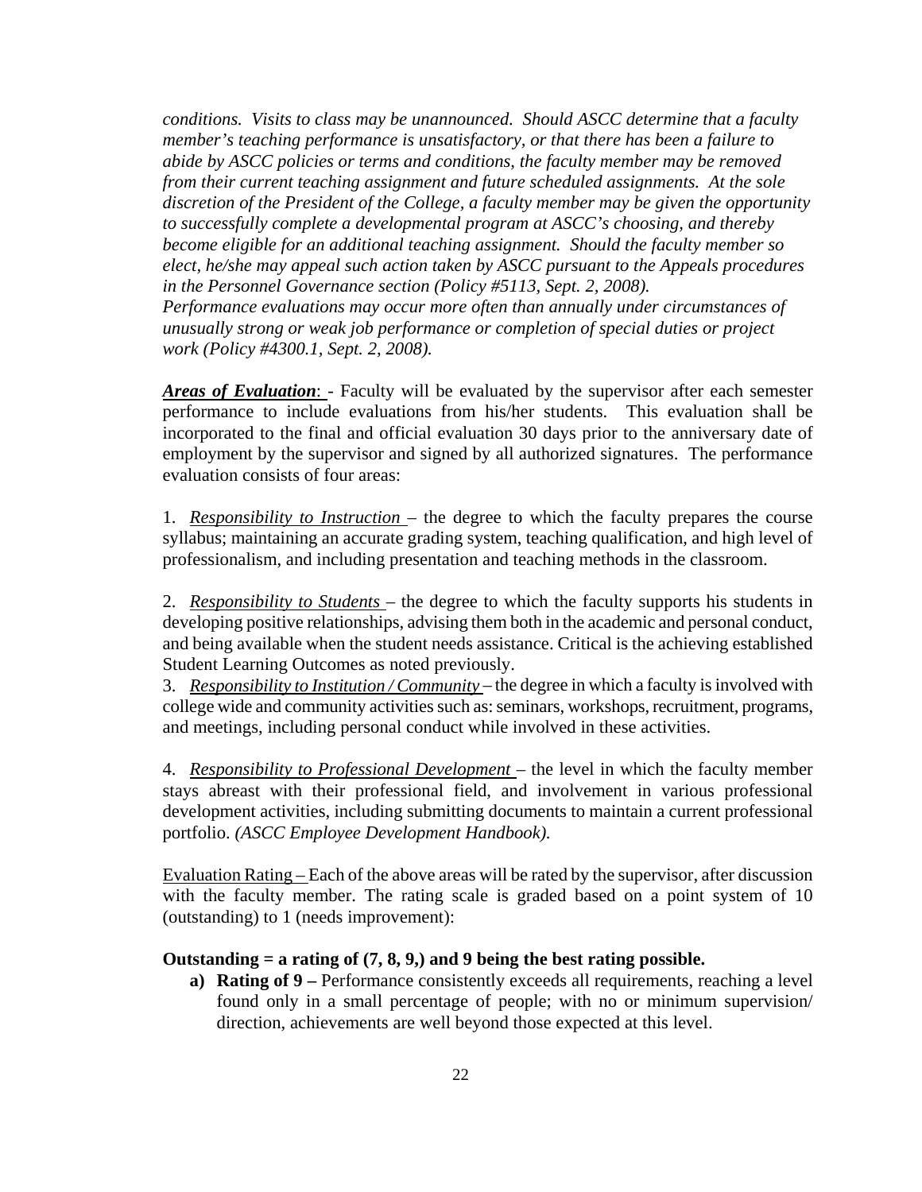*conditions. Visits to class may be unannounced. Should ASCC determine that a faculty member's teaching performance is unsatisfactory, or that there has been a failure to abide by ASCC policies or terms and conditions, the faculty member may be removed from their current teaching assignment and future scheduled assignments. At the sole discretion of the President of the College, a faculty member may be given the opportunity to successfully complete a developmental program at ASCC's choosing, and thereby become eligible for an additional teaching assignment. Should the faculty member so elect, he/she may appeal such action taken by ASCC pursuant to the Appeals procedures in the Personnel Governance section (Policy #5113, Sept. 2, 2008).*
*Performance evaluations may occur more often than annually under circumstances of unusually strong or weak job performance or completion of special duties or project work (Policy #4300.1, Sept. 2, 2008).*

***Areas of Evaluation***: - Faculty will be evaluated by the supervisor after each semester performance to include evaluations from his/her students. This evaluation shall be incorporated to the final and official evaluation 30 days prior to the anniversary date of employment by the supervisor and signed by all authorized signatures. The performance evaluation consists of four areas:

1. *Responsibility to Instruction* – the degree to which the faculty prepares the course syllabus; maintaining an accurate grading system, teaching qualification, and high level of professionalism, and including presentation and teaching methods in the classroom.

2. *Responsibility to Students* – the degree to which the faculty supports his students in developing positive relationships, advising them both in the academic and personal conduct, and being available when the student needs assistance. Critical is the achieving established Student Learning Outcomes as noted previously.

3. *Responsibility to Institution / Community* – the degree in which a faculty is involved with college wide and community activities such as: seminars, workshops, recruitment, programs, and meetings, including personal conduct while involved in these activities.

4. *Responsibility to Professional Development* – the level in which the faculty member stays abreast with their professional field, and involvement in various professional development activities, including submitting documents to maintain a current professional portfolio. *(ASCC Employee Development Handbook).*

Evaluation Rating – Each of the above areas will be rated by the supervisor, after discussion with the faculty member. The rating scale is graded based on a point system of 10 (outstanding) to 1 (needs improvement):

**Outstanding = a rating of (7, 8, 9,) and 9 being the best rating possible.**

a) **Rating of 9 –** Performance consistently exceeds all requirements, reaching a level found only in a small percentage of people; with no or minimum supervision/ direction, achievements are well beyond those expected at this level.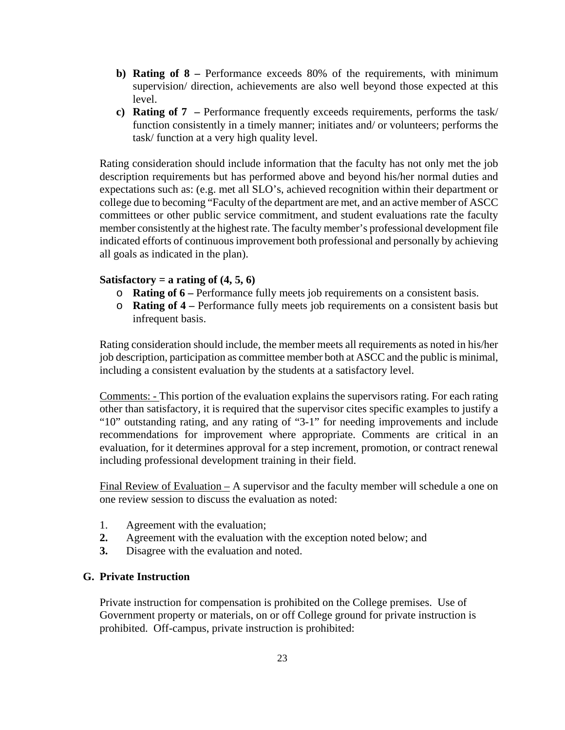b) **Rating of 8 –** Performance exceeds 80% of the requirements, with minimum supervision/ direction, achievements are also well beyond those expected at this level.
c) **Rating of 7 –** Performance frequently exceeds requirements, performs the task/ function consistently in a timely manner; initiates and/ or volunteers; performs the task/ function at a very high quality level.

Rating consideration should include information that the faculty has not only met the job description requirements but has performed above and beyond his/her normal duties and expectations such as: (e.g. met all SLO's, achieved recognition within their department or college due to becoming "Faculty of the department are met, and an active member of ASCC committees or other public service commitment, and student evaluations rate the faculty member consistently at the highest rate. The faculty member's professional development file indicated efforts of continuous improvement both professional and personally by achieving all goals as indicated in the plan).

**Satisfactory = a rating of (4, 5, 6)**

- **Rating of 6 –** Performance fully meets job requirements on a consistent basis.
- **Rating of 4 –** Performance fully meets job requirements on a consistent basis but infrequent basis.

Rating consideration should include, the member meets all requirements as noted in his/her job description, participation as committee member both at ASCC and the public is minimal, including a consistent evaluation by the students at a satisfactory level.

Comments: - This portion of the evaluation explains the supervisors rating. For each rating other than satisfactory, it is required that the supervisor cites specific examples to justify a "10" outstanding rating, and any rating of "3-1" for needing improvements and include recommendations for improvement where appropriate. Comments are critical in an evaluation, for it determines approval for a step increment, promotion, or contract renewal including professional development training in their field.

Final Review of Evaluation – A supervisor and the faculty member will schedule a one on one review session to discuss the evaluation as noted:

1. Agreement with the evaluation;
2. Agreement with the evaluation with the exception noted below; and
3. Disagree with the evaluation and noted.

## G. Private Instruction

Private instruction for compensation is prohibited on the College premises. Use of Government property or materials, on or off College ground for private instruction is prohibited. Off-campus, private instruction is prohibited: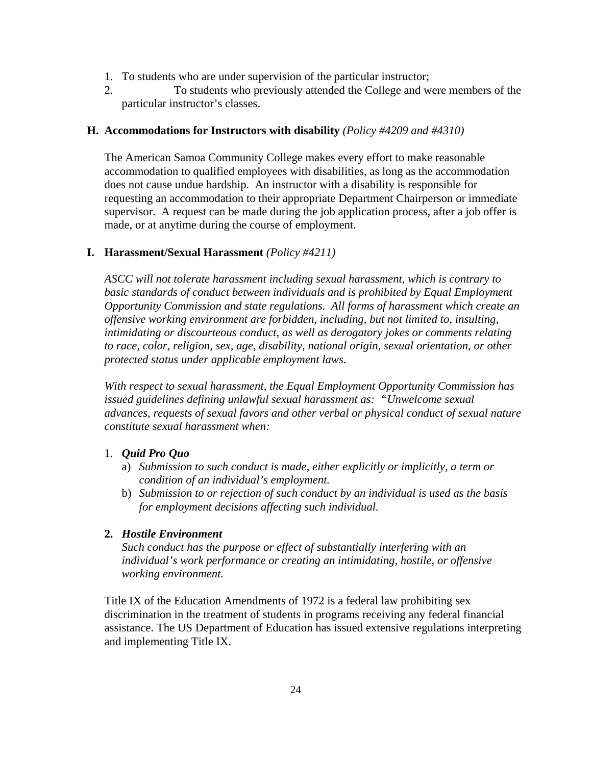1. To students who are under supervision of the particular instructor;
2. To students who previously attended the College and were members of the particular instructor's classes.

### H. Accommodations for Instructors with disability *(Policy #4209 and #4310)*

The American Samoa Community College makes every effort to make reasonable accommodation to qualified employees with disabilities, as long as the accommodation does not cause undue hardship. An instructor with a disability is responsible for requesting an accommodation to their appropriate Department Chairperson or immediate supervisor. A request can be made during the job application process, after a job offer is made, or at anytime during the course of employment.

### I. Harassment/Sexual Harassment *(Policy #4211)*

*ASCC will not tolerate harassment including sexual harassment, which is contrary to basic standards of conduct between individuals and is prohibited by Equal Employment Opportunity Commission and state regulations. All forms of harassment which create an offensive working environment are forbidden, including, but not limited to, insulting, intimidating or discourteous conduct, as well as derogatory jokes or comments relating to race, color, religion, sex, age, disability, national origin, sexual orientation, or other protected status under applicable employment laws.*

*With respect to sexual harassment, the Equal Employment Opportunity Commission has issued guidelines defining unlawful sexual harassment as: "Unwelcome sexual advances, requests of sexual favors and other verbal or physical conduct of sexual nature constitute sexual harassment when:*

1. ***Quid Pro Quo***
   a) *Submission to such conduct is made, either explicitly or implicitly, a term or condition of an individual's employment.*
   b) *Submission to or rejection of such conduct by an individual is used as the basis for employment decisions affecting such individual.*

2. ***Hostile Environment***
   *Such conduct has the purpose or effect of substantially interfering with an individual's work performance or creating an intimidating, hostile, or offensive working environment.*

Title IX of the Education Amendments of 1972 is a federal law prohibiting sex discrimination in the treatment of students in programs receiving any federal financial assistance. The US Department of Education has issued extensive regulations interpreting and implementing Title IX.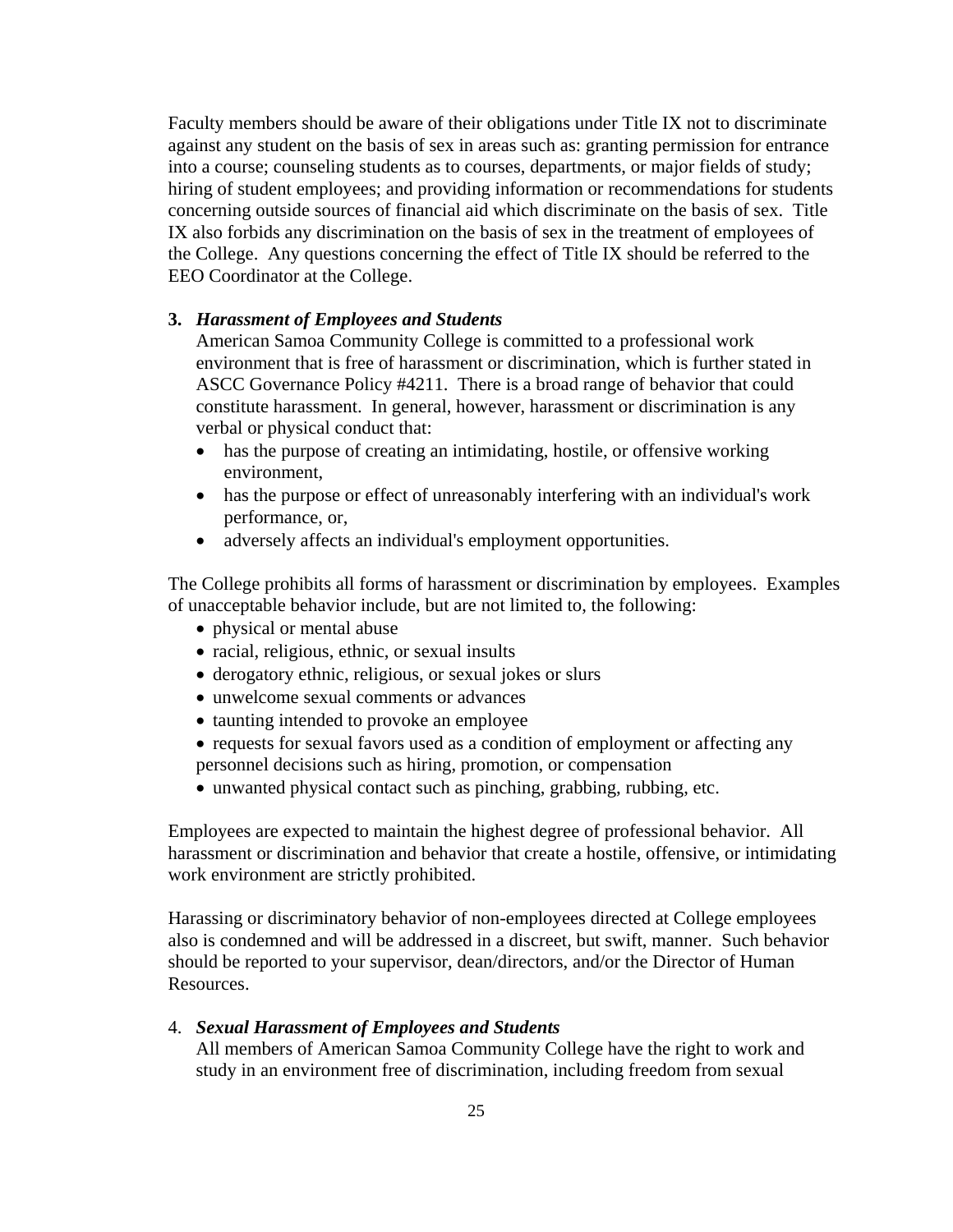Faculty members should be aware of their obligations under Title IX not to discriminate against any student on the basis of sex in areas such as: granting permission for entrance into a course; counseling students as to courses, departments, or major fields of study; hiring of student employees; and providing information or recommendations for students concerning outside sources of financial aid which discriminate on the basis of sex. Title IX also forbids any discrimination on the basis of sex in the treatment of employees of the College. Any questions concerning the effect of Title IX should be referred to the EEO Coordinator at the College.

**3. *Harassment of Employees and Students***

American Samoa Community College is committed to a professional work environment that is free of harassment or discrimination, which is further stated in ASCC Governance Policy #4211. There is a broad range of behavior that could constitute harassment. In general, however, harassment or discrimination is any verbal or physical conduct that:

- has the purpose of creating an intimidating, hostile, or offensive working environment,
- has the purpose or effect of unreasonably interfering with an individual's work performance, or,
- adversely affects an individual's employment opportunities.

The College prohibits all forms of harassment or discrimination by employees. Examples of unacceptable behavior include, but are not limited to, the following:

- physical or mental abuse
- racial, religious, ethnic, or sexual insults
- derogatory ethnic, religious, or sexual jokes or slurs
- unwelcome sexual comments or advances
- taunting intended to provoke an employee
- requests for sexual favors used as a condition of employment or affecting any personnel decisions such as hiring, promotion, or compensation
- unwanted physical contact such as pinching, grabbing, rubbing, etc.

Employees are expected to maintain the highest degree of professional behavior. All harassment or discrimination and behavior that create a hostile, offensive, or intimidating work environment are strictly prohibited.

Harassing or discriminatory behavior of non-employees directed at College employees also is condemned and will be addressed in a discreet, but swift, manner. Such behavior should be reported to your supervisor, dean/directors, and/or the Director of Human Resources.

4. ***Sexual Harassment of Employees and Students***

All members of American Samoa Community College have the right to work and study in an environment free of discrimination, including freedom from sexual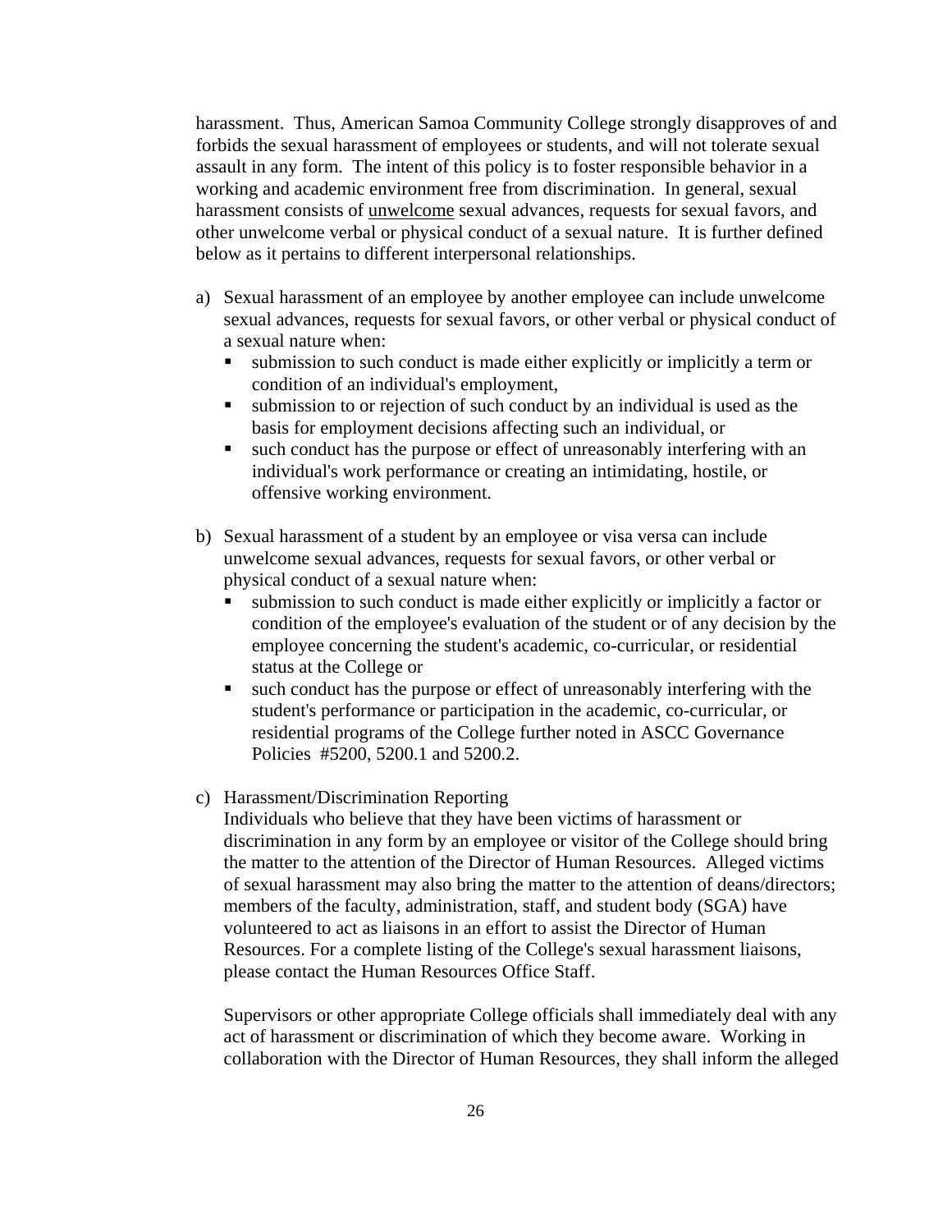harassment. Thus, American Samoa Community College strongly disapproves of and forbids the sexual harassment of employees or students, and will not tolerate sexual assault in any form. The intent of this policy is to foster responsible behavior in a working and academic environment free from discrimination. In general, sexual harassment consists of <u>unwelcome</u> sexual advances, requests for sexual favors, and other unwelcome verbal or physical conduct of a sexual nature. It is further defined below as it pertains to different interpersonal relationships.

a) Sexual harassment of an employee by another employee can include unwelcome sexual advances, requests for sexual favors, or other verbal or physical conduct of a sexual nature when:
   - submission to such conduct is made either explicitly or implicitly a term or condition of an individual's employment,
   - submission to or rejection of such conduct by an individual is used as the basis for employment decisions affecting such an individual, or
   - such conduct has the purpose or effect of unreasonably interfering with an individual's work performance or creating an intimidating, hostile, or offensive working environment.

b) Sexual harassment of a student by an employee or visa versa can include unwelcome sexual advances, requests for sexual favors, or other verbal or physical conduct of a sexual nature when:
   - submission to such conduct is made either explicitly or implicitly a factor or condition of the employee's evaluation of the student or of any decision by the employee concerning the student's academic, co-curricular, or residential status at the College or
   - such conduct has the purpose or effect of unreasonably interfering with the student's performance or participation in the academic, co-curricular, or residential programs of the College further noted in ASCC Governance Policies #5200, 5200.1 and 5200.2.

c) Harassment/Discrimination Reporting

   Individuals who believe that they have been victims of harassment or discrimination in any form by an employee or visitor of the College should bring the matter to the attention of the Director of Human Resources. Alleged victims of sexual harassment may also bring the matter to the attention of deans/directors; members of the faculty, administration, staff, and student body (SGA) have volunteered to act as liaisons in an effort to assist the Director of Human Resources. For a complete listing of the College's sexual harassment liaisons, please contact the Human Resources Office Staff.

   Supervisors or other appropriate College officials shall immediately deal with any act of harassment or discrimination of which they become aware. Working in collaboration with the Director of Human Resources, they shall inform the alleged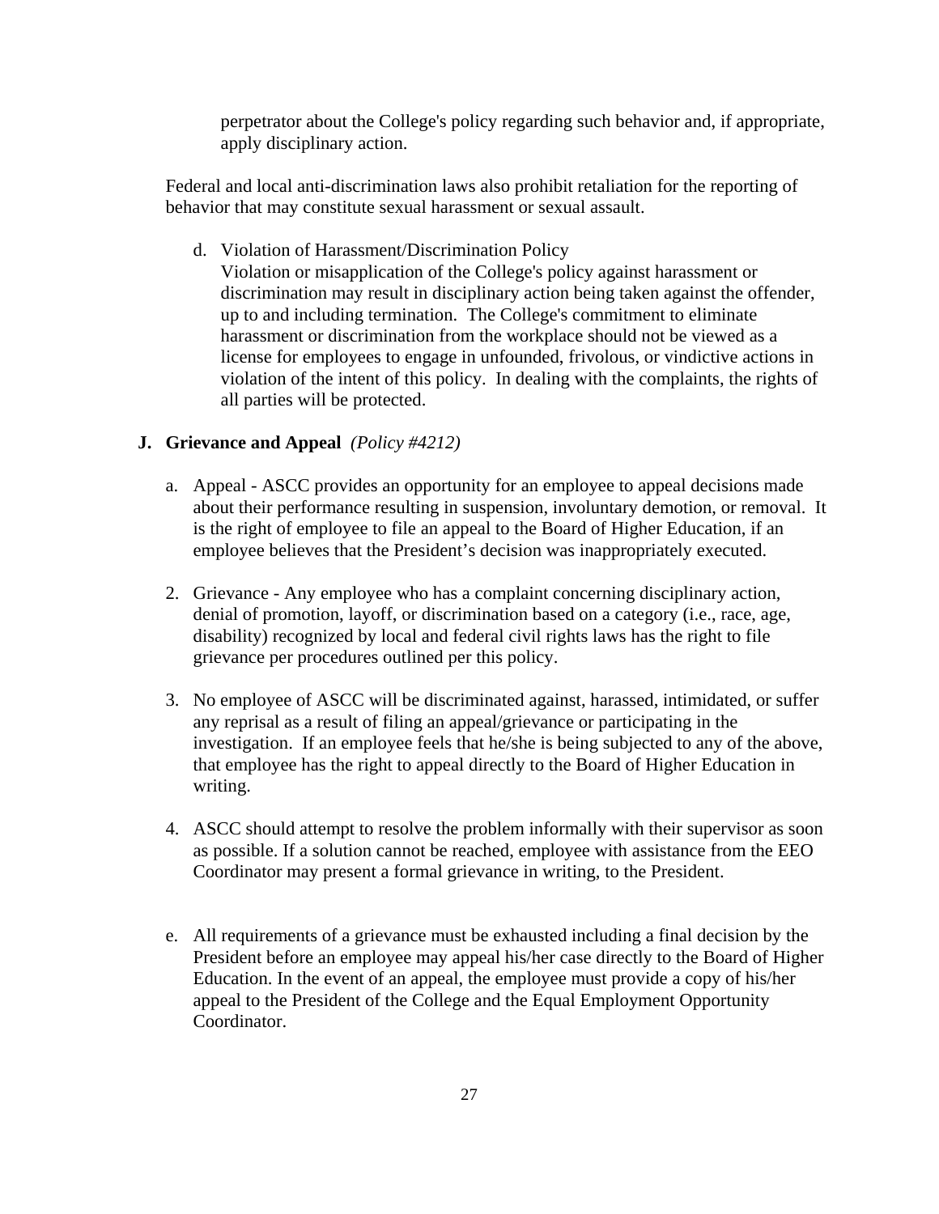perpetrator about the College's policy regarding such behavior and, if appropriate, apply disciplinary action.

Federal and local anti-discrimination laws also prohibit retaliation for the reporting of behavior that may constitute sexual harassment or sexual assault.

d. Violation of Harassment/Discrimination Policy
   Violation or misapplication of the College's policy against harassment or discrimination may result in disciplinary action being taken against the offender, up to and including termination. The College's commitment to eliminate harassment or discrimination from the workplace should not be viewed as a license for employees to engage in unfounded, frivolous, or vindictive actions in violation of the intent of this policy. In dealing with the complaints, the rights of all parties will be protected.

**J. Grievance and Appeal** *(Policy #4212)*

a. Appeal - ASCC provides an opportunity for an employee to appeal decisions made about their performance resulting in suspension, involuntary demotion, or removal. It is the right of employee to file an appeal to the Board of Higher Education, if an employee believes that the President's decision was inappropriately executed.

2. Grievance - Any employee who has a complaint concerning disciplinary action, denial of promotion, layoff, or discrimination based on a category (i.e., race, age, disability) recognized by local and federal civil rights laws has the right to file grievance per procedures outlined per this policy.

3. No employee of ASCC will be discriminated against, harassed, intimidated, or suffer any reprisal as a result of filing an appeal/grievance or participating in the investigation. If an employee feels that he/she is being subjected to any of the above, that employee has the right to appeal directly to the Board of Higher Education in writing.

4. ASCC should attempt to resolve the problem informally with their supervisor as soon as possible. If a solution cannot be reached, employee with assistance from the EEO Coordinator may present a formal grievance in writing, to the President.

e. All requirements of a grievance must be exhausted including a final decision by the President before an employee may appeal his/her case directly to the Board of Higher Education. In the event of an appeal, the employee must provide a copy of his/her appeal to the President of the College and the Equal Employment Opportunity Coordinator.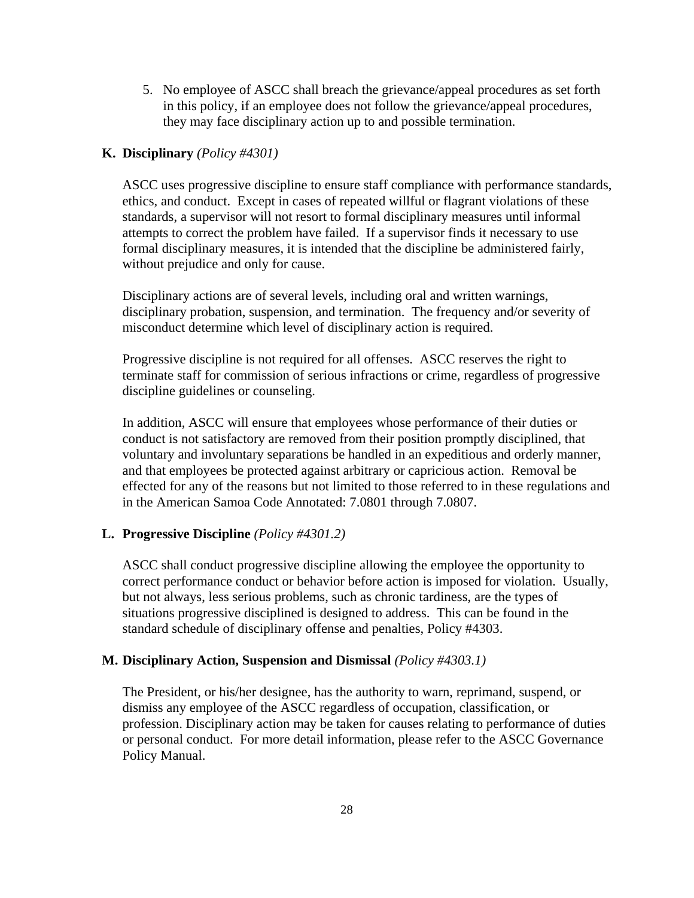5. No employee of ASCC shall breach the grievance/appeal procedures as set forth in this policy, if an employee does not follow the grievance/appeal procedures, they may face disciplinary action up to and possible termination.

### K. Disciplinary *(Policy #4301)*

ASCC uses progressive discipline to ensure staff compliance with performance standards, ethics, and conduct. Except in cases of repeated willful or flagrant violations of these standards, a supervisor will not resort to formal disciplinary measures until informal attempts to correct the problem have failed. If a supervisor finds it necessary to use formal disciplinary measures, it is intended that the discipline be administered fairly, without prejudice and only for cause.

Disciplinary actions are of several levels, including oral and written warnings, disciplinary probation, suspension, and termination. The frequency and/or severity of misconduct determine which level of disciplinary action is required.

Progressive discipline is not required for all offenses. ASCC reserves the right to terminate staff for commission of serious infractions or crime, regardless of progressive discipline guidelines or counseling.

In addition, ASCC will ensure that employees whose performance of their duties or conduct is not satisfactory are removed from their position promptly disciplined, that voluntary and involuntary separations be handled in an expeditious and orderly manner, and that employees be protected against arbitrary or capricious action. Removal be effected for any of the reasons but not limited to those referred to in these regulations and in the American Samoa Code Annotated: 7.0801 through 7.0807.

### L. Progressive Discipline *(Policy #4301.2)*

ASCC shall conduct progressive discipline allowing the employee the opportunity to correct performance conduct or behavior before action is imposed for violation. Usually, but not always, less serious problems, such as chronic tardiness, are the types of situations progressive disciplined is designed to address. This can be found in the standard schedule of disciplinary offense and penalties, Policy #4303.

### M. Disciplinary Action, Suspension and Dismissal *(Policy #4303.1)*

The President, or his/her designee, has the authority to warn, reprimand, suspend, or dismiss any employee of the ASCC regardless of occupation, classification, or profession. Disciplinary action may be taken for causes relating to performance of duties or personal conduct. For more detail information, please refer to the ASCC Governance Policy Manual.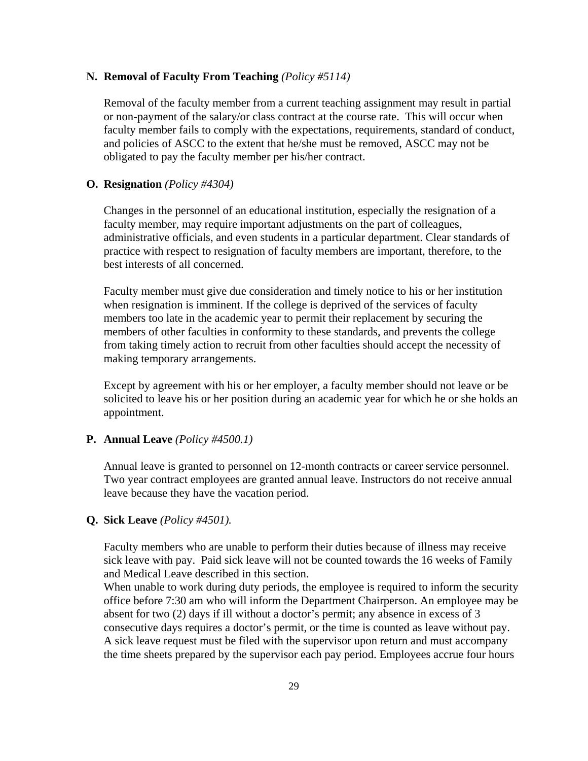**N. Removal of Faculty From Teaching** *(Policy #5114)*

Removal of the faculty member from a current teaching assignment may result in partial or non-payment of the salary/or class contract at the course rate. This will occur when faculty member fails to comply with the expectations, requirements, standard of conduct, and policies of ASCC to the extent that he/she must be removed, ASCC may not be obligated to pay the faculty member per his/her contract.

**O. Resignation** *(Policy #4304)*

Changes in the personnel of an educational institution, especially the resignation of a faculty member, may require important adjustments on the part of colleagues, administrative officials, and even students in a particular department. Clear standards of practice with respect to resignation of faculty members are important, therefore, to the best interests of all concerned.

Faculty member must give due consideration and timely notice to his or her institution when resignation is imminent. If the college is deprived of the services of faculty members too late in the academic year to permit their replacement by securing the members of other faculties in conformity to these standards, and prevents the college from taking timely action to recruit from other faculties should accept the necessity of making temporary arrangements.

Except by agreement with his or her employer, a faculty member should not leave or be solicited to leave his or her position during an academic year for which he or she holds an appointment.

**P. Annual Leave** *(Policy #4500.1)*

Annual leave is granted to personnel on 12-month contracts or career service personnel. Two year contract employees are granted annual leave. Instructors do not receive annual leave because they have the vacation period.

**Q. Sick Leave** *(Policy #4501).*

Faculty members who are unable to perform their duties because of illness may receive sick leave with pay. Paid sick leave will not be counted towards the 16 weeks of Family and Medical Leave described in this section.
When unable to work during duty periods, the employee is required to inform the security office before 7:30 am who will inform the Department Chairperson. An employee may be absent for two (2) days if ill without a doctor's permit; any absence in excess of 3 consecutive days requires a doctor's permit, or the time is counted as leave without pay. A sick leave request must be filed with the supervisor upon return and must accompany the time sheets prepared by the supervisor each pay period. Employees accrue four hours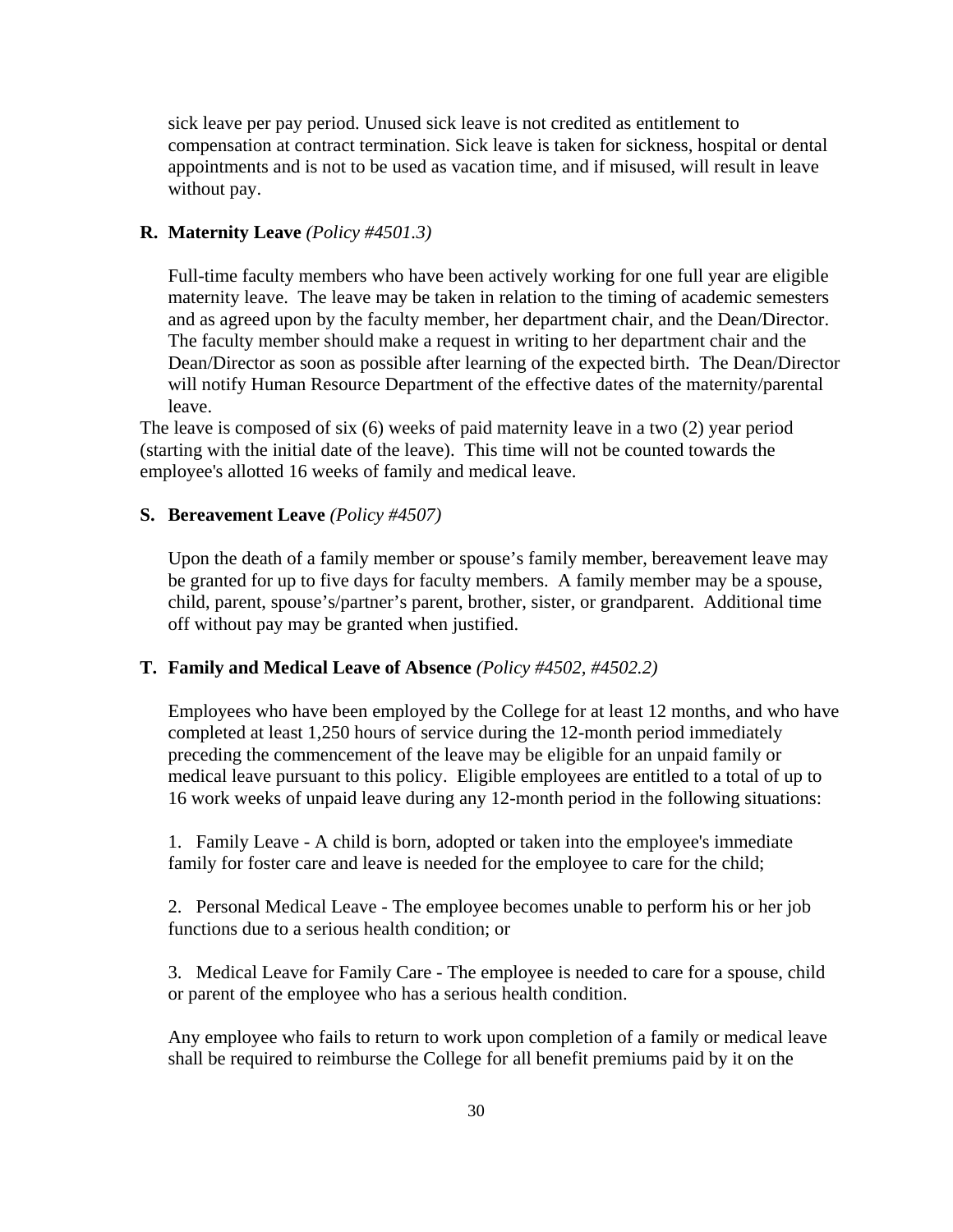sick leave per pay period. Unused sick leave is not credited as entitlement to compensation at contract termination. Sick leave is taken for sickness, hospital or dental appointments and is not to be used as vacation time, and if misused, will result in leave without pay.

**R. Maternity Leave** *(Policy #4501.3)*

Full-time faculty members who have been actively working for one full year are eligible maternity leave. The leave may be taken in relation to the timing of academic semesters and as agreed upon by the faculty member, her department chair, and the Dean/Director. The faculty member should make a request in writing to her department chair and the Dean/Director as soon as possible after learning of the expected birth. The Dean/Director will notify Human Resource Department of the effective dates of the maternity/parental leave.

The leave is composed of six (6) weeks of paid maternity leave in a two (2) year period (starting with the initial date of the leave). This time will not be counted towards the employee's allotted 16 weeks of family and medical leave.

**S. Bereavement Leave** *(Policy #4507)*

Upon the death of a family member or spouse's family member, bereavement leave may be granted for up to five days for faculty members. A family member may be a spouse, child, parent, spouse's/partner's parent, brother, sister, or grandparent. Additional time off without pay may be granted when justified.

**T. Family and Medical Leave of Absence** *(Policy #4502, #4502.2)*

Employees who have been employed by the College for at least 12 months, and who have completed at least 1,250 hours of service during the 12-month period immediately preceding the commencement of the leave may be eligible for an unpaid family or medical leave pursuant to this policy. Eligible employees are entitled to a total of up to 16 work weeks of unpaid leave during any 12-month period in the following situations:

1. Family Leave - A child is born, adopted or taken into the employee's immediate family for foster care and leave is needed for the employee to care for the child;

2. Personal Medical Leave - The employee becomes unable to perform his or her job functions due to a serious health condition; or

3. Medical Leave for Family Care - The employee is needed to care for a spouse, child or parent of the employee who has a serious health condition.

Any employee who fails to return to work upon completion of a family or medical leave shall be required to reimburse the College for all benefit premiums paid by it on the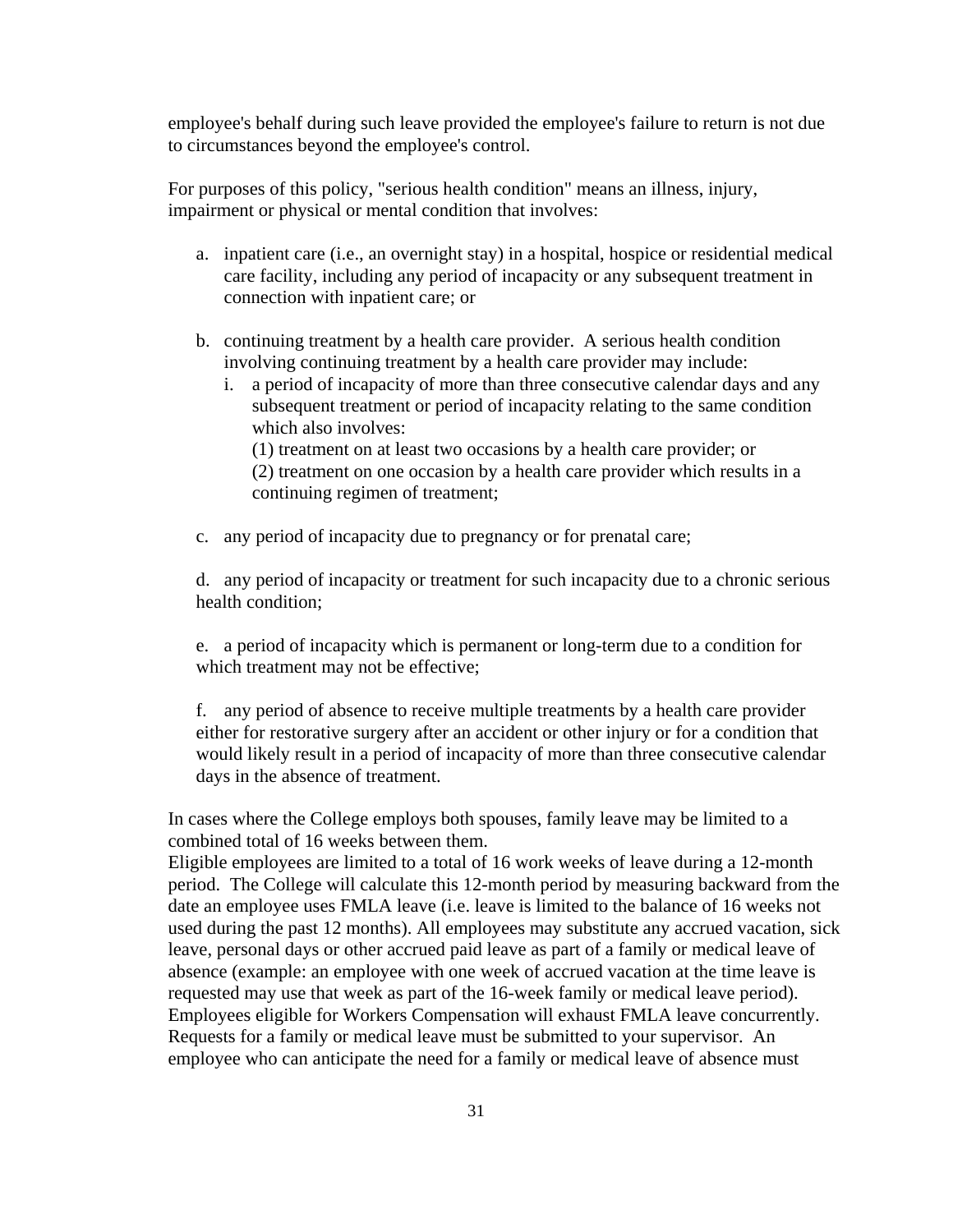employee's behalf during such leave provided the employee's failure to return is not due to circumstances beyond the employee's control.

For purposes of this policy, "serious health condition" means an illness, injury, impairment or physical or mental condition that involves:

a. inpatient care (i.e., an overnight stay) in a hospital, hospice or residential medical care facility, including any period of incapacity or any subsequent treatment in connection with inpatient care; or

b. continuing treatment by a health care provider. A serious health condition involving continuing treatment by a health care provider may include:
   i. a period of incapacity of more than three consecutive calendar days and any subsequent treatment or period of incapacity relating to the same condition which also involves:
      (1) treatment on at least two occasions by a health care provider; or
      (2) treatment on one occasion by a health care provider which results in a continuing regimen of treatment;

c. any period of incapacity due to pregnancy or for prenatal care;

d. any period of incapacity or treatment for such incapacity due to a chronic serious health condition;

e. a period of incapacity which is permanent or long-term due to a condition for which treatment may not be effective;

f. any period of absence to receive multiple treatments by a health care provider either for restorative surgery after an accident or other injury or for a condition that would likely result in a period of incapacity of more than three consecutive calendar days in the absence of treatment.

In cases where the College employs both spouses, family leave may be limited to a combined total of 16 weeks between them.
Eligible employees are limited to a total of 16 work weeks of leave during a 12-month period. The College will calculate this 12-month period by measuring backward from the date an employee uses FMLA leave (i.e. leave is limited to the balance of 16 weeks not used during the past 12 months). All employees may substitute any accrued vacation, sick leave, personal days or other accrued paid leave as part of a family or medical leave of absence (example: an employee with one week of accrued vacation at the time leave is requested may use that week as part of the 16-week family or medical leave period). Employees eligible for Workers Compensation will exhaust FMLA leave concurrently. Requests for a family or medical leave must be submitted to your supervisor. An employee who can anticipate the need for a family or medical leave of absence must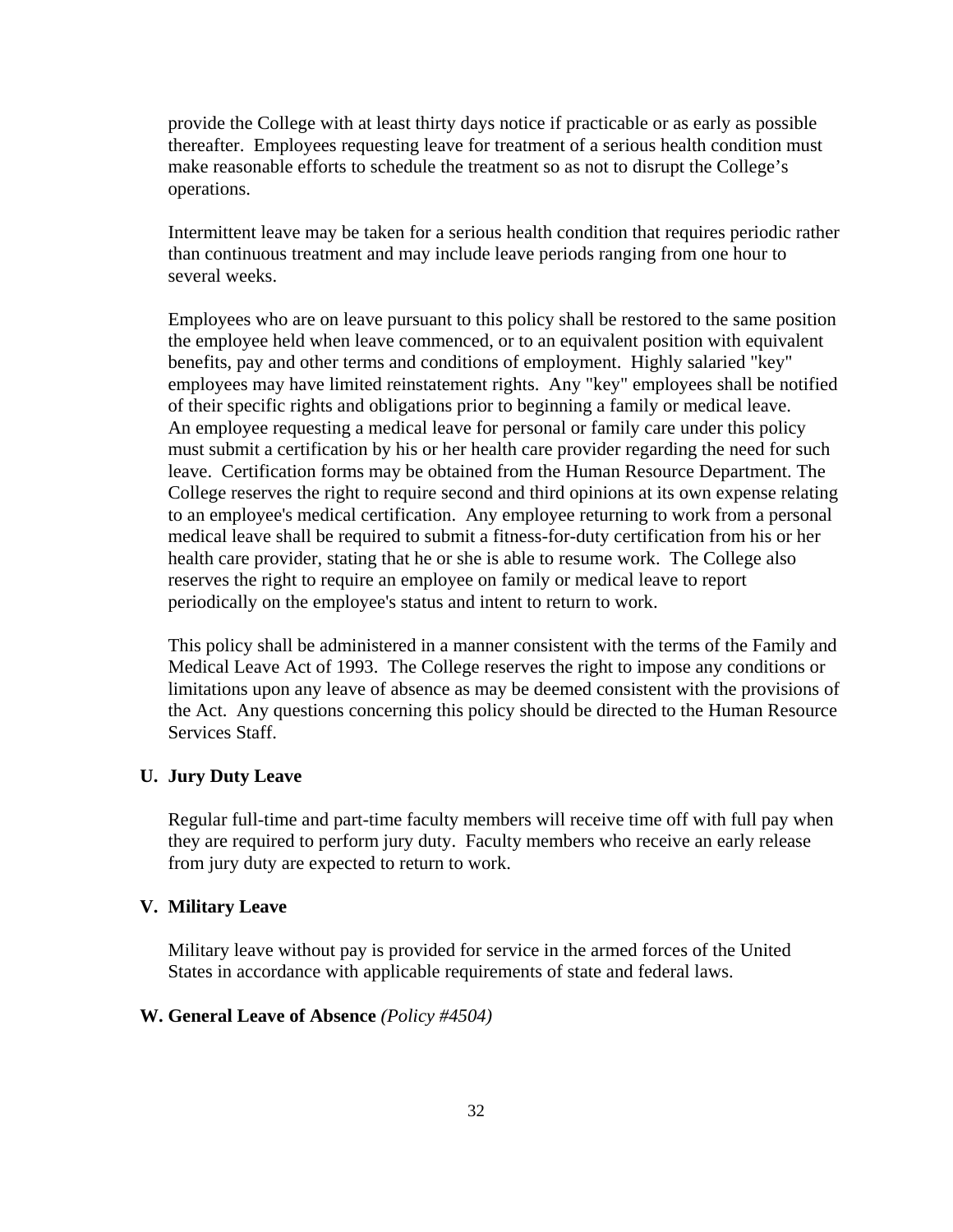provide the College with at least thirty days notice if practicable or as early as possible thereafter. Employees requesting leave for treatment of a serious health condition must make reasonable efforts to schedule the treatment so as not to disrupt the College's operations.

Intermittent leave may be taken for a serious health condition that requires periodic rather than continuous treatment and may include leave periods ranging from one hour to several weeks.

Employees who are on leave pursuant to this policy shall be restored to the same position the employee held when leave commenced, or to an equivalent position with equivalent benefits, pay and other terms and conditions of employment. Highly salaried "key" employees may have limited reinstatement rights. Any "key" employees shall be notified of their specific rights and obligations prior to beginning a family or medical leave. An employee requesting a medical leave for personal or family care under this policy must submit a certification by his or her health care provider regarding the need for such leave. Certification forms may be obtained from the Human Resource Department. The College reserves the right to require second and third opinions at its own expense relating to an employee's medical certification. Any employee returning to work from a personal medical leave shall be required to submit a fitness-for-duty certification from his or her health care provider, stating that he or she is able to resume work. The College also reserves the right to require an employee on family or medical leave to report periodically on the employee's status and intent to return to work.

This policy shall be administered in a manner consistent with the terms of the Family and Medical Leave Act of 1993. The College reserves the right to impose any conditions or limitations upon any leave of absence as may be deemed consistent with the provisions of the Act. Any questions concerning this policy should be directed to the Human Resource Services Staff.

### U. Jury Duty Leave

Regular full-time and part-time faculty members will receive time off with full pay when they are required to perform jury duty. Faculty members who receive an early release from jury duty are expected to return to work.

### V. Military Leave

Military leave without pay is provided for service in the armed forces of the United States in accordance with applicable requirements of state and federal laws.

### W. General Leave of Absence *(Policy #4504)*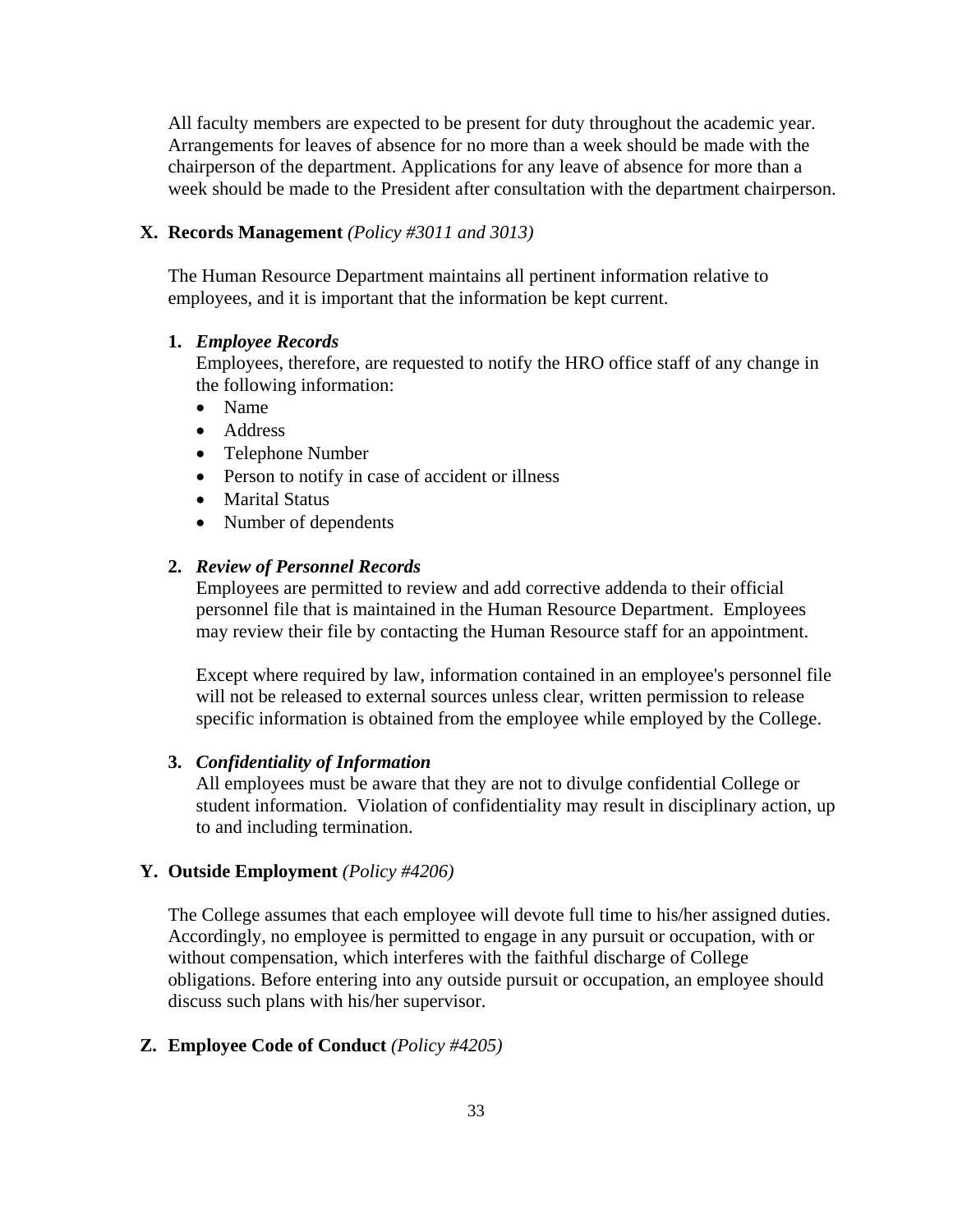All faculty members are expected to be present for duty throughout the academic year. Arrangements for leaves of absence for no more than a week should be made with the chairperson of the department. Applications for any leave of absence for more than a week should be made to the President after consultation with the department chairperson.

## X. Records Management *(Policy #3011 and 3013)*

The Human Resource Department maintains all pertinent information relative to employees, and it is important that the information be kept current.

### 1. *Employee Records*

Employees, therefore, are requested to notify the HRO office staff of any change in the following information:

- Name
- Address
- Telephone Number
- Person to notify in case of accident or illness
- Marital Status
- Number of dependents

### 2. *Review of Personnel Records*

Employees are permitted to review and add corrective addenda to their official personnel file that is maintained in the Human Resource Department. Employees may review their file by contacting the Human Resource staff for an appointment.

Except where required by law, information contained in an employee's personnel file will not be released to external sources unless clear, written permission to release specific information is obtained from the employee while employed by the College.

### 3. *Confidentiality of Information*

All employees must be aware that they are not to divulge confidential College or student information. Violation of confidentiality may result in disciplinary action, up to and including termination.

## Y. Outside Employment *(Policy #4206)*

The College assumes that each employee will devote full time to his/her assigned duties. Accordingly, no employee is permitted to engage in any pursuit or occupation, with or without compensation, which interferes with the faithful discharge of College obligations. Before entering into any outside pursuit or occupation, an employee should discuss such plans with his/her supervisor.

## Z. Employee Code of Conduct *(Policy #4205)*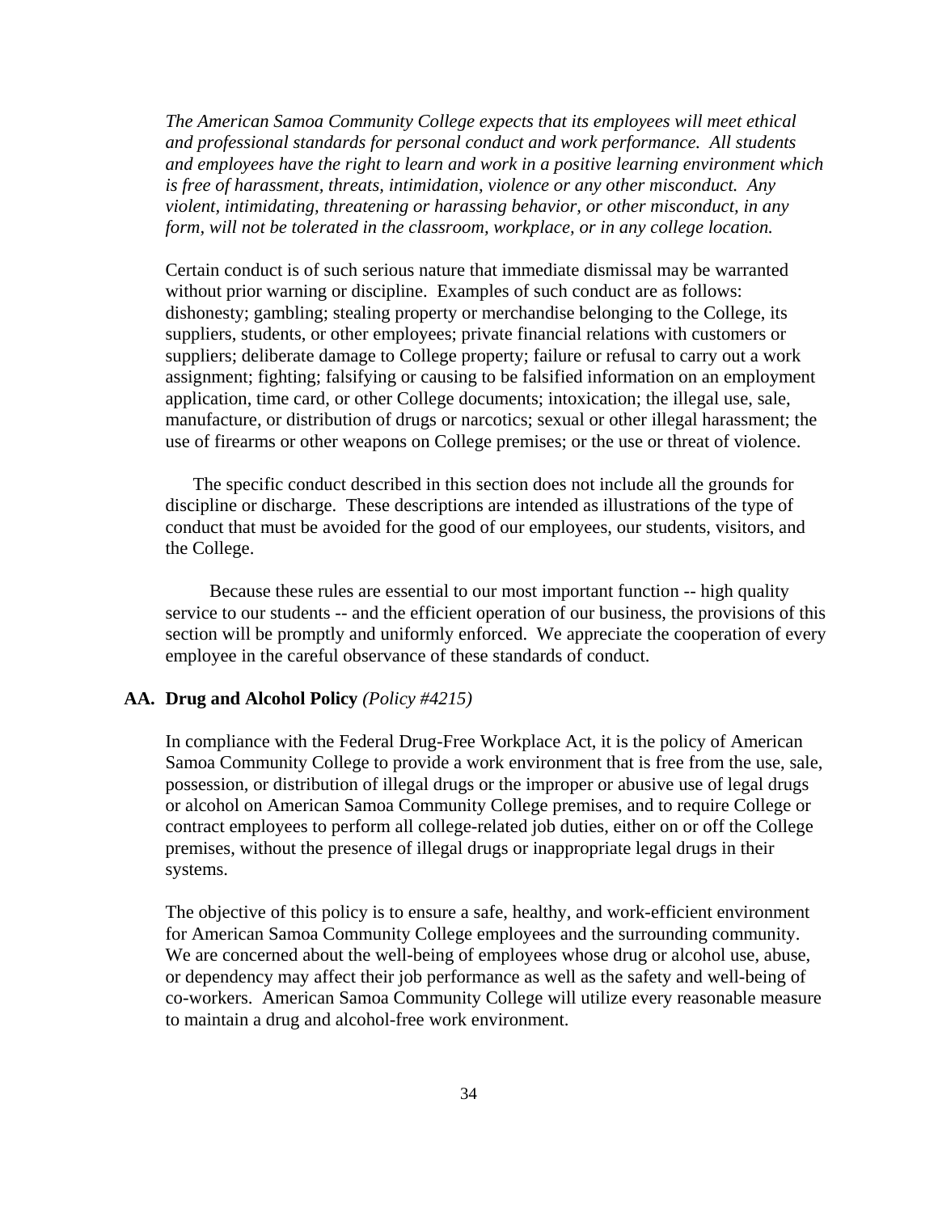*The American Samoa Community College expects that its employees will meet ethical and professional standards for personal conduct and work performance. All students and employees have the right to learn and work in a positive learning environment which is free of harassment, threats, intimidation, violence or any other misconduct. Any violent, intimidating, threatening or harassing behavior, or other misconduct, in any form, will not be tolerated in the classroom, workplace, or in any college location.*

Certain conduct is of such serious nature that immediate dismissal may be warranted without prior warning or discipline. Examples of such conduct are as follows: dishonesty; gambling; stealing property or merchandise belonging to the College, its suppliers, students, or other employees; private financial relations with customers or suppliers; deliberate damage to College property; failure or refusal to carry out a work assignment; fighting; falsifying or causing to be falsified information on an employment application, time card, or other College documents; intoxication; the illegal use, sale, manufacture, or distribution of drugs or narcotics; sexual or other illegal harassment; the use of firearms or other weapons on College premises; or the use or threat of violence.

The specific conduct described in this section does not include all the grounds for discipline or discharge. These descriptions are intended as illustrations of the type of conduct that must be avoided for the good of our employees, our students, visitors, and the College.

Because these rules are essential to our most important function -- high quality service to our students -- and the efficient operation of our business, the provisions of this section will be promptly and uniformly enforced. We appreciate the cooperation of every employee in the careful observance of these standards of conduct.

## AA. Drug and Alcohol Policy *(Policy #4215)*

In compliance with the Federal Drug-Free Workplace Act, it is the policy of American Samoa Community College to provide a work environment that is free from the use, sale, possession, or distribution of illegal drugs or the improper or abusive use of legal drugs or alcohol on American Samoa Community College premises, and to require College or contract employees to perform all college-related job duties, either on or off the College premises, without the presence of illegal drugs or inappropriate legal drugs in their systems.

The objective of this policy is to ensure a safe, healthy, and work-efficient environment for American Samoa Community College employees and the surrounding community. We are concerned about the well-being of employees whose drug or alcohol use, abuse, or dependency may affect their job performance as well as the safety and well-being of co-workers. American Samoa Community College will utilize every reasonable measure to maintain a drug and alcohol-free work environment.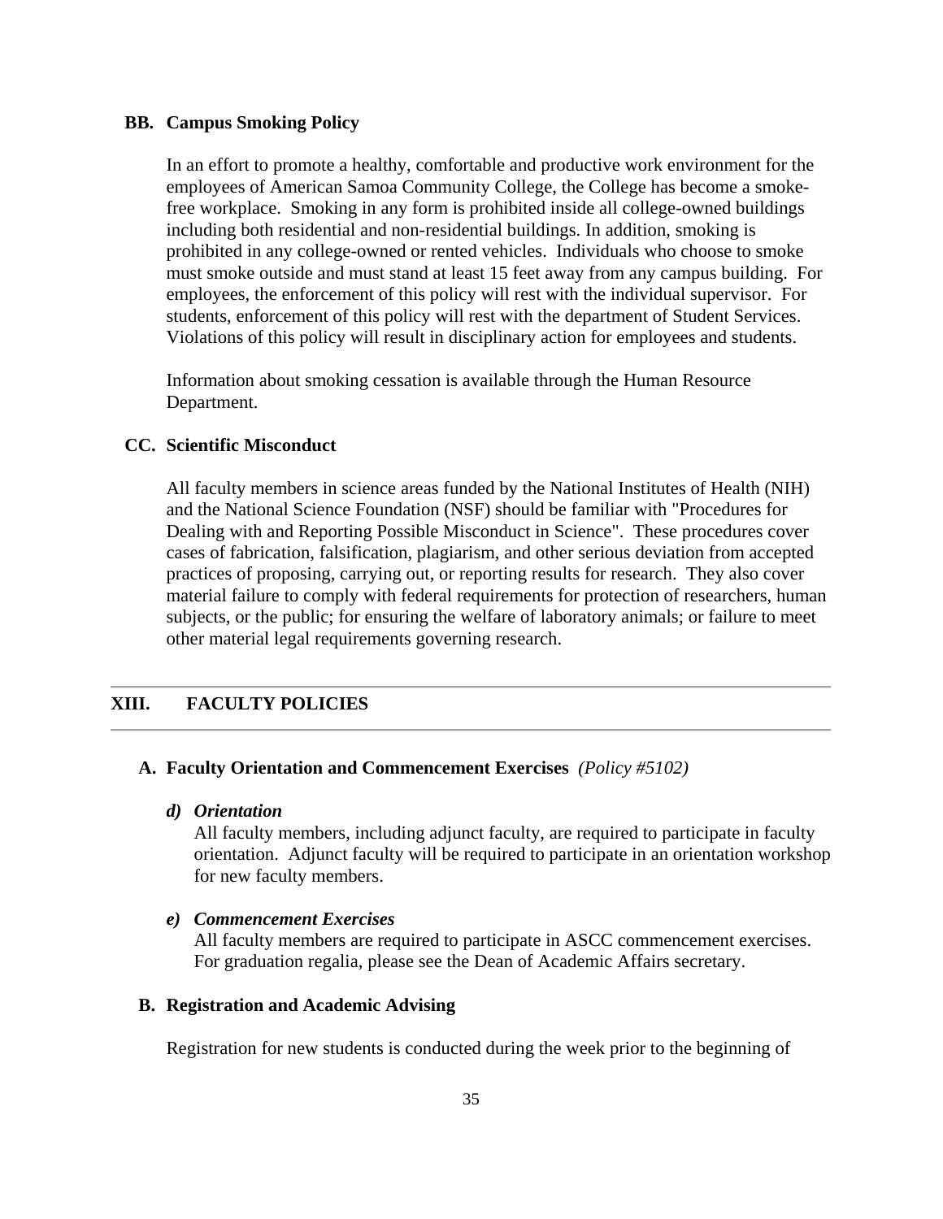### BB. Campus Smoking Policy

In an effort to promote a healthy, comfortable and productive work environment for the employees of American Samoa Community College, the College has become a smoke-free workplace. Smoking in any form is prohibited inside all college-owned buildings including both residential and non-residential buildings. In addition, smoking is prohibited in any college-owned or rented vehicles. Individuals who choose to smoke must smoke outside and must stand at least 15 feet away from any campus building. For employees, the enforcement of this policy will rest with the individual supervisor. For students, enforcement of this policy will rest with the department of Student Services. Violations of this policy will result in disciplinary action for employees and students.

Information about smoking cessation is available through the Human Resource Department.

### CC. Scientific Misconduct

All faculty members in science areas funded by the National Institutes of Health (NIH) and the National Science Foundation (NSF) should be familiar with "Procedures for Dealing with and Reporting Possible Misconduct in Science". These procedures cover cases of fabrication, falsification, plagiarism, and other serious deviation from accepted practices of proposing, carrying out, or reporting results for research. They also cover material failure to comply with federal requirements for protection of researchers, human subjects, or the public; for ensuring the welfare of laboratory animals; or failure to meet other material legal requirements governing research.

## XIII. FACULTY POLICIES

### A. Faculty Orientation and Commencement Exercises *(Policy #5102)*

***d) Orientation***

All faculty members, including adjunct faculty, are required to participate in faculty orientation. Adjunct faculty will be required to participate in an orientation workshop for new faculty members.

***e) Commencement Exercises***

All faculty members are required to participate in ASCC commencement exercises. For graduation regalia, please see the Dean of Academic Affairs secretary.

### B. Registration and Academic Advising

Registration for new students is conducted during the week prior to the beginning of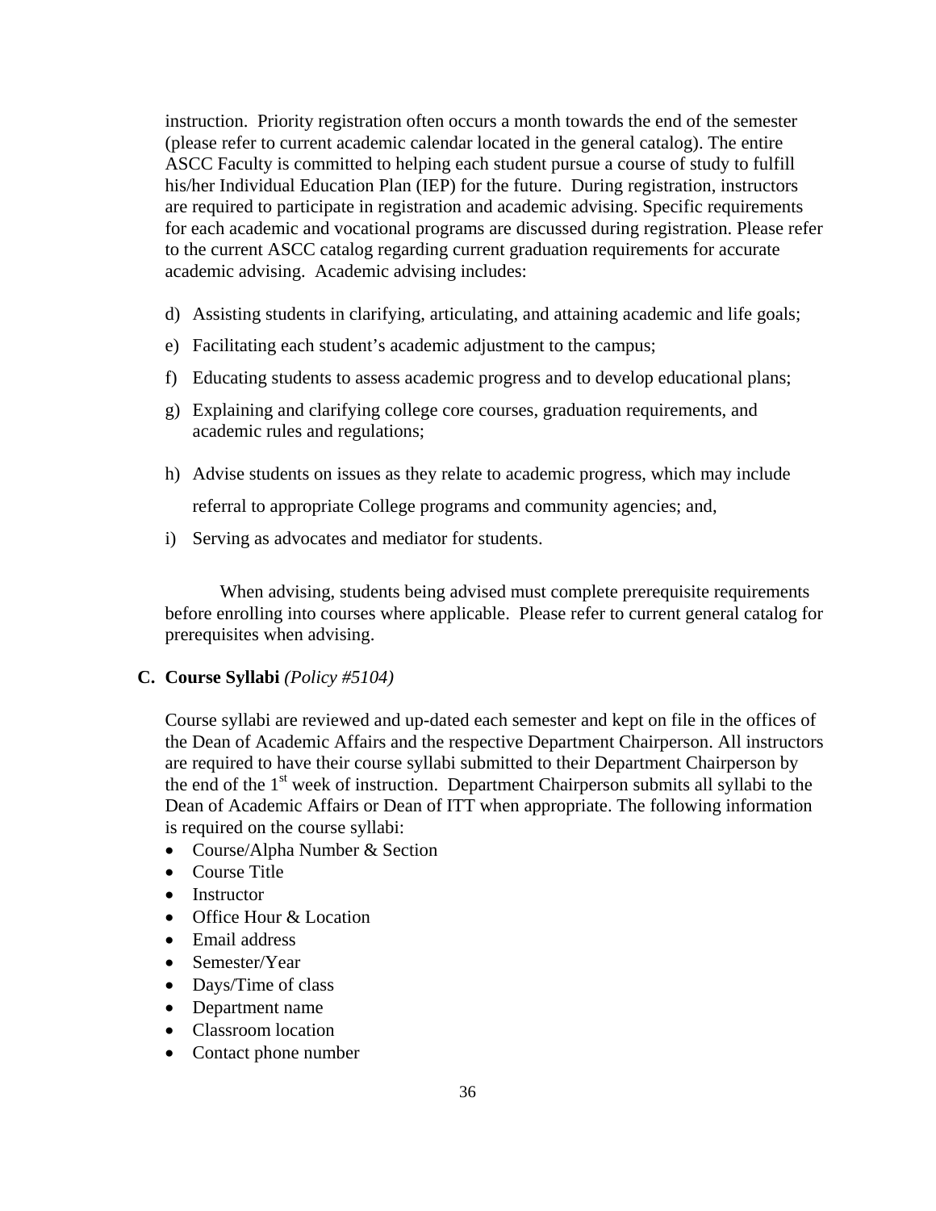instruction. Priority registration often occurs a month towards the end of the semester (please refer to current academic calendar located in the general catalog). The entire ASCC Faculty is committed to helping each student pursue a course of study to fulfill his/her Individual Education Plan (IEP) for the future. During registration, instructors are required to participate in registration and academic advising. Specific requirements for each academic and vocational programs are discussed during registration. Please refer to the current ASCC catalog regarding current graduation requirements for accurate academic advising. Academic advising includes:

d) Assisting students in clarifying, articulating, and attaining academic and life goals;

e) Facilitating each student's academic adjustment to the campus;

f) Educating students to assess academic progress and to develop educational plans;

g) Explaining and clarifying college core courses, graduation requirements, and academic rules and regulations;

h) Advise students on issues as they relate to academic progress, which may include referral to appropriate College programs and community agencies; and,

i) Serving as advocates and mediator for students.

When advising, students being advised must complete prerequisite requirements before enrolling into courses where applicable. Please refer to current general catalog for prerequisites when advising.

**C. Course Syllabi** *(Policy #5104)*

Course syllabi are reviewed and up-dated each semester and kept on file in the offices of the Dean of Academic Affairs and the respective Department Chairperson. All instructors are required to have their course syllabi submitted to their Department Chairperson by the end of the 1st week of instruction. Department Chairperson submits all syllabi to the Dean of Academic Affairs or Dean of ITT when appropriate. The following information is required on the course syllabi:

- Course/Alpha Number & Section
- Course Title
- Instructor
- Office Hour & Location
- Email address
- Semester/Year
- Days/Time of class
- Department name
- Classroom location
- Contact phone number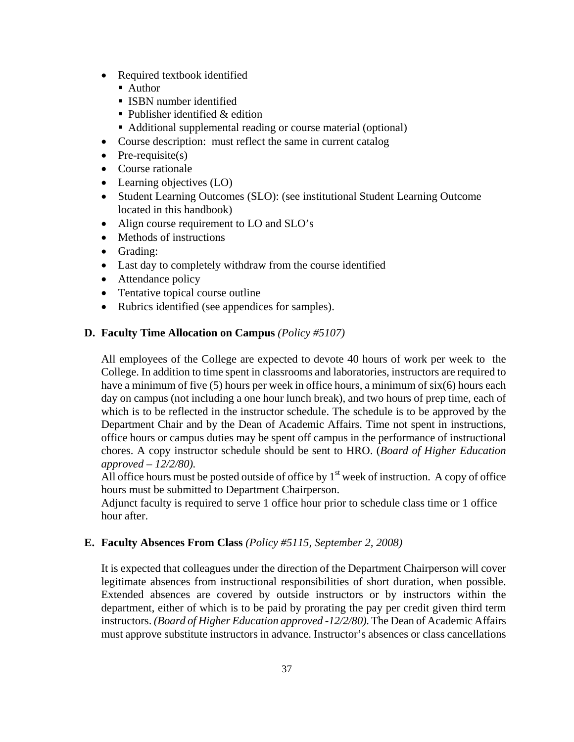- Required textbook identified
  - Author
  - ISBN number identified
  - Publisher identified & edition
  - Additional supplemental reading or course material (optional)
- Course description: must reflect the same in current catalog
- Pre-requisite(s)
- Course rationale
- Learning objectives (LO)
- Student Learning Outcomes (SLO): (see institutional Student Learning Outcome located in this handbook)
- Align course requirement to LO and SLO's
- Methods of instructions
- Grading:
- Last day to completely withdraw from the course identified
- Attendance policy
- Tentative topical course outline
- Rubrics identified (see appendices for samples).

### D. Faculty Time Allocation on Campus *(Policy #5107)*

All employees of the College are expected to devote 40 hours of work per week to the College. In addition to time spent in classrooms and laboratories, instructors are required to have a minimum of five (5) hours per week in office hours, a minimum of six(6) hours each day on campus (not including a one hour lunch break), and two hours of prep time, each of which is to be reflected in the instructor schedule. The schedule is to be approved by the Department Chair and by the Dean of Academic Affairs. Time not spent in instructions, office hours or campus duties may be spent off campus in the performance of instructional chores. A copy instructor schedule should be sent to HRO. (*Board of Higher Education approved – 12/2/80).*

All office hours must be posted outside of office by 1st week of instruction. A copy of office hours must be submitted to Department Chairperson.

Adjunct faculty is required to serve 1 office hour prior to schedule class time or 1 office hour after.

### E. Faculty Absences From Class *(Policy #5115, September 2, 2008)*

It is expected that colleagues under the direction of the Department Chairperson will cover legitimate absences from instructional responsibilities of short duration, when possible. Extended absences are covered by outside instructors or by instructors within the department, either of which is to be paid by prorating the pay per credit given third term instructors. *(Board of Higher Education approved -12/2/80).* The Dean of Academic Affairs must approve substitute instructors in advance. Instructor's absences or class cancellations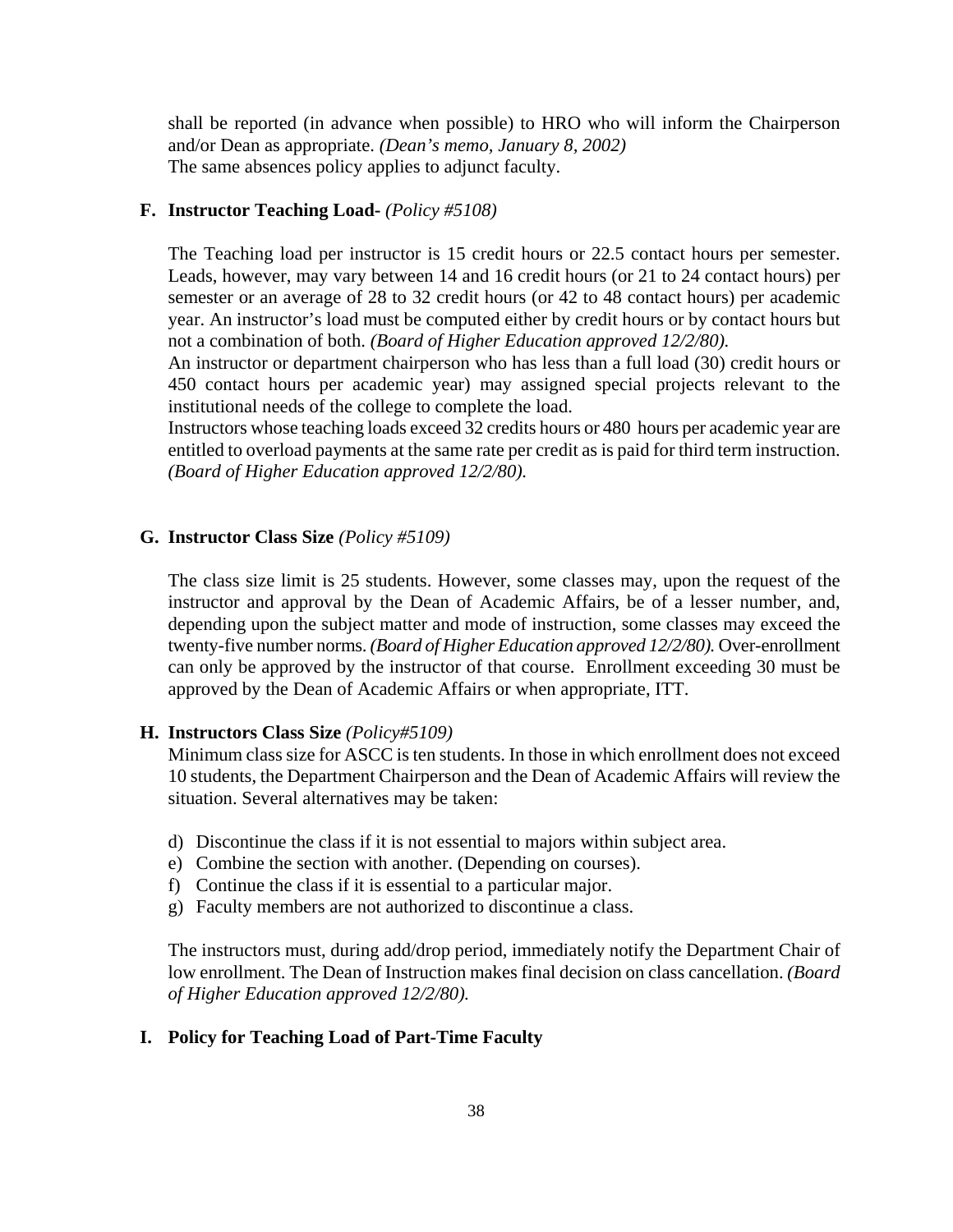shall be reported (in advance when possible) to HRO who will inform the Chairperson and/or Dean as appropriate. *(Dean's memo, January 8, 2002)*
The same absences policy applies to adjunct faculty.

**F. Instructor Teaching Load-** *(Policy #5108)*

The Teaching load per instructor is 15 credit hours or 22.5 contact hours per semester. Leads, however, may vary between 14 and 16 credit hours (or 21 to 24 contact hours) per semester or an average of 28 to 32 credit hours (or 42 to 48 contact hours) per academic year. An instructor's load must be computed either by credit hours or by contact hours but not a combination of both. *(Board of Higher Education approved 12/2/80).*
An instructor or department chairperson who has less than a full load (30) credit hours or 450 contact hours per academic year) may assigned special projects relevant to the institutional needs of the college to complete the load.
Instructors whose teaching loads exceed 32 credits hours or 480 hours per academic year are entitled to overload payments at the same rate per credit as is paid for third term instruction. *(Board of Higher Education approved 12/2/80).*

**G. Instructor Class Size** *(Policy #5109)*

The class size limit is 25 students. However, some classes may, upon the request of the instructor and approval by the Dean of Academic Affairs, be of a lesser number, and, depending upon the subject matter and mode of instruction, some classes may exceed the twenty-five number norms. *(Board of Higher Education approved 12/2/80).* Over-enrollment can only be approved by the instructor of that course. Enrollment exceeding 30 must be approved by the Dean of Academic Affairs or when appropriate, ITT.

**H. Instructors Class Size** *(Policy#5109)*
Minimum class size for ASCC is ten students. In those in which enrollment does not exceed 10 students, the Department Chairperson and the Dean of Academic Affairs will review the situation. Several alternatives may be taken:

d) Discontinue the class if it is not essential to majors within subject area.
e) Combine the section with another. (Depending on courses).
f) Continue the class if it is essential to a particular major.
g) Faculty members are not authorized to discontinue a class.

The instructors must, during add/drop period, immediately notify the Department Chair of low enrollment. The Dean of Instruction makes final decision on class cancellation. *(Board of Higher Education approved 12/2/80).*

**I. Policy for Teaching Load of Part-Time Faculty**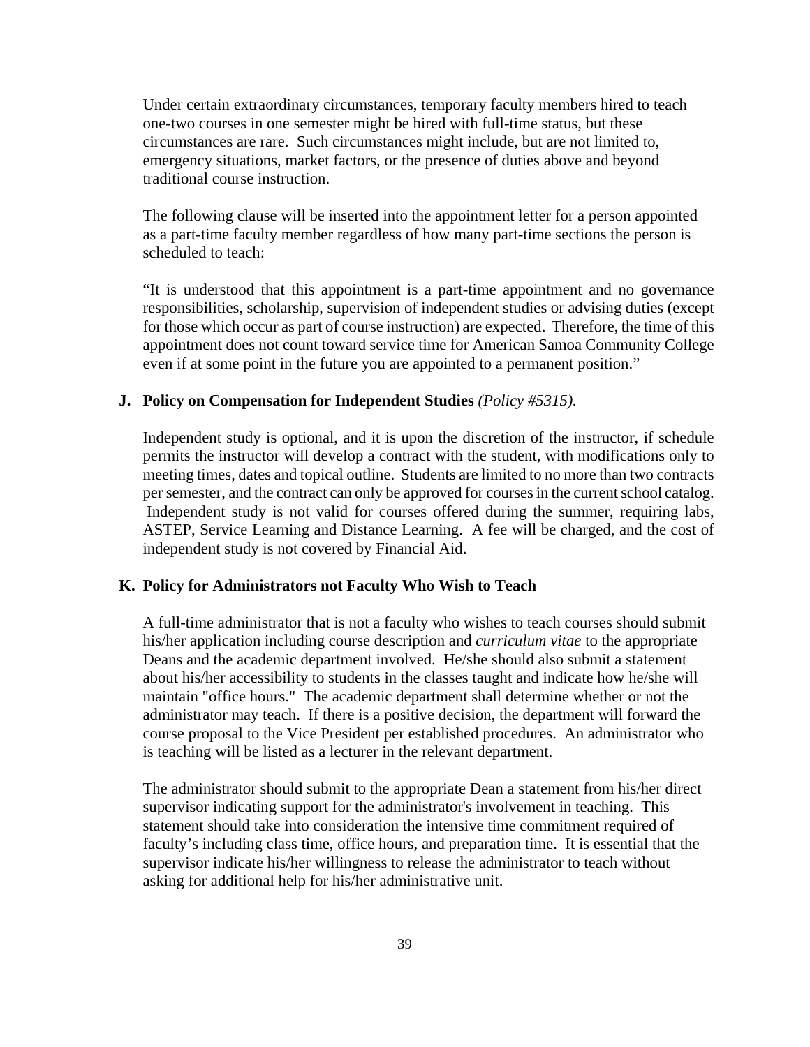Under certain extraordinary circumstances, temporary faculty members hired to teach one-two courses in one semester might be hired with full-time status, but these circumstances are rare. Such circumstances might include, but are not limited to, emergency situations, market factors, or the presence of duties above and beyond traditional course instruction.

The following clause will be inserted into the appointment letter for a person appointed as a part-time faculty member regardless of how many part-time sections the person is scheduled to teach:

"It is understood that this appointment is a part-time appointment and no governance responsibilities, scholarship, supervision of independent studies or advising duties (except for those which occur as part of course instruction) are expected. Therefore, the time of this appointment does not count toward service time for American Samoa Community College even if at some point in the future you are appointed to a permanent position."

**J. Policy on Compensation for Independent Studies** *(Policy #5315).*

Independent study is optional, and it is upon the discretion of the instructor, if schedule permits the instructor will develop a contract with the student, with modifications only to meeting times, dates and topical outline. Students are limited to no more than two contracts per semester, and the contract can only be approved for courses in the current school catalog. Independent study is not valid for courses offered during the summer, requiring labs, ASTEP, Service Learning and Distance Learning. A fee will be charged, and the cost of independent study is not covered by Financial Aid.

**K. Policy for Administrators not Faculty Who Wish to Teach**

A full-time administrator that is not a faculty who wishes to teach courses should submit his/her application including course description and *curriculum vitae* to the appropriate Deans and the academic department involved. He/she should also submit a statement about his/her accessibility to students in the classes taught and indicate how he/she will maintain "office hours." The academic department shall determine whether or not the administrator may teach. If there is a positive decision, the department will forward the course proposal to the Vice President per established procedures. An administrator who is teaching will be listed as a lecturer in the relevant department.

The administrator should submit to the appropriate Dean a statement from his/her direct supervisor indicating support for the administrator's involvement in teaching. This statement should take into consideration the intensive time commitment required of faculty's including class time, office hours, and preparation time. It is essential that the supervisor indicate his/her willingness to release the administrator to teach without asking for additional help for his/her administrative unit.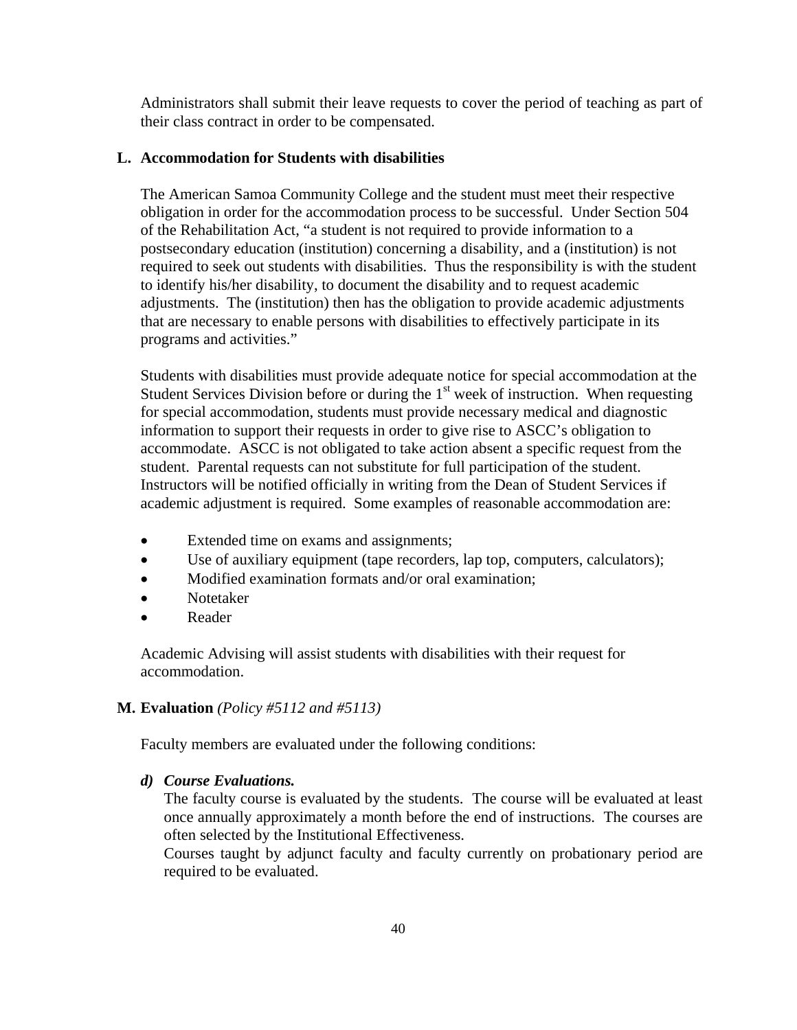Administrators shall submit their leave requests to cover the period of teaching as part of their class contract in order to be compensated.

### L. Accommodation for Students with disabilities

The American Samoa Community College and the student must meet their respective obligation in order for the accommodation process to be successful. Under Section 504 of the Rehabilitation Act, "a student is not required to provide information to a postsecondary education (institution) concerning a disability, and a (institution) is not required to seek out students with disabilities. Thus the responsibility is with the student to identify his/her disability, to document the disability and to request academic adjustments. The (institution) then has the obligation to provide academic adjustments that are necessary to enable persons with disabilities to effectively participate in its programs and activities."

Students with disabilities must provide adequate notice for special accommodation at the Student Services Division before or during the 1st week of instruction. When requesting for special accommodation, students must provide necessary medical and diagnostic information to support their requests in order to give rise to ASCC's obligation to accommodate. ASCC is not obligated to take action absent a specific request from the student. Parental requests can not substitute for full participation of the student. Instructors will be notified officially in writing from the Dean of Student Services if academic adjustment is required. Some examples of reasonable accommodation are:

- Extended time on exams and assignments;
- Use of auxiliary equipment (tape recorders, lap top, computers, calculators);
- Modified examination formats and/or oral examination;
- Notetaker
- Reader

Academic Advising will assist students with disabilities with their request for accommodation.

### M. Evaluation *(Policy #5112 and #5113)*

Faculty members are evaluated under the following conditions:

***d) Course Evaluations.***

The faculty course is evaluated by the students. The course will be evaluated at least once annually approximately a month before the end of instructions. The courses are often selected by the Institutional Effectiveness.

Courses taught by adjunct faculty and faculty currently on probationary period are required to be evaluated.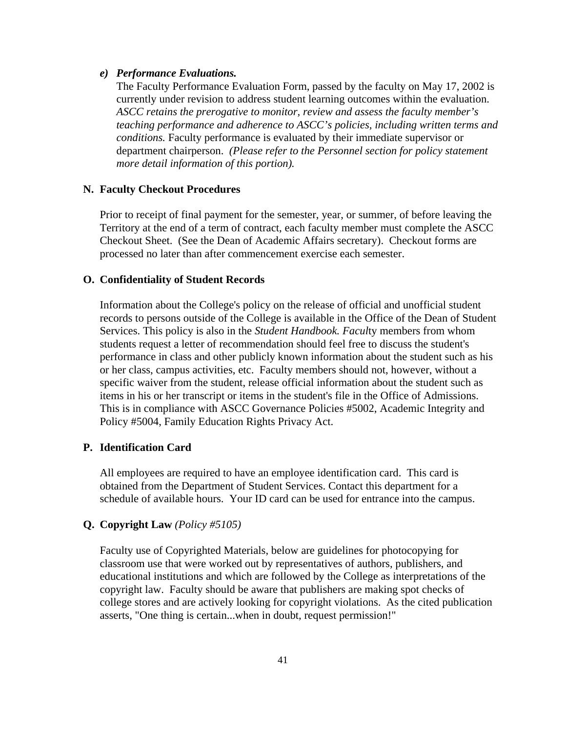*e) **Performance Evaluations.***

The Faculty Performance Evaluation Form, passed by the faculty on May 17, 2002 is currently under revision to address student learning outcomes within the evaluation. *ASCC retains the prerogative to monitor, review and assess the faculty member's teaching performance and adherence to ASCC's policies, including written terms and conditions.* Faculty performance is evaluated by their immediate supervisor or department chairperson. *(Please refer to the Personnel section for policy statement more detail information of this portion).*

### N. Faculty Checkout Procedures

Prior to receipt of final payment for the semester, year, or summer, of before leaving the Territory at the end of a term of contract, each faculty member must complete the ASCC Checkout Sheet. (See the Dean of Academic Affairs secretary). Checkout forms are processed no later than after commencement exercise each semester.

### O. Confidentiality of Student Records

Information about the College's policy on the release of official and unofficial student records to persons outside of the College is available in the Office of the Dean of Student Services. This policy is also in the *Student Handbook. Facul*ty members from whom students request a letter of recommendation should feel free to discuss the student's performance in class and other publicly known information about the student such as his or her class, campus activities, etc. Faculty members should not, however, without a specific waiver from the student, release official information about the student such as items in his or her transcript or items in the student's file in the Office of Admissions. This is in compliance with ASCC Governance Policies #5002, Academic Integrity and Policy #5004, Family Education Rights Privacy Act.

### P. Identification Card

All employees are required to have an employee identification card. This card is obtained from the Department of Student Services. Contact this department for a schedule of available hours. Your ID card can be used for entrance into the campus.

### Q. Copyright Law *(Policy #5105)*

Faculty use of Copyrighted Materials, below are guidelines for photocopying for classroom use that were worked out by representatives of authors, publishers, and educational institutions and which are followed by the College as interpretations of the copyright law. Faculty should be aware that publishers are making spot checks of college stores and are actively looking for copyright violations. As the cited publication asserts, "One thing is certain...when in doubt, request permission!"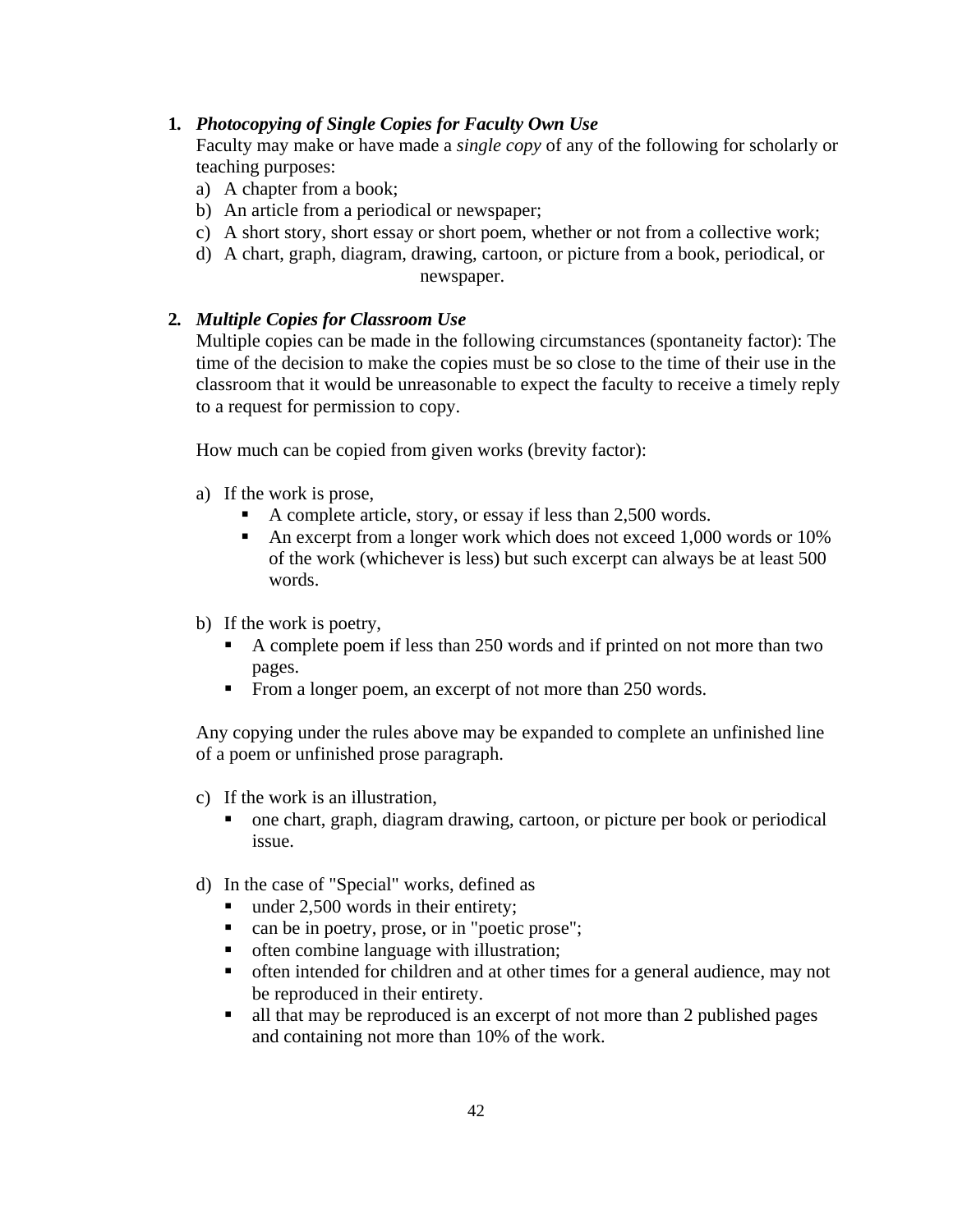1. ***Photocopying of Single Copies for Faculty Own Use***

   Faculty may make or have made a *single copy* of any of the following for scholarly or teaching purposes:

   a) A chapter from a book;
   b) An article from a periodical or newspaper;
   c) A short story, short essay or short poem, whether or not from a collective work;
   d) A chart, graph, diagram, drawing, cartoon, or picture from a book, periodical, or newspaper.

2. ***Multiple Copies for Classroom Use***

   Multiple copies can be made in the following circumstances (spontaneity factor): The time of the decision to make the copies must be so close to the time of their use in the classroom that it would be unreasonable to expect the faculty to receive a timely reply to a request for permission to copy.

   How much can be copied from given works (brevity factor):

   a) If the work is prose,
      - A complete article, story, or essay if less than 2,500 words.
      - An excerpt from a longer work which does not exceed 1,000 words or 10% of the work (whichever is less) but such excerpt can always be at least 500 words.

   b) If the work is poetry,
      - A complete poem if less than 250 words and if printed on not more than two pages.
      - From a longer poem, an excerpt of not more than 250 words.

   Any copying under the rules above may be expanded to complete an unfinished line of a poem or unfinished prose paragraph.

   c) If the work is an illustration,
      - one chart, graph, diagram drawing, cartoon, or picture per book or periodical issue.

   d) In the case of "Special" works, defined as
      - under 2,500 words in their entirety;
      - can be in poetry, prose, or in "poetic prose";
      - often combine language with illustration;
      - often intended for children and at other times for a general audience, may not be reproduced in their entirety.
      - all that may be reproduced is an excerpt of not more than 2 published pages and containing not more than 10% of the work.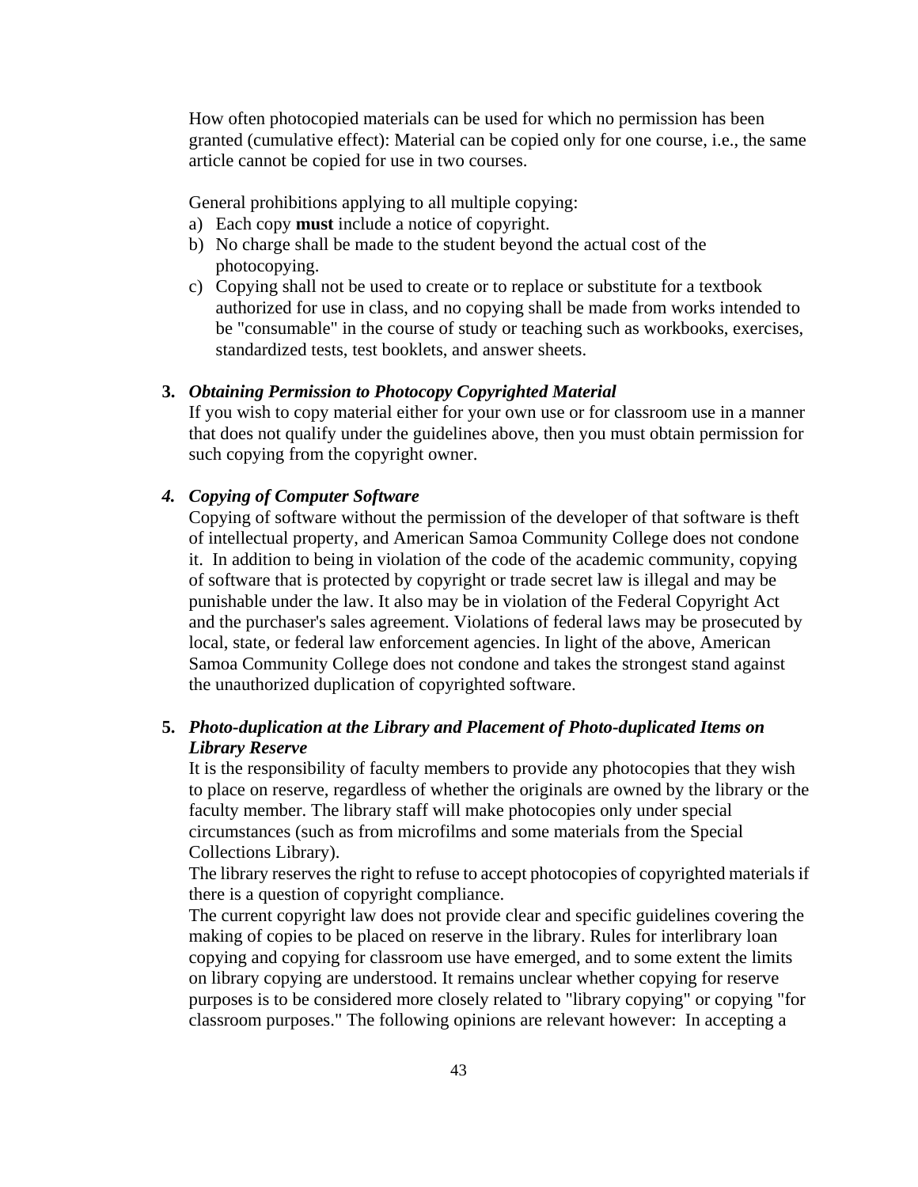How often photocopied materials can be used for which no permission has been granted (cumulative effect): Material can be copied only for one course, i.e., the same article cannot be copied for use in two courses.

General prohibitions applying to all multiple copying:

a) Each copy **must** include a notice of copyright.
b) No charge shall be made to the student beyond the actual cost of the photocopying.
c) Copying shall not be used to create or to replace or substitute for a textbook authorized for use in class, and no copying shall be made from works intended to be "consumable" in the course of study or teaching such as workbooks, exercises, standardized tests, test booklets, and answer sheets.

**3.** ***Obtaining Permission to Photocopy Copyrighted Material***

If you wish to copy material either for your own use or for classroom use in a manner that does not qualify under the guidelines above, then you must obtain permission for such copying from the copyright owner.

***4. Copying of Computer Software***

Copying of software without the permission of the developer of that software is theft of intellectual property, and American Samoa Community College does not condone it. In addition to being in violation of the code of the academic community, copying of software that is protected by copyright or trade secret law is illegal and may be punishable under the law. It also may be in violation of the Federal Copyright Act and the purchaser's sales agreement. Violations of federal laws may be prosecuted by local, state, or federal law enforcement agencies. In light of the above, American Samoa Community College does not condone and takes the strongest stand against the unauthorized duplication of copyrighted software.

**5.** ***Photo-duplication at the Library and Placement of Photo-duplicated Items on Library Reserve***

It is the responsibility of faculty members to provide any photocopies that they wish to place on reserve, regardless of whether the originals are owned by the library or the faculty member. The library staff will make photocopies only under special circumstances (such as from microfilms and some materials from the Special Collections Library).

The library reserves the right to refuse to accept photocopies of copyrighted materials if there is a question of copyright compliance.

The current copyright law does not provide clear and specific guidelines covering the making of copies to be placed on reserve in the library. Rules for interlibrary loan copying and copying for classroom use have emerged, and to some extent the limits on library copying are understood. It remains unclear whether copying for reserve purposes is to be considered more closely related to "library copying" or copying "for classroom purposes." The following opinions are relevant however: In accepting a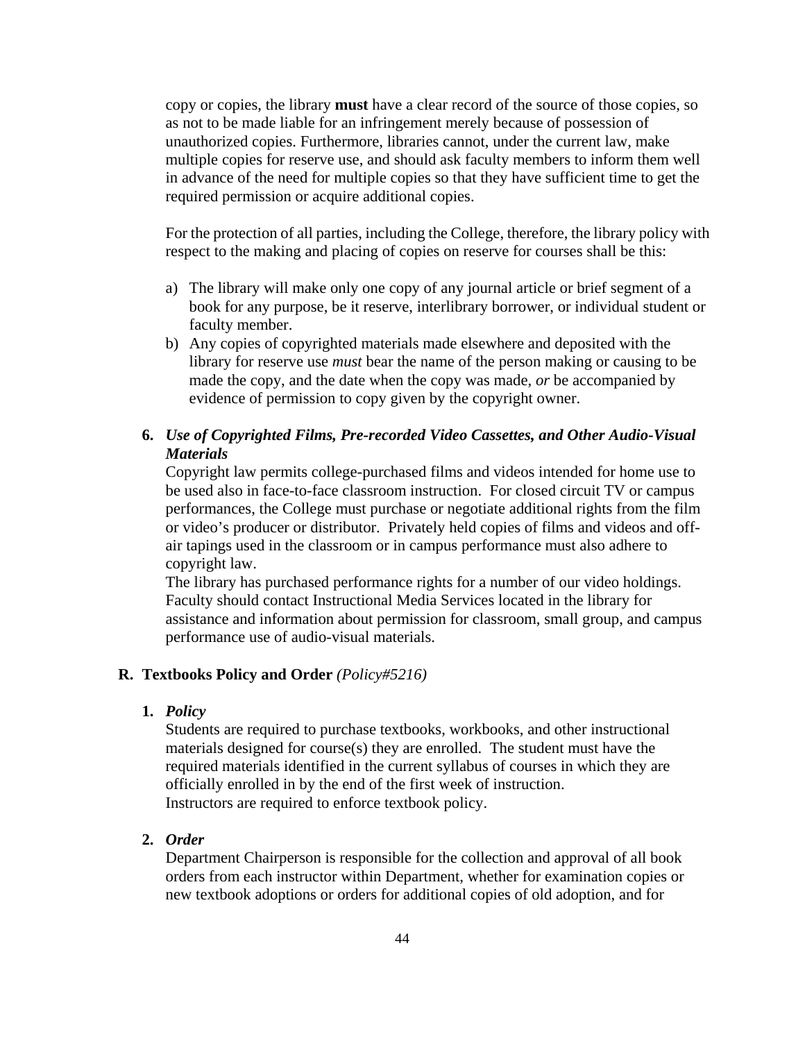copy or copies, the library **must** have a clear record of the source of those copies, so as not to be made liable for an infringement merely because of possession of unauthorized copies. Furthermore, libraries cannot, under the current law, make multiple copies for reserve use, and should ask faculty members to inform them well in advance of the need for multiple copies so that they have sufficient time to get the required permission or acquire additional copies.

For the protection of all parties, including the College, therefore, the library policy with respect to the making and placing of copies on reserve for courses shall be this:

a) The library will make only one copy of any journal article or brief segment of a book for any purpose, be it reserve, interlibrary borrower, or individual student or faculty member.
b) Any copies of copyrighted materials made elsewhere and deposited with the library for reserve use *must* bear the name of the person making or causing to be made the copy, and the date when the copy was made, *or* be accompanied by evidence of permission to copy given by the copyright owner.

**6.** ***Use of Copyrighted Films, Pre-recorded Video Cassettes, and Other Audio-Visual Materials***

Copyright law permits college-purchased films and videos intended for home use to be used also in face-to-face classroom instruction. For closed circuit TV or campus performances, the College must purchase or negotiate additional rights from the film or video's producer or distributor. Privately held copies of films and videos and off-air tapings used in the classroom or in campus performance must also adhere to copyright law.

The library has purchased performance rights for a number of our video holdings. Faculty should contact Instructional Media Services located in the library for assistance and information about permission for classroom, small group, and campus performance use of audio-visual materials.

## R. Textbooks Policy and Order *(Policy#5216)*

**1.** ***Policy***

Students are required to purchase textbooks, workbooks, and other instructional materials designed for course(s) they are enrolled. The student must have the required materials identified in the current syllabus of courses in which they are officially enrolled in by the end of the first week of instruction.
Instructors are required to enforce textbook policy.

**2.** ***Order***

Department Chairperson is responsible for the collection and approval of all book orders from each instructor within Department, whether for examination copies or new textbook adoptions or orders for additional copies of old adoption, and for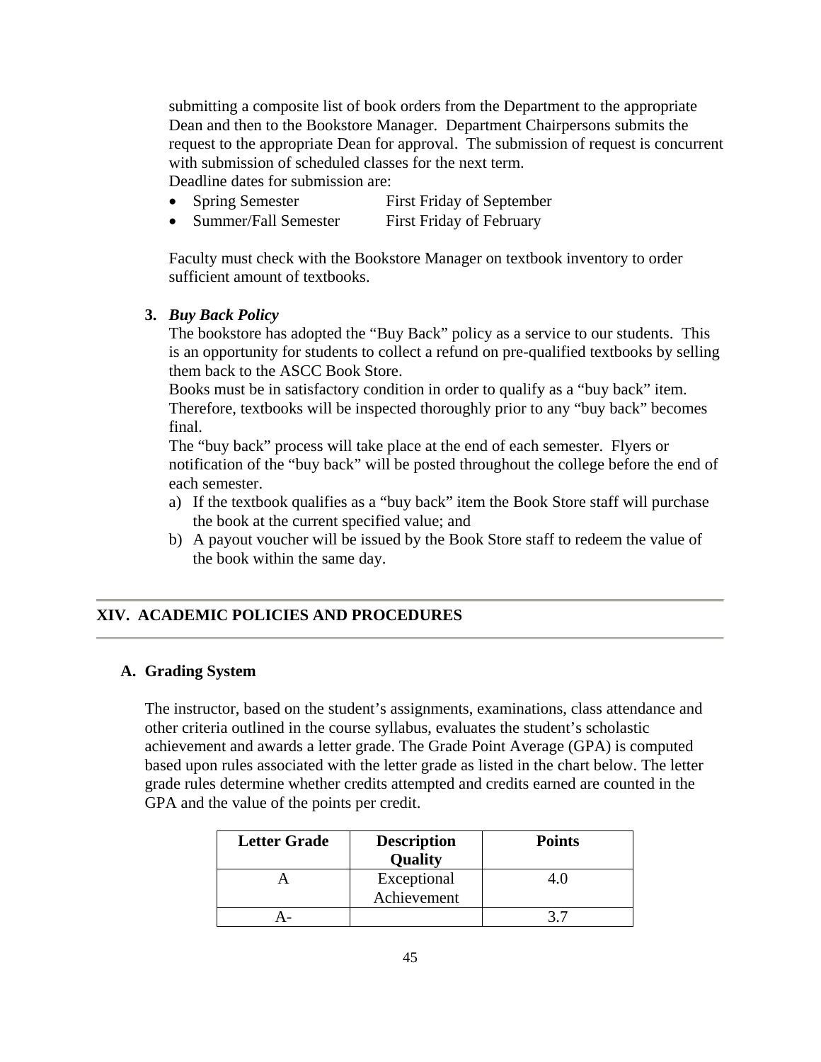submitting a composite list of book orders from the Department to the appropriate Dean and then to the Bookstore Manager. Department Chairpersons submits the request to the appropriate Dean for approval. The submission of request is concurrent with submission of scheduled classes for the next term.
Deadline dates for submission are:

- Spring Semester First Friday of September
- Summer/Fall Semester First Friday of February

Faculty must check with the Bookstore Manager on textbook inventory to order sufficient amount of textbooks.

**3. *Buy Back Policy***

The bookstore has adopted the "Buy Back" policy as a service to our students. This is an opportunity for students to collect a refund on pre-qualified textbooks by selling them back to the ASCC Book Store.

Books must be in satisfactory condition in order to qualify as a "buy back" item. Therefore, textbooks will be inspected thoroughly prior to any "buy back" becomes final.

The "buy back" process will take place at the end of each semester. Flyers or notification of the "buy back" will be posted throughout the college before the end of each semester.

a) If the textbook qualifies as a "buy back" item the Book Store staff will purchase the book at the current specified value; and
b) A payout voucher will be issued by the Book Store staff to redeem the value of the book within the same day.

## XIV. ACADEMIC POLICIES AND PROCEDURES

### A. Grading System

The instructor, based on the student's assignments, examinations, class attendance and other criteria outlined in the course syllabus, evaluates the student's scholastic achievement and awards a letter grade. The Grade Point Average (GPA) is computed based upon rules associated with the letter grade as listed in the chart below. The letter grade rules determine whether credits attempted and credits earned are counted in the GPA and the value of the points per credit.

| Letter Grade | Description Quality | Points |
|---|---|---|
| A | Exceptional Achievement | 4.0 |
| A- | | 3.7 |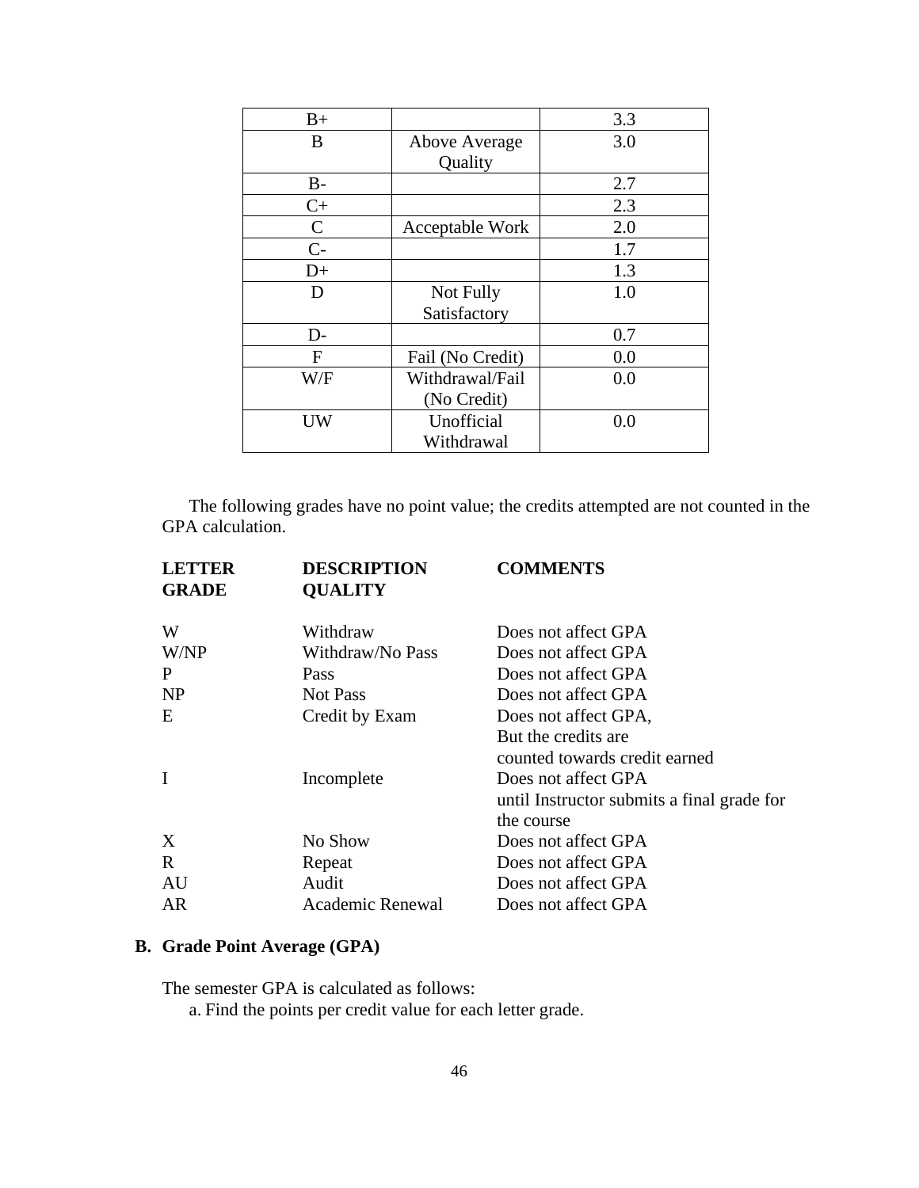| | | |
|---|---|---|
| B+ | | 3.3 |
| B | Above Average Quality | 3.0 |
| B- | | 2.7 |
| C+ | | 2.3 |
| C | Acceptable Work | 2.0 |
| C- | | 1.7 |
| D+ | | 1.3 |
| D | Not Fully Satisfactory | 1.0 |
| D- | | 0.7 |
| F | Fail (No Credit) | 0.0 |
| W/F | Withdrawal/Fail (No Credit) | 0.0 |
| UW | Unofficial Withdrawal | 0.0 |

The following grades have no point value; the credits attempted are not counted in the GPA calculation.

| LETTER GRADE | DESCRIPTION QUALITY | COMMENTS |
|---|---|---|
| W | Withdraw | Does not affect GPA |
| W/NP | Withdraw/No Pass | Does not affect GPA |
| P | Pass | Does not affect GPA |
| NP | Not Pass | Does not affect GPA |
| E | Credit by Exam | Does not affect GPA, But the credits are counted towards credit earned |
| I | Incomplete | Does not affect GPA until Instructor submits a final grade for the course |
| X | No Show | Does not affect GPA |
| R | Repeat | Does not affect GPA |
| AU | Audit | Does not affect GPA |
| AR | Academic Renewal | Does not affect GPA |

## B. Grade Point Average (GPA)

The semester GPA is calculated as follows:

a. Find the points per credit value for each letter grade.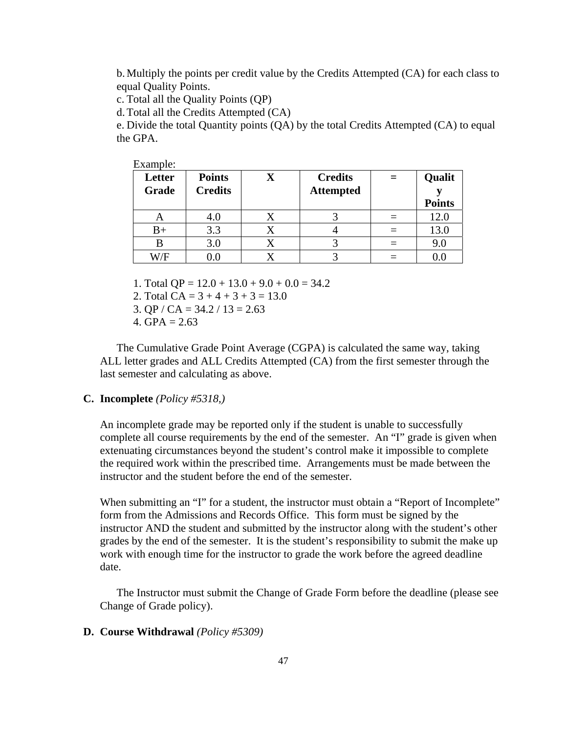b. Multiply the points per credit value by the Credits Attempted (CA) for each class to equal Quality Points.

c. Total all the Quality Points (QP)

d. Total all the Credits Attempted (CA)

e. Divide the total Quantity points (QA) by the total Credits Attempted (CA) to equal the GPA.

Example:

| Letter Grade | Points Credits | X | Credits Attempted | = | Quality Points |
|---|---|---|---|---|---|
| A | 4.0 | X | 3 | = | 12.0 |
| B+ | 3.3 | X | 4 | = | 13.0 |
| B | 3.0 | X | 3 | = | 9.0 |
| W/F | 0.0 | X | 3 | = | 0.0 |

1. Total QP = 12.0 + 13.0 + 9.0 + 0.0 = 34.2
2. Total CA = 3 + 4 + 3 + 3 = 13.0
3. QP / CA = 34.2 / 13 = 2.63
4. GPA = 2.63

The Cumulative Grade Point Average (CGPA) is calculated the same way, taking ALL letter grades and ALL Credits Attempted (CA) from the first semester through the last semester and calculating as above.

**C. Incomplete** *(Policy #5318,)*

An incomplete grade may be reported only if the student is unable to successfully complete all course requirements by the end of the semester. An "I" grade is given when extenuating circumstances beyond the student's control make it impossible to complete the required work within the prescribed time. Arrangements must be made between the instructor and the student before the end of the semester.

When submitting an "I" for a student, the instructor must obtain a "Report of Incomplete" form from the Admissions and Records Office. This form must be signed by the instructor AND the student and submitted by the instructor along with the student's other grades by the end of the semester. It is the student's responsibility to submit the make up work with enough time for the instructor to grade the work before the agreed deadline date.

The Instructor must submit the Change of Grade Form before the deadline (please see Change of Grade policy).

**D. Course Withdrawal** *(Policy #5309)*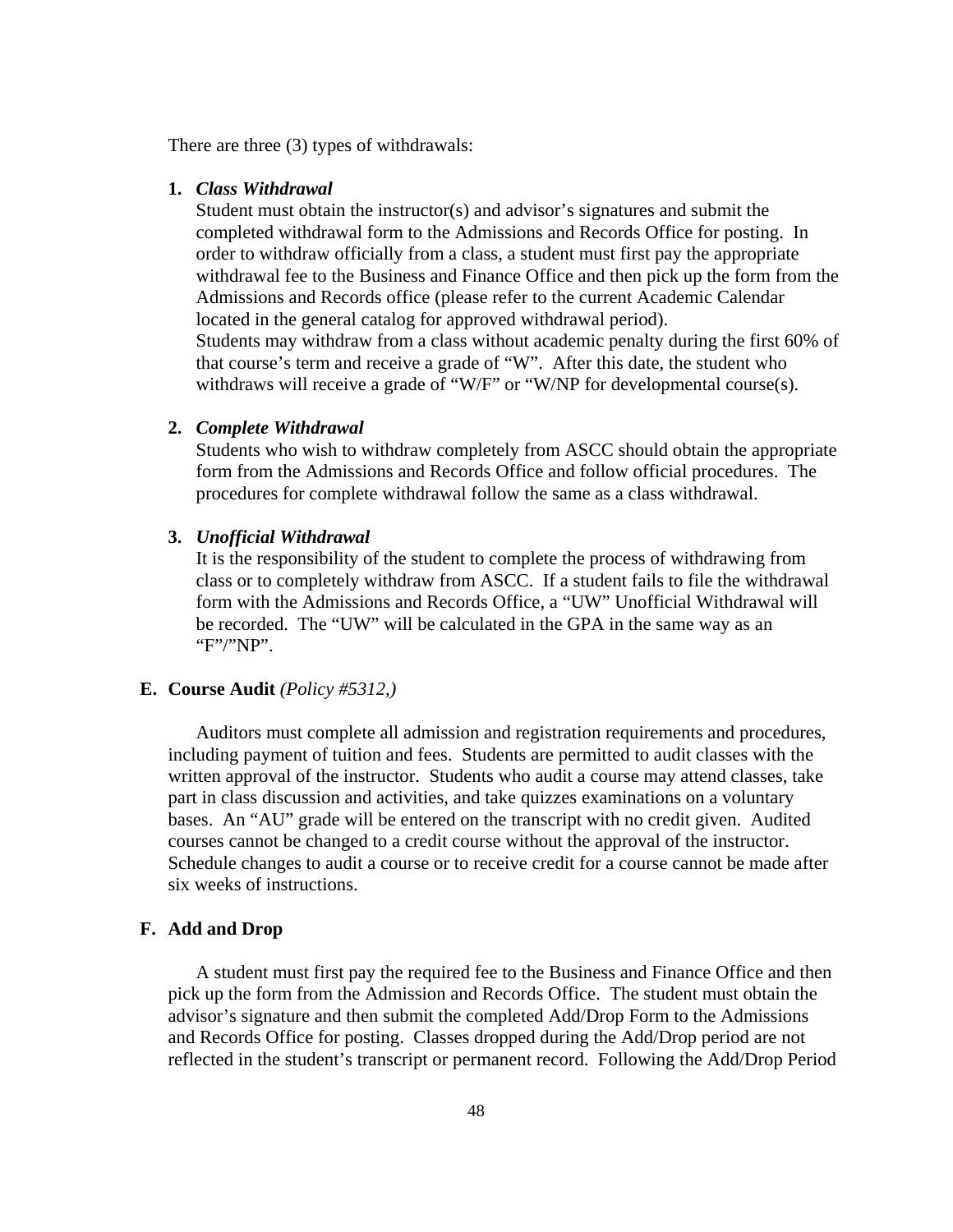There are three (3) types of withdrawals:

1. ***Class Withdrawal***
   Student must obtain the instructor(s) and advisor's signatures and submit the completed withdrawal form to the Admissions and Records Office for posting. In order to withdraw officially from a class, a student must first pay the appropriate withdrawal fee to the Business and Finance Office and then pick up the form from the Admissions and Records office (please refer to the current Academic Calendar located in the general catalog for approved withdrawal period).
   Students may withdraw from a class without academic penalty during the first 60% of that course's term and receive a grade of "W". After this date, the student who withdraws will receive a grade of "W/F" or "W/NP for developmental course(s).

2. ***Complete Withdrawal***
   Students who wish to withdraw completely from ASCC should obtain the appropriate form from the Admissions and Records Office and follow official procedures. The procedures for complete withdrawal follow the same as a class withdrawal.

3. ***Unofficial Withdrawal***
   It is the responsibility of the student to complete the process of withdrawing from class or to completely withdraw from ASCC. If a student fails to file the withdrawal form with the Admissions and Records Office, a "UW" Unofficial Withdrawal will be recorded. The "UW" will be calculated in the GPA in the same way as an "F"/"NP".

## E. Course Audit *(Policy #5312,)*

Auditors must complete all admission and registration requirements and procedures, including payment of tuition and fees. Students are permitted to audit classes with the written approval of the instructor. Students who audit a course may attend classes, take part in class discussion and activities, and take quizzes examinations on a voluntary bases. An "AU" grade will be entered on the transcript with no credit given. Audited courses cannot be changed to a credit course without the approval of the instructor. Schedule changes to audit a course or to receive credit for a course cannot be made after six weeks of instructions.

## F. Add and Drop

A student must first pay the required fee to the Business and Finance Office and then pick up the form from the Admission and Records Office. The student must obtain the advisor's signature and then submit the completed Add/Drop Form to the Admissions and Records Office for posting. Classes dropped during the Add/Drop period are not reflected in the student's transcript or permanent record. Following the Add/Drop Period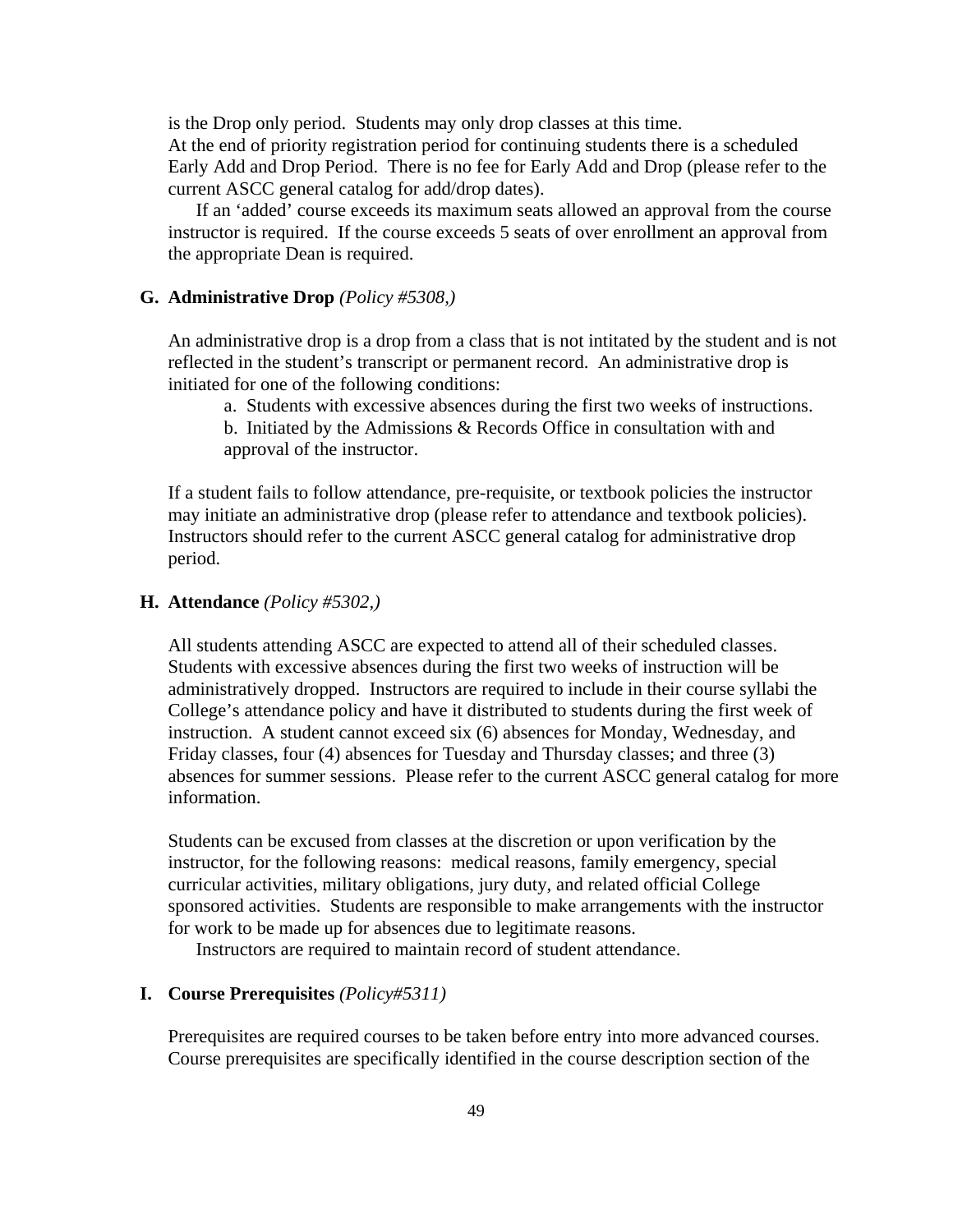is the Drop only period. Students may only drop classes at this time.
At the end of priority registration period for continuing students there is a scheduled Early Add and Drop Period. There is no fee for Early Add and Drop (please refer to the current ASCC general catalog for add/drop dates).

If an 'added' course exceeds its maximum seats allowed an approval from the course instructor is required. If the course exceeds 5 seats of over enrollment an approval from the appropriate Dean is required.

**G. Administrative Drop** *(Policy #5308,)*

An administrative drop is a drop from a class that is not intitated by the student and is not reflected in the student's transcript or permanent record. An administrative drop is initiated for one of the following conditions:

a. Students with excessive absences during the first two weeks of instructions.
b. Initiated by the Admissions & Records Office in consultation with and approval of the instructor.

If a student fails to follow attendance, pre-requisite, or textbook policies the instructor may initiate an administrative drop (please refer to attendance and textbook policies). Instructors should refer to the current ASCC general catalog for administrative drop period.

**H. Attendance** *(Policy #5302,)*

All students attending ASCC are expected to attend all of their scheduled classes. Students with excessive absences during the first two weeks of instruction will be administratively dropped. Instructors are required to include in their course syllabi the College's attendance policy and have it distributed to students during the first week of instruction. A student cannot exceed six (6) absences for Monday, Wednesday, and Friday classes, four (4) absences for Tuesday and Thursday classes; and three (3) absences for summer sessions. Please refer to the current ASCC general catalog for more information.

Students can be excused from classes at the discretion or upon verification by the instructor, for the following reasons: medical reasons, family emergency, special curricular activities, military obligations, jury duty, and related official College sponsored activities. Students are responsible to make arrangements with the instructor for work to be made up for absences due to legitimate reasons.

Instructors are required to maintain record of student attendance.

**I. Course Prerequisites** *(Policy#5311)*

Prerequisites are required courses to be taken before entry into more advanced courses. Course prerequisites are specifically identified in the course description section of the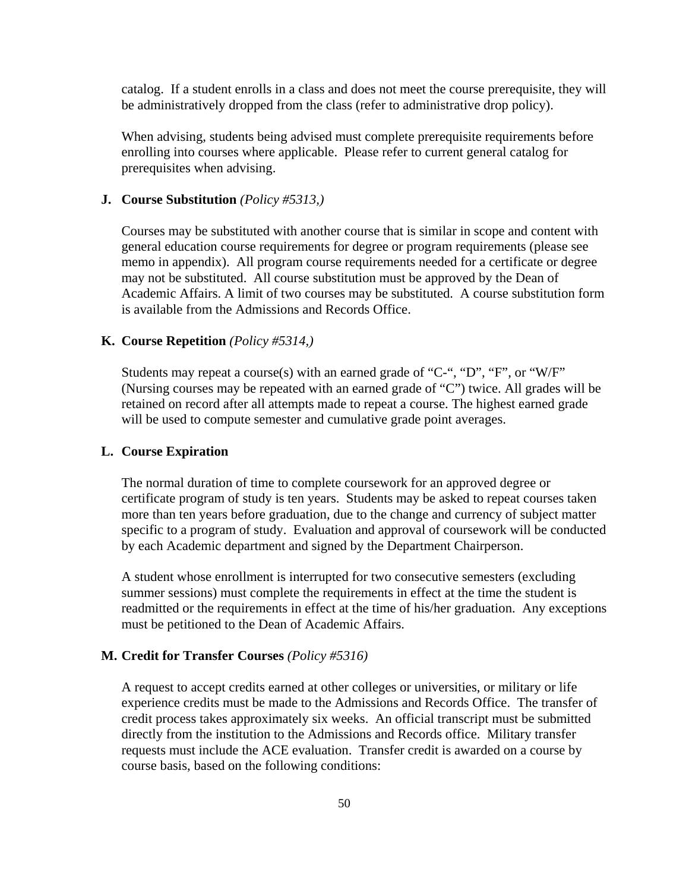catalog. If a student enrolls in a class and does not meet the course prerequisite, they will be administratively dropped from the class (refer to administrative drop policy).

When advising, students being advised must complete prerequisite requirements before enrolling into courses where applicable. Please refer to current general catalog for prerequisites when advising.

**J. Course Substitution** *(Policy #5313,)*

Courses may be substituted with another course that is similar in scope and content with general education course requirements for degree or program requirements (please see memo in appendix). All program course requirements needed for a certificate or degree may not be substituted. All course substitution must be approved by the Dean of Academic Affairs. A limit of two courses may be substituted. A course substitution form is available from the Admissions and Records Office.

**K. Course Repetition** *(Policy #5314,)*

Students may repeat a course(s) with an earned grade of "C-", "D", "F", or "W/F" (Nursing courses may be repeated with an earned grade of "C") twice. All grades will be retained on record after all attempts made to repeat a course. The highest earned grade will be used to compute semester and cumulative grade point averages.

**L. Course Expiration**

The normal duration of time to complete coursework for an approved degree or certificate program of study is ten years. Students may be asked to repeat courses taken more than ten years before graduation, due to the change and currency of subject matter specific to a program of study. Evaluation and approval of coursework will be conducted by each Academic department and signed by the Department Chairperson.

A student whose enrollment is interrupted for two consecutive semesters (excluding summer sessions) must complete the requirements in effect at the time the student is readmitted or the requirements in effect at the time of his/her graduation. Any exceptions must be petitioned to the Dean of Academic Affairs.

**M. Credit for Transfer Courses** *(Policy #5316)*

A request to accept credits earned at other colleges or universities, or military or life experience credits must be made to the Admissions and Records Office. The transfer of credit process takes approximately six weeks. An official transcript must be submitted directly from the institution to the Admissions and Records office. Military transfer requests must include the ACE evaluation. Transfer credit is awarded on a course by course basis, based on the following conditions: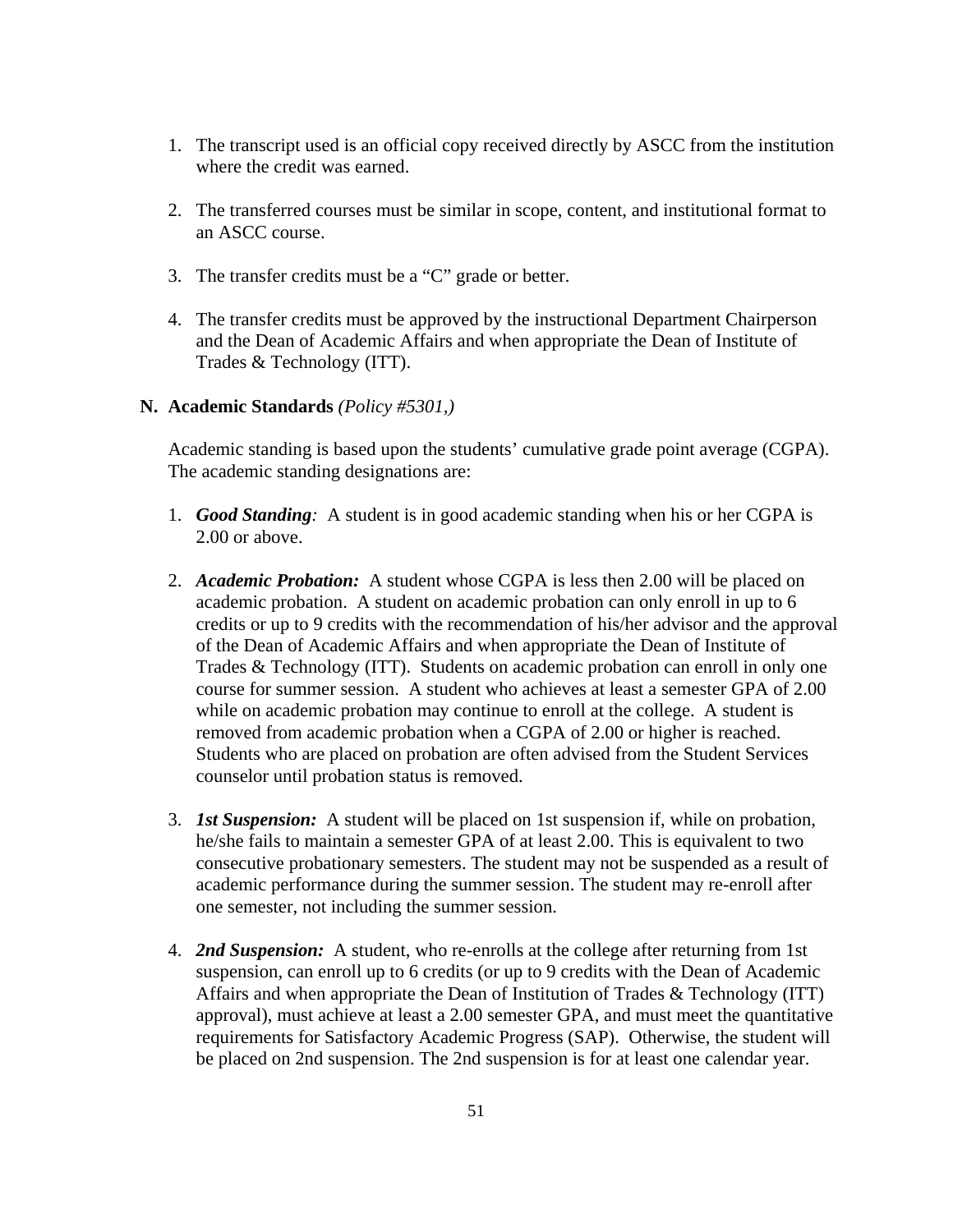1. The transcript used is an official copy received directly by ASCC from the institution where the credit was earned.

2. The transferred courses must be similar in scope, content, and institutional format to an ASCC course.

3. The transfer credits must be a "C" grade or better.

4. The transfer credits must be approved by the instructional Department Chairperson and the Dean of Academic Affairs and when appropriate the Dean of Institute of Trades & Technology (ITT).

**N. Academic Standards** *(Policy #5301,)*

Academic standing is based upon the students' cumulative grade point average (CGPA). The academic standing designations are:

1. ***Good Standing****:* A student is in good academic standing when his or her CGPA is 2.00 or above.

2. ***Academic Probation:*** A student whose CGPA is less then 2.00 will be placed on academic probation. A student on academic probation can only enroll in up to 6 credits or up to 9 credits with the recommendation of his/her advisor and the approval of the Dean of Academic Affairs and when appropriate the Dean of Institute of Trades & Technology (ITT). Students on academic probation can enroll in only one course for summer session. A student who achieves at least a semester GPA of 2.00 while on academic probation may continue to enroll at the college. A student is removed from academic probation when a CGPA of 2.00 or higher is reached. Students who are placed on probation are often advised from the Student Services counselor until probation status is removed.

3. ***1st Suspension:*** A student will be placed on 1st suspension if, while on probation, he/she fails to maintain a semester GPA of at least 2.00. This is equivalent to two consecutive probationary semesters. The student may not be suspended as a result of academic performance during the summer session. The student may re-enroll after one semester, not including the summer session.

4. ***2nd Suspension:*** A student, who re-enrolls at the college after returning from 1st suspension, can enroll up to 6 credits (or up to 9 credits with the Dean of Academic Affairs and when appropriate the Dean of Institution of Trades & Technology (ITT) approval), must achieve at least a 2.00 semester GPA, and must meet the quantitative requirements for Satisfactory Academic Progress (SAP). Otherwise, the student will be placed on 2nd suspension. The 2nd suspension is for at least one calendar year.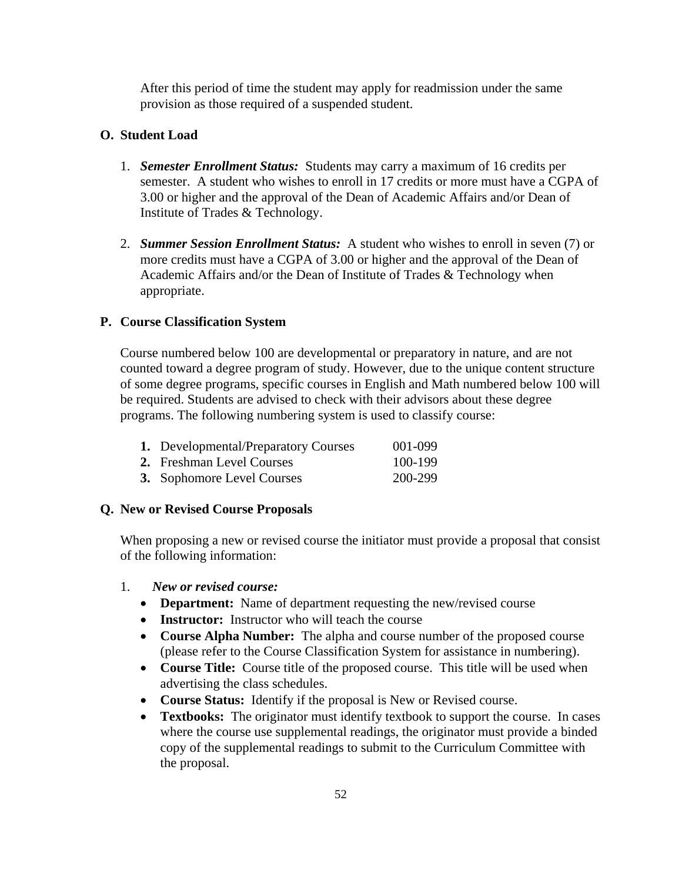After this period of time the student may apply for readmission under the same provision as those required of a suspended student.

## O. Student Load

1. ***Semester Enrollment Status:*** Students may carry a maximum of 16 credits per semester. A student who wishes to enroll in 17 credits or more must have a CGPA of 3.00 or higher and the approval of the Dean of Academic Affairs and/or Dean of Institute of Trades & Technology.

2. ***Summer Session Enrollment Status:*** A student who wishes to enroll in seven (7) or more credits must have a CGPA of 3.00 or higher and the approval of the Dean of Academic Affairs and/or the Dean of Institute of Trades & Technology when appropriate.

## P. Course Classification System

Course numbered below 100 are developmental or preparatory in nature, and are not counted toward a degree program of study. However, due to the unique content structure of some degree programs, specific courses in English and Math numbered below 100 will be required. Students are advised to check with their advisors about these degree programs. The following numbering system is used to classify course:

| | |
|---|---|
| **1.** Developmental/Preparatory Courses | 001-099 |
| **2.** Freshman Level Courses | 100-199 |
| **3.** Sophomore Level Courses | 200-299 |

## Q. New or Revised Course Proposals

When proposing a new or revised course the initiator must provide a proposal that consist of the following information:

1. ***New or revised course:***
   - **Department:** Name of department requesting the new/revised course
   - **Instructor:** Instructor who will teach the course
   - **Course Alpha Number:** The alpha and course number of the proposed course (please refer to the Course Classification System for assistance in numbering).
   - **Course Title:** Course title of the proposed course. This title will be used when advertising the class schedules.
   - **Course Status:** Identify if the proposal is New or Revised course.
   - **Textbooks:** The originator must identify textbook to support the course. In cases where the course use supplemental readings, the originator must provide a binded copy of the supplemental readings to submit to the Curriculum Committee with the proposal.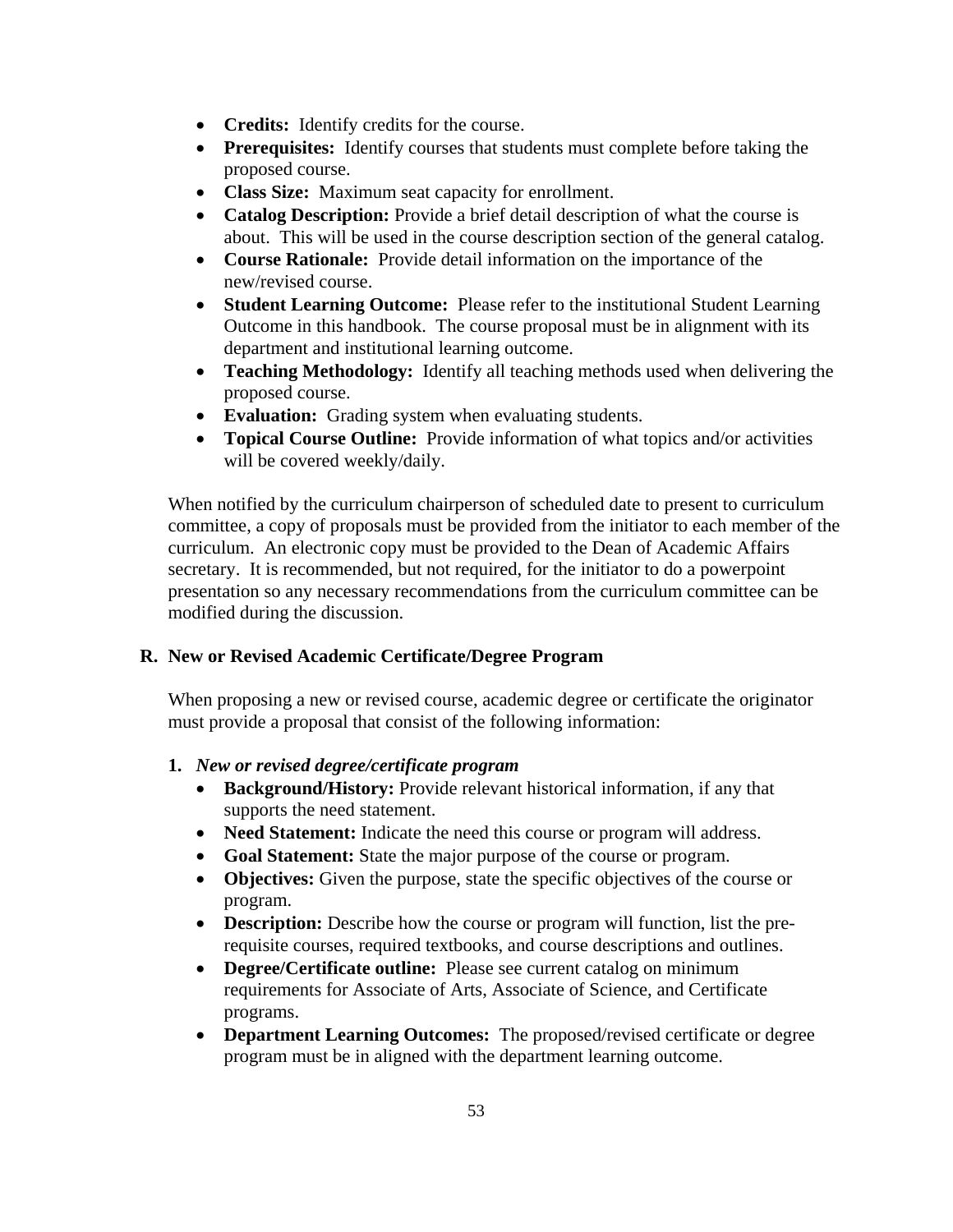- **Credits:** Identify credits for the course.
- **Prerequisites:** Identify courses that students must complete before taking the proposed course.
- **Class Size:** Maximum seat capacity for enrollment.
- **Catalog Description:** Provide a brief detail description of what the course is about. This will be used in the course description section of the general catalog.
- **Course Rationale:** Provide detail information on the importance of the new/revised course.
- **Student Learning Outcome:** Please refer to the institutional Student Learning Outcome in this handbook. The course proposal must be in alignment with its department and institutional learning outcome.
- **Teaching Methodology:** Identify all teaching methods used when delivering the proposed course.
- **Evaluation:** Grading system when evaluating students.
- **Topical Course Outline:** Provide information of what topics and/or activities will be covered weekly/daily.

When notified by the curriculum chairperson of scheduled date to present to curriculum committee, a copy of proposals must be provided from the initiator to each member of the curriculum. An electronic copy must be provided to the Dean of Academic Affairs secretary. It is recommended, but not required, for the initiator to do a powerpoint presentation so any necessary recommendations from the curriculum committee can be modified during the discussion.

## R. New or Revised Academic Certificate/Degree Program

When proposing a new or revised course, academic degree or certificate the originator must provide a proposal that consist of the following information:

**1.** ***New or revised degree/certificate program***

- **Background/History:** Provide relevant historical information, if any that supports the need statement.
- **Need Statement:** Indicate the need this course or program will address.
- **Goal Statement:** State the major purpose of the course or program.
- **Objectives:** Given the purpose, state the specific objectives of the course or program.
- **Description:** Describe how the course or program will function, list the pre-requisite courses, required textbooks, and course descriptions and outlines.
- **Degree/Certificate outline:** Please see current catalog on minimum requirements for Associate of Arts, Associate of Science, and Certificate programs.
- **Department Learning Outcomes:** The proposed/revised certificate or degree program must be in aligned with the department learning outcome.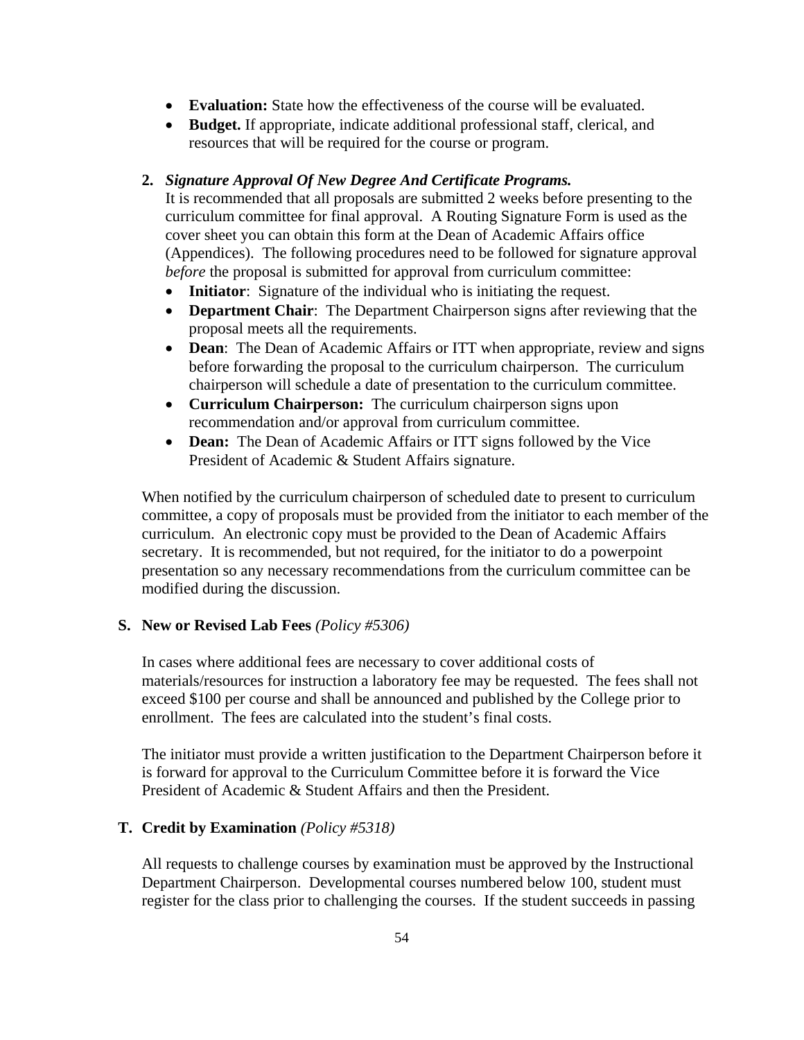- **Evaluation:** State how the effectiveness of the course will be evaluated.
- **Budget.** If appropriate, indicate additional professional staff, clerical, and resources that will be required for the course or program.

**2.** ***Signature Approval Of New Degree And Certificate Programs.***

It is recommended that all proposals are submitted 2 weeks before presenting to the curriculum committee for final approval. A Routing Signature Form is used as the cover sheet you can obtain this form at the Dean of Academic Affairs office (Appendices). The following procedures need to be followed for signature approval *before* the proposal is submitted for approval from curriculum committee:

- **Initiator**: Signature of the individual who is initiating the request.
- **Department Chair**: The Department Chairperson signs after reviewing that the proposal meets all the requirements.
- **Dean**: The Dean of Academic Affairs or ITT when appropriate, review and signs before forwarding the proposal to the curriculum chairperson. The curriculum chairperson will schedule a date of presentation to the curriculum committee.
- **Curriculum Chairperson:** The curriculum chairperson signs upon recommendation and/or approval from curriculum committee.
- **Dean:** The Dean of Academic Affairs or ITT signs followed by the Vice President of Academic & Student Affairs signature.

When notified by the curriculum chairperson of scheduled date to present to curriculum committee, a copy of proposals must be provided from the initiator to each member of the curriculum. An electronic copy must be provided to the Dean of Academic Affairs secretary. It is recommended, but not required, for the initiator to do a powerpoint presentation so any necessary recommendations from the curriculum committee can be modified during the discussion.

**S. New or Revised Lab Fees** *(Policy #5306)*

In cases where additional fees are necessary to cover additional costs of materials/resources for instruction a laboratory fee may be requested. The fees shall not exceed $100 per course and shall be announced and published by the College prior to enrollment. The fees are calculated into the student's final costs.

The initiator must provide a written justification to the Department Chairperson before it is forward for approval to the Curriculum Committee before it is forward the Vice President of Academic & Student Affairs and then the President.

**T. Credit by Examination** *(Policy #5318)*

All requests to challenge courses by examination must be approved by the Instructional Department Chairperson. Developmental courses numbered below 100, student must register for the class prior to challenging the courses. If the student succeeds in passing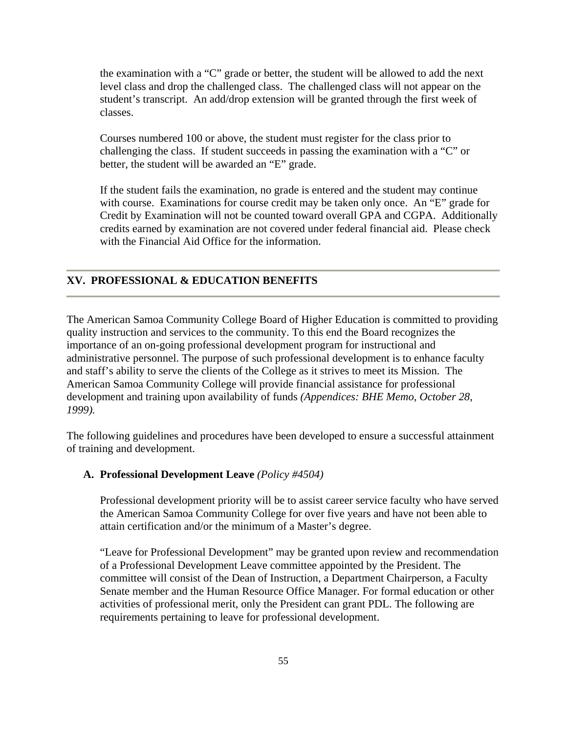the examination with a "C" grade or better, the student will be allowed to add the next level class and drop the challenged class. The challenged class will not appear on the student's transcript. An add/drop extension will be granted through the first week of classes.

Courses numbered 100 or above, the student must register for the class prior to challenging the class. If student succeeds in passing the examination with a "C" or better, the student will be awarded an "E" grade.

If the student fails the examination, no grade is entered and the student may continue with course. Examinations for course credit may be taken only once. An "E" grade for Credit by Examination will not be counted toward overall GPA and CGPA. Additionally credits earned by examination are not covered under federal financial aid. Please check with the Financial Aid Office for the information.

## XV. PROFESSIONAL & EDUCATION BENEFITS

The American Samoa Community College Board of Higher Education is committed to providing quality instruction and services to the community. To this end the Board recognizes the importance of an on-going professional development program for instructional and administrative personnel. The purpose of such professional development is to enhance faculty and staff's ability to serve the clients of the College as it strives to meet its Mission. The American Samoa Community College will provide financial assistance for professional development and training upon availability of funds *(Appendices: BHE Memo, October 28, 1999).*

The following guidelines and procedures have been developed to ensure a successful attainment of training and development.

### A. Professional Development Leave *(Policy #4504)*

Professional development priority will be to assist career service faculty who have served the American Samoa Community College for over five years and have not been able to attain certification and/or the minimum of a Master's degree.

"Leave for Professional Development" may be granted upon review and recommendation of a Professional Development Leave committee appointed by the President. The committee will consist of the Dean of Instruction, a Department Chairperson, a Faculty Senate member and the Human Resource Office Manager. For formal education or other activities of professional merit, only the President can grant PDL. The following are requirements pertaining to leave for professional development.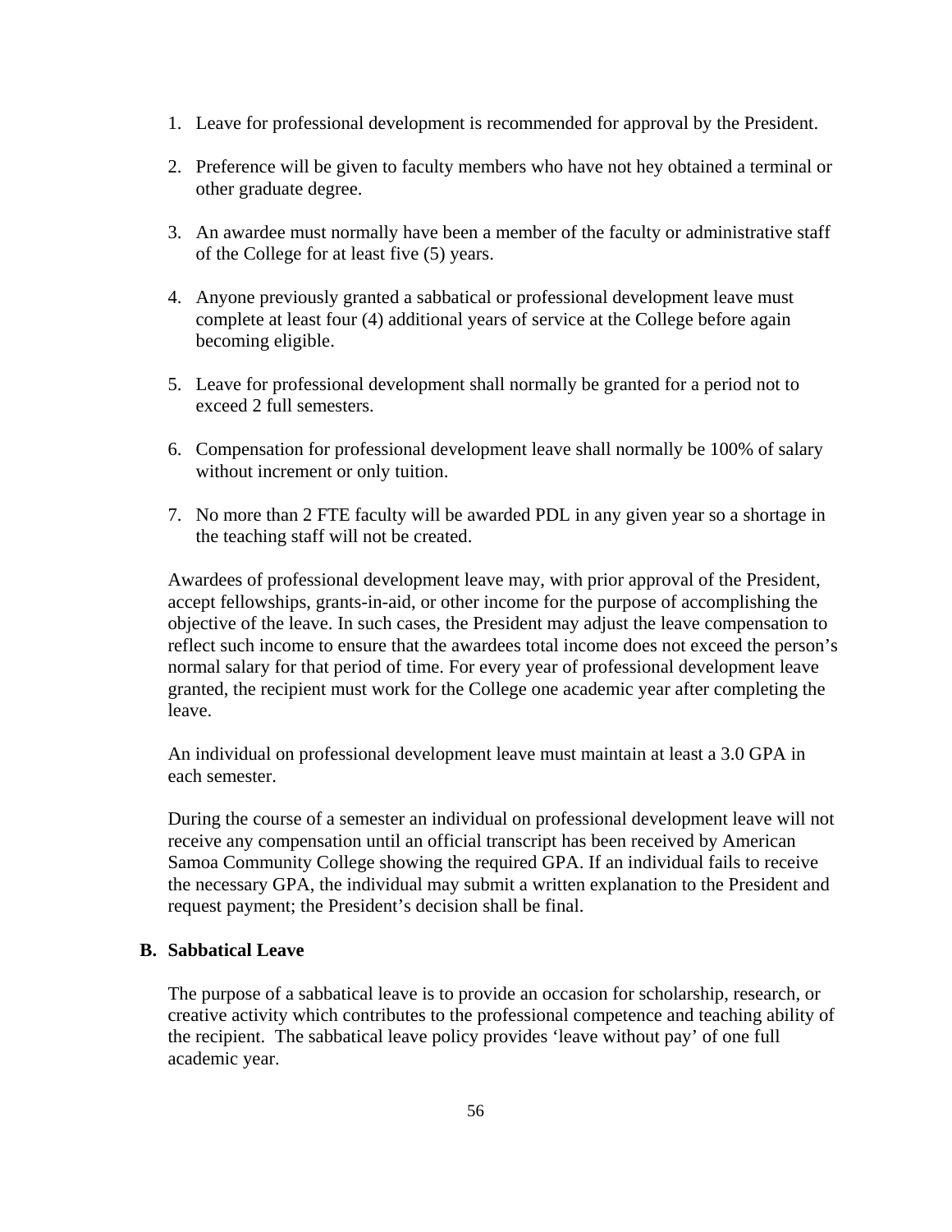1. Leave for professional development is recommended for approval by the President.

2. Preference will be given to faculty members who have not hey obtained a terminal or other graduate degree.

3. An awardee must normally have been a member of the faculty or administrative staff of the College for at least five (5) years.

4. Anyone previously granted a sabbatical or professional development leave must complete at least four (4) additional years of service at the College before again becoming eligible.

5. Leave for professional development shall normally be granted for a period not to exceed 2 full semesters.

6. Compensation for professional development leave shall normally be 100% of salary without increment or only tuition.

7. No more than 2 FTE faculty will be awarded PDL in any given year so a shortage in the teaching staff will not be created.

Awardees of professional development leave may, with prior approval of the President, accept fellowships, grants-in-aid, or other income for the purpose of accomplishing the objective of the leave. In such cases, the President may adjust the leave compensation to reflect such income to ensure that the awardees total income does not exceed the person's normal salary for that period of time. For every year of professional development leave granted, the recipient must work for the College one academic year after completing the leave.

An individual on professional development leave must maintain at least a 3.0 GPA in each semester.

During the course of a semester an individual on professional development leave will not receive any compensation until an official transcript has been received by American Samoa Community College showing the required GPA. If an individual fails to receive the necessary GPA, the individual may submit a written explanation to the President and request payment; the President's decision shall be final.

### B. Sabbatical Leave

The purpose of a sabbatical leave is to provide an occasion for scholarship, research, or creative activity which contributes to the professional competence and teaching ability of the recipient. The sabbatical leave policy provides 'leave without pay' of one full academic year.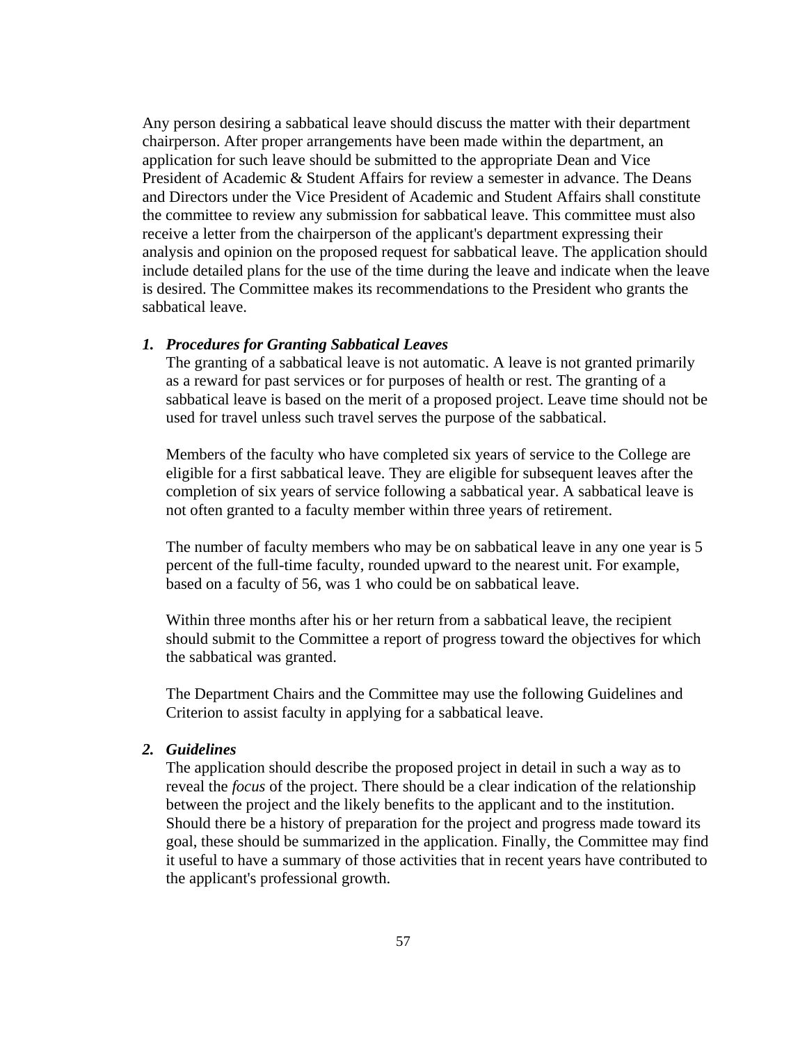Any person desiring a sabbatical leave should discuss the matter with their department chairperson. After proper arrangements have been made within the department, an application for such leave should be submitted to the appropriate Dean and Vice President of Academic & Student Affairs for review a semester in advance. The Deans and Directors under the Vice President of Academic and Student Affairs shall constitute the committee to review any submission for sabbatical leave. This committee must also receive a letter from the chairperson of the applicant's department expressing their analysis and opinion on the proposed request for sabbatical leave. The application should include detailed plans for the use of the time during the leave and indicate when the leave is desired. The Committee makes its recommendations to the President who grants the sabbatical leave.

1. ***Procedures for Granting Sabbatical Leaves***

   The granting of a sabbatical leave is not automatic. A leave is not granted primarily as a reward for past services or for purposes of health or rest. The granting of a sabbatical leave is based on the merit of a proposed project. Leave time should not be used for travel unless such travel serves the purpose of the sabbatical.

   Members of the faculty who have completed six years of service to the College are eligible for a first sabbatical leave. They are eligible for subsequent leaves after the completion of six years of service following a sabbatical year. A sabbatical leave is not often granted to a faculty member within three years of retirement.

   The number of faculty members who may be on sabbatical leave in any one year is 5 percent of the full-time faculty, rounded upward to the nearest unit. For example, based on a faculty of 56, was 1 who could be on sabbatical leave.

   Within three months after his or her return from a sabbatical leave, the recipient should submit to the Committee a report of progress toward the objectives for which the sabbatical was granted.

   The Department Chairs and the Committee may use the following Guidelines and Criterion to assist faculty in applying for a sabbatical leave.

2. ***Guidelines***

   The application should describe the proposed project in detail in such a way as to reveal the *focus* of the project. There should be a clear indication of the relationship between the project and the likely benefits to the applicant and to the institution. Should there be a history of preparation for the project and progress made toward its goal, these should be summarized in the application. Finally, the Committee may find it useful to have a summary of those activities that in recent years have contributed to the applicant's professional growth.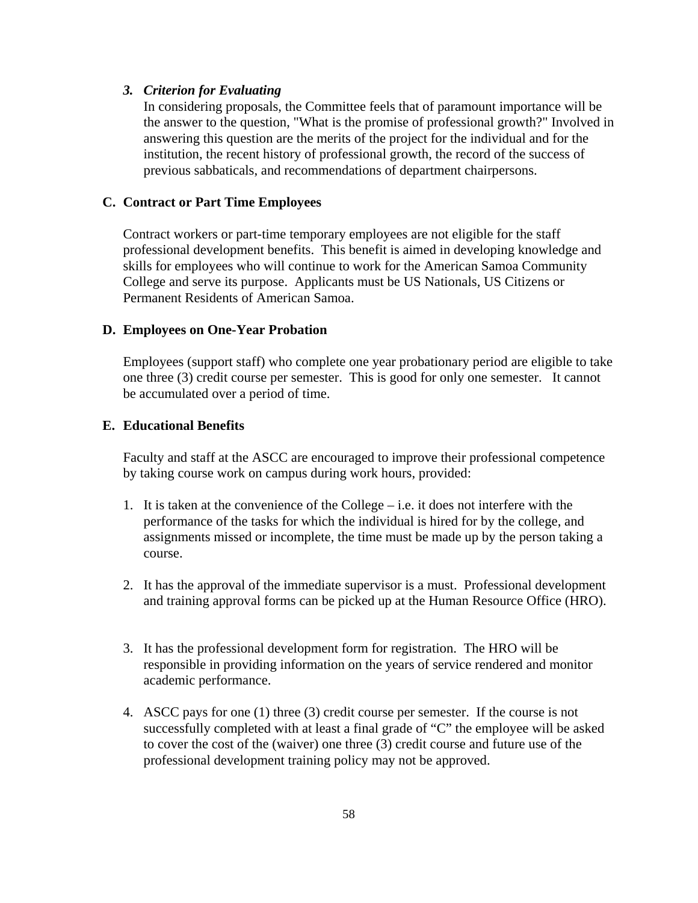### 3. *Criterion for Evaluating*

In considering proposals, the Committee feels that of paramount importance will be the answer to the question, "What is the promise of professional growth?" Involved in answering this question are the merits of the project for the individual and for the institution, the recent history of professional growth, the record of the success of previous sabbaticals, and recommendations of department chairpersons.

## C. Contract or Part Time Employees

Contract workers or part-time temporary employees are not eligible for the staff professional development benefits. This benefit is aimed in developing knowledge and skills for employees who will continue to work for the American Samoa Community College and serve its purpose. Applicants must be US Nationals, US Citizens or Permanent Residents of American Samoa.

## D. Employees on One-Year Probation

Employees (support staff) who complete one year probationary period are eligible to take one three (3) credit course per semester. This is good for only one semester. It cannot be accumulated over a period of time.

## E. Educational Benefits

Faculty and staff at the ASCC are encouraged to improve their professional competence by taking course work on campus during work hours, provided:

1. It is taken at the convenience of the College – i.e. it does not interfere with the performance of the tasks for which the individual is hired for by the college, and assignments missed or incomplete, the time must be made up by the person taking a course.

2. It has the approval of the immediate supervisor is a must. Professional development and training approval forms can be picked up at the Human Resource Office (HRO).

3. It has the professional development form for registration. The HRO will be responsible in providing information on the years of service rendered and monitor academic performance.

4. ASCC pays for one (1) three (3) credit course per semester. If the course is not successfully completed with at least a final grade of "C" the employee will be asked to cover the cost of the (waiver) one three (3) credit course and future use of the professional development training policy may not be approved.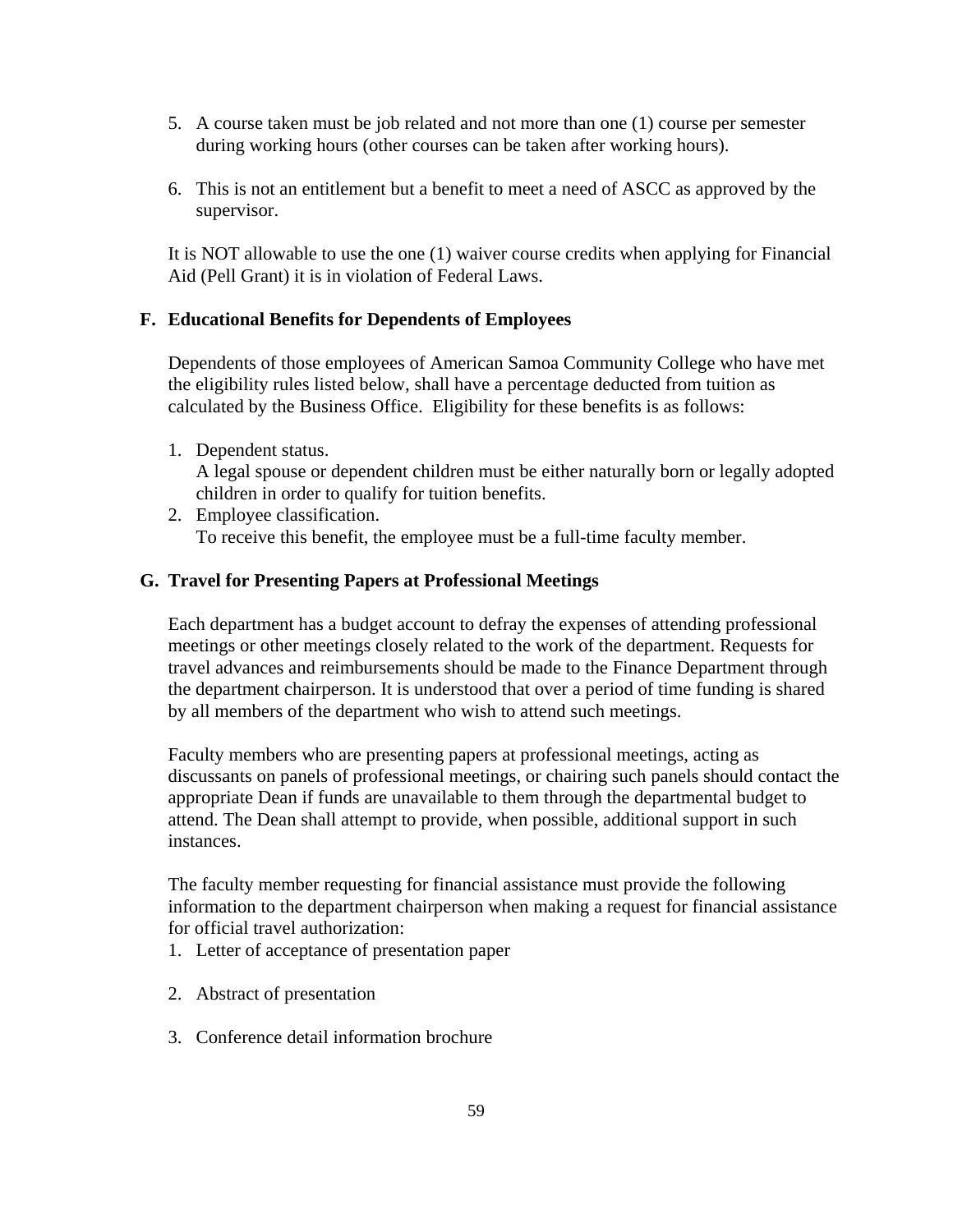5. A course taken must be job related and not more than one (1) course per semester during working hours (other courses can be taken after working hours).

6. This is not an entitlement but a benefit to meet a need of ASCC as approved by the supervisor.

It is NOT allowable to use the one (1) waiver course credits when applying for Financial Aid (Pell Grant) it is in violation of Federal Laws.

### F. Educational Benefits for Dependents of Employees

Dependents of those employees of American Samoa Community College who have met the eligibility rules listed below, shall have a percentage deducted from tuition as calculated by the Business Office. Eligibility for these benefits is as follows:

1. Dependent status.
   A legal spouse or dependent children must be either naturally born or legally adopted children in order to qualify for tuition benefits.
2. Employee classification.
   To receive this benefit, the employee must be a full-time faculty member.

### G. Travel for Presenting Papers at Professional Meetings

Each department has a budget account to defray the expenses of attending professional meetings or other meetings closely related to the work of the department. Requests for travel advances and reimbursements should be made to the Finance Department through the department chairperson. It is understood that over a period of time funding is shared by all members of the department who wish to attend such meetings.

Faculty members who are presenting papers at professional meetings, acting as discussants on panels of professional meetings, or chairing such panels should contact the appropriate Dean if funds are unavailable to them through the departmental budget to attend. The Dean shall attempt to provide, when possible, additional support in such instances.

The faculty member requesting for financial assistance must provide the following information to the department chairperson when making a request for financial assistance for official travel authorization:

1. Letter of acceptance of presentation paper

2. Abstract of presentation

3. Conference detail information brochure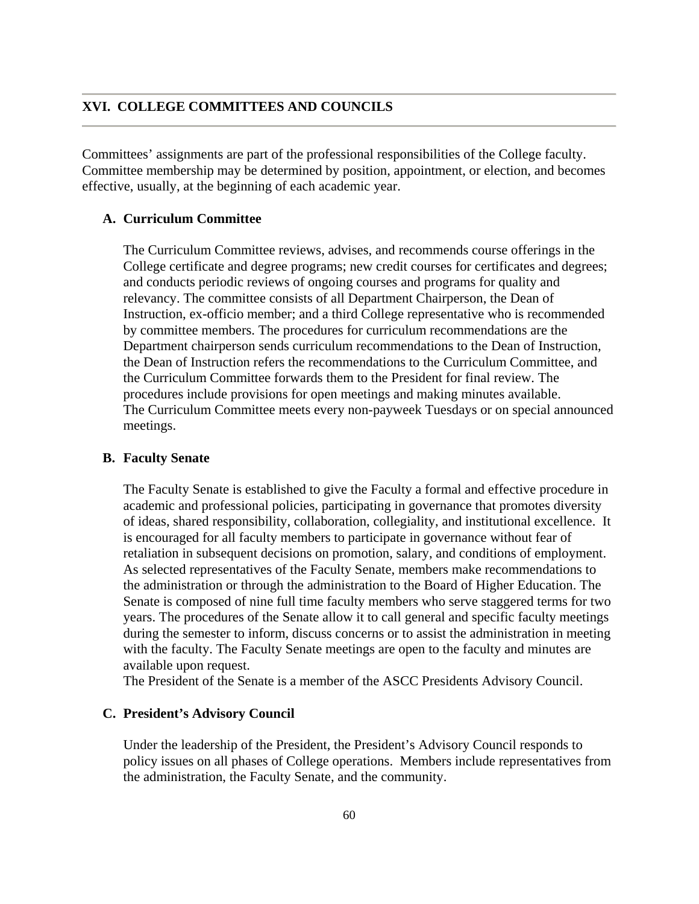## XVI. COLLEGE COMMITTEES AND COUNCILS

Committees' assignments are part of the professional responsibilities of the College faculty. Committee membership may be determined by position, appointment, or election, and becomes effective, usually, at the beginning of each academic year.

### A. Curriculum Committee

The Curriculum Committee reviews, advises, and recommends course offerings in the College certificate and degree programs; new credit courses for certificates and degrees; and conducts periodic reviews of ongoing courses and programs for quality and relevancy. The committee consists of all Department Chairperson, the Dean of Instruction, ex-officio member; and a third College representative who is recommended by committee members. The procedures for curriculum recommendations are the Department chairperson sends curriculum recommendations to the Dean of Instruction, the Dean of Instruction refers the recommendations to the Curriculum Committee, and the Curriculum Committee forwards them to the President for final review. The procedures include provisions for open meetings and making minutes available.
The Curriculum Committee meets every non-payweek Tuesdays or on special announced meetings.

### B. Faculty Senate

The Faculty Senate is established to give the Faculty a formal and effective procedure in academic and professional policies, participating in governance that promotes diversity of ideas, shared responsibility, collaboration, collegiality, and institutional excellence. It is encouraged for all faculty members to participate in governance without fear of retaliation in subsequent decisions on promotion, salary, and conditions of employment. As selected representatives of the Faculty Senate, members make recommendations to the administration or through the administration to the Board of Higher Education. The Senate is composed of nine full time faculty members who serve staggered terms for two years. The procedures of the Senate allow it to call general and specific faculty meetings during the semester to inform, discuss concerns or to assist the administration in meeting with the faculty. The Faculty Senate meetings are open to the faculty and minutes are available upon request.
The President of the Senate is a member of the ASCC Presidents Advisory Council.

### C. President's Advisory Council

Under the leadership of the President, the President's Advisory Council responds to policy issues on all phases of College operations. Members include representatives from the administration, the Faculty Senate, and the community.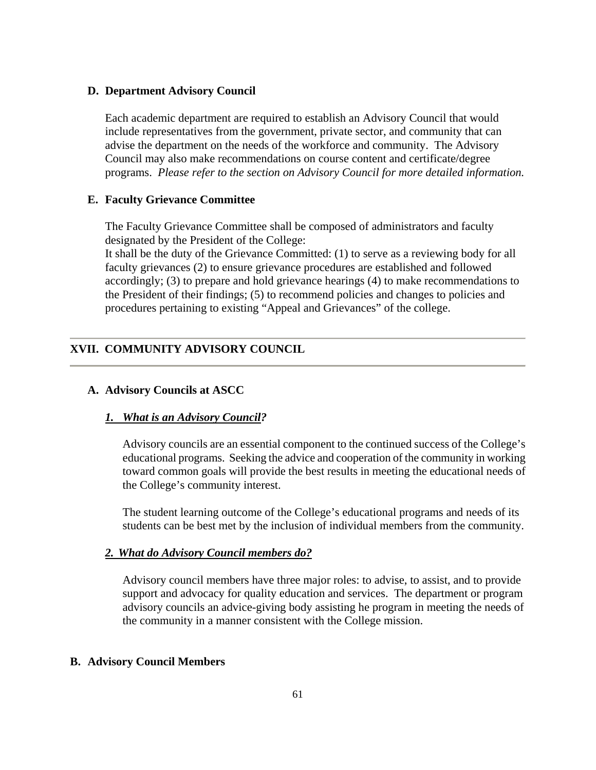### D. Department Advisory Council

Each academic department are required to establish an Advisory Council that would include representatives from the government, private sector, and community that can advise the department on the needs of the workforce and community. The Advisory Council may also make recommendations on course content and certificate/degree programs. *Please refer to the section on Advisory Council for more detailed information.*

### E. Faculty Grievance Committee

The Faculty Grievance Committee shall be composed of administrators and faculty designated by the President of the College:
It shall be the duty of the Grievance Committed: (1) to serve as a reviewing body for all faculty grievances (2) to ensure grievance procedures are established and followed accordingly; (3) to prepare and hold grievance hearings (4) to make recommendations to the President of their findings; (5) to recommend policies and changes to policies and procedures pertaining to existing "Appeal and Grievances" of the college.

---

## XVII. COMMUNITY ADVISORY COUNCIL

---

### A. Advisory Councils at ASCC

#### ***1. What is an Advisory Council?***

Advisory councils are an essential component to the continued success of the College's educational programs. Seeking the advice and cooperation of the community in working toward common goals will provide the best results in meeting the educational needs of the College's community interest.

The student learning outcome of the College's educational programs and needs of its students can be best met by the inclusion of individual members from the community.

#### ***2. What do Advisory Council members do?***

Advisory council members have three major roles: to advise, to assist, and to provide support and advocacy for quality education and services. The department or program advisory councils an advice-giving body assisting he program in meeting the needs of the community in a manner consistent with the College mission.

### B. Advisory Council Members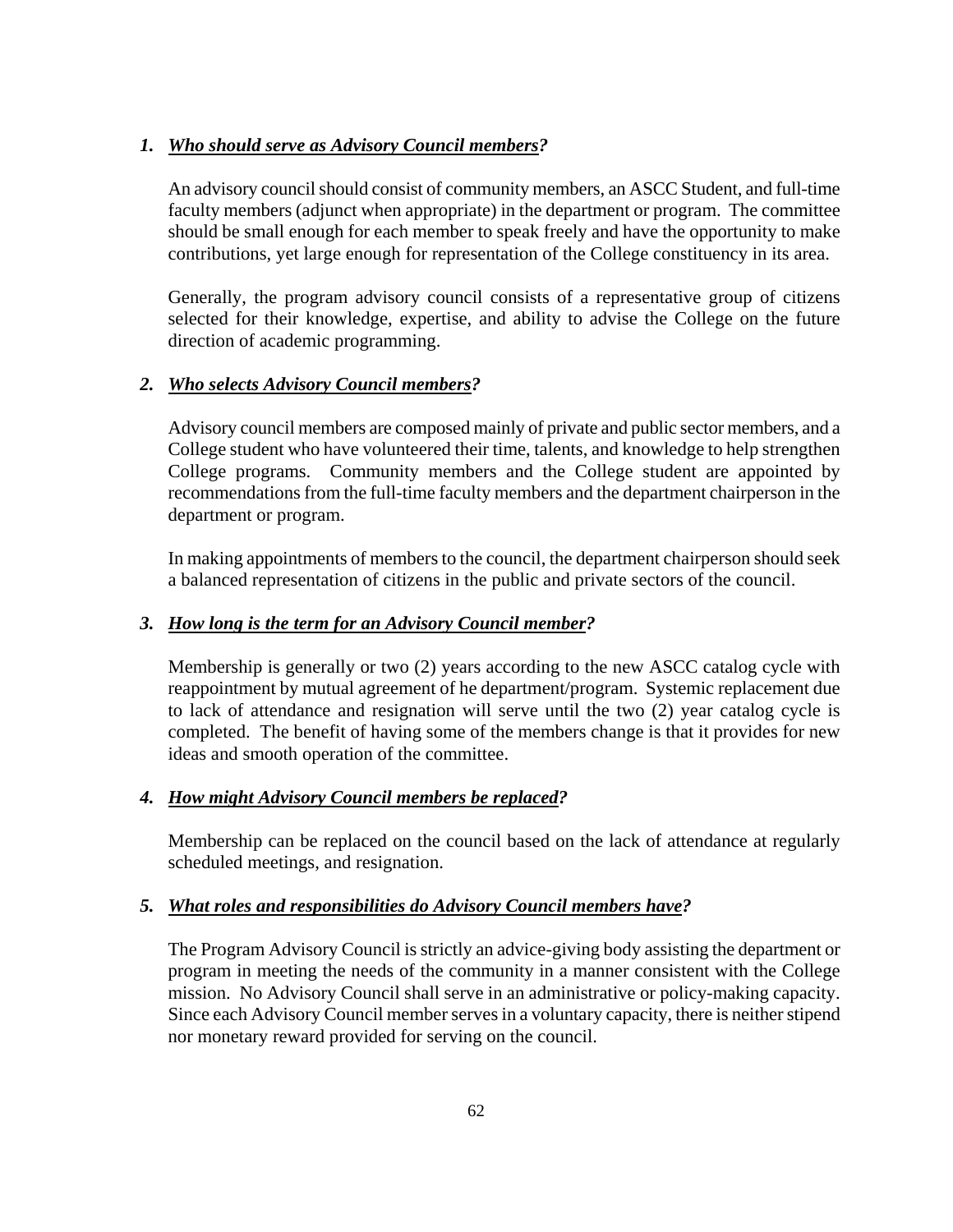1. ***Who should serve as Advisory Council members?***

   An advisory council should consist of community members, an ASCC Student, and full-time faculty members (adjunct when appropriate) in the department or program. The committee should be small enough for each member to speak freely and have the opportunity to make contributions, yet large enough for representation of the College constituency in its area.

   Generally, the program advisory council consists of a representative group of citizens selected for their knowledge, expertise, and ability to advise the College on the future direction of academic programming.

2. ***Who selects Advisory Council members?***

   Advisory council members are composed mainly of private and public sector members, and a College student who have volunteered their time, talents, and knowledge to help strengthen College programs. Community members and the College student are appointed by recommendations from the full-time faculty members and the department chairperson in the department or program.

   In making appointments of members to the council, the department chairperson should seek a balanced representation of citizens in the public and private sectors of the council.

3. ***How long is the term for an Advisory Council member?***

   Membership is generally or two (2) years according to the new ASCC catalog cycle with reappointment by mutual agreement of he department/program. Systemic replacement due to lack of attendance and resignation will serve until the two (2) year catalog cycle is completed. The benefit of having some of the members change is that it provides for new ideas and smooth operation of the committee.

4. ***How might Advisory Council members be replaced?***

   Membership can be replaced on the council based on the lack of attendance at regularly scheduled meetings, and resignation.

5. ***What roles and responsibilities do Advisory Council members have?***

   The Program Advisory Council is strictly an advice-giving body assisting the department or program in meeting the needs of the community in a manner consistent with the College mission. No Advisory Council shall serve in an administrative or policy-making capacity. Since each Advisory Council member serves in a voluntary capacity, there is neither stipend nor monetary reward provided for serving on the council.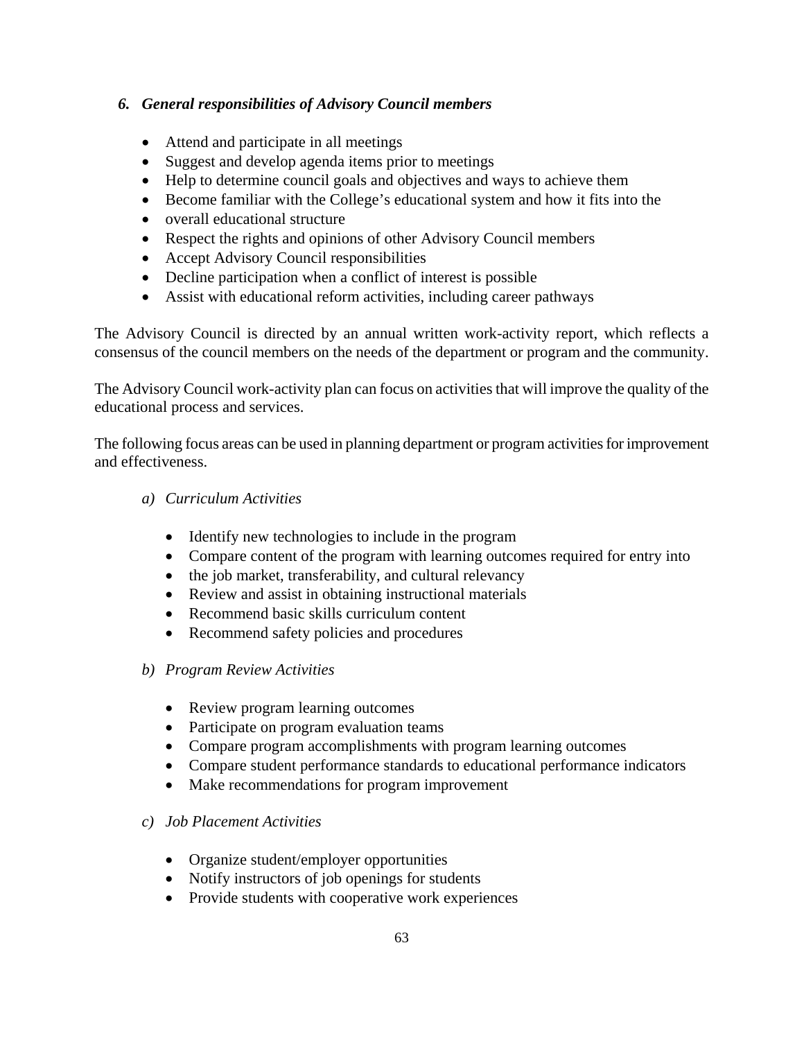### *6. General responsibilities of Advisory Council members*

- Attend and participate in all meetings
- Suggest and develop agenda items prior to meetings
- Help to determine council goals and objectives and ways to achieve them
- Become familiar with the College's educational system and how it fits into the
- overall educational structure
- Respect the rights and opinions of other Advisory Council members
- Accept Advisory Council responsibilities
- Decline participation when a conflict of interest is possible
- Assist with educational reform activities, including career pathways

The Advisory Council is directed by an annual written work-activity report, which reflects a consensus of the council members on the needs of the department or program and the community.

The Advisory Council work-activity plan can focus on activities that will improve the quality of the educational process and services.

The following focus areas can be used in planning department or program activities for improvement and effectiveness.

*a) Curriculum Activities*

- Identify new technologies to include in the program
- Compare content of the program with learning outcomes required for entry into
- the job market, transferability, and cultural relevancy
- Review and assist in obtaining instructional materials
- Recommend basic skills curriculum content
- Recommend safety policies and procedures

*b) Program Review Activities*

- Review program learning outcomes
- Participate on program evaluation teams
- Compare program accomplishments with program learning outcomes
- Compare student performance standards to educational performance indicators
- Make recommendations for program improvement

*c) Job Placement Activities*

- Organize student/employer opportunities
- Notify instructors of job openings for students
- Provide students with cooperative work experiences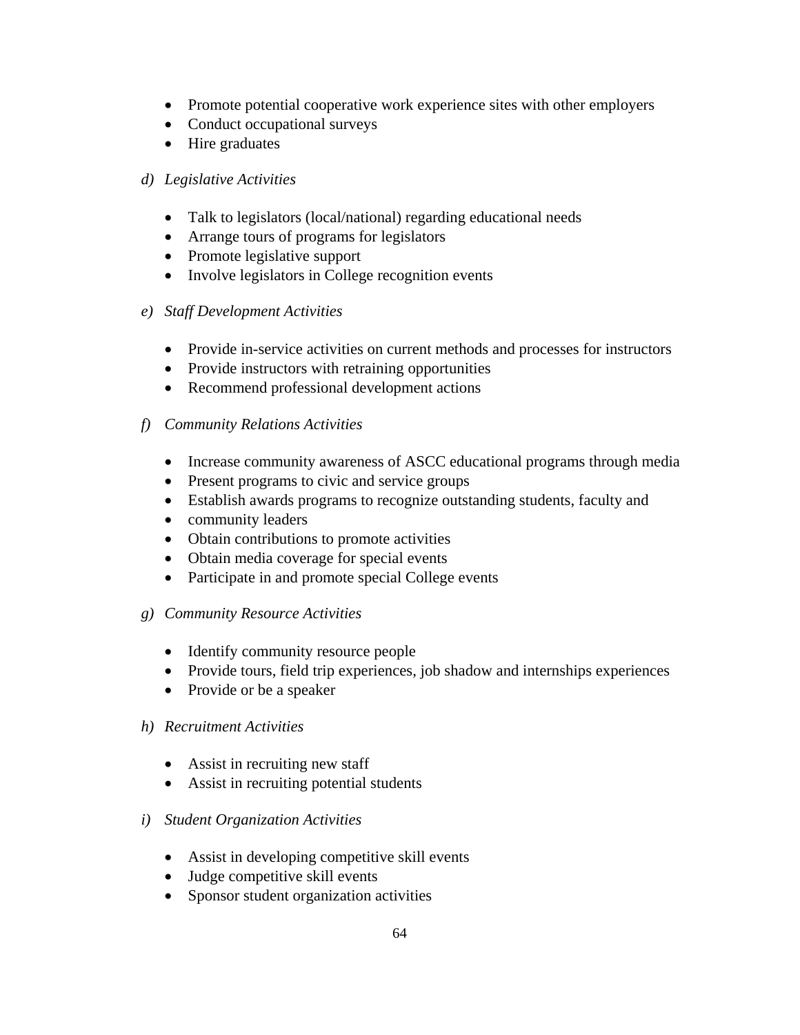- Promote potential cooperative work experience sites with other employers
- Conduct occupational surveys
- Hire graduates

d) *Legislative Activities*

- Talk to legislators (local/national) regarding educational needs
- Arrange tours of programs for legislators
- Promote legislative support
- Involve legislators in College recognition events

e) *Staff Development Activities*

- Provide in-service activities on current methods and processes for instructors
- Provide instructors with retraining opportunities
- Recommend professional development actions

f) *Community Relations Activities*

- Increase community awareness of ASCC educational programs through media
- Present programs to civic and service groups
- Establish awards programs to recognize outstanding students, faculty and
- community leaders
- Obtain contributions to promote activities
- Obtain media coverage for special events
- Participate in and promote special College events

g) *Community Resource Activities*

- Identify community resource people
- Provide tours, field trip experiences, job shadow and internships experiences
- Provide or be a speaker

h) *Recruitment Activities*

- Assist in recruiting new staff
- Assist in recruiting potential students

i) *Student Organization Activities*

- Assist in developing competitive skill events
- Judge competitive skill events
- Sponsor student organization activities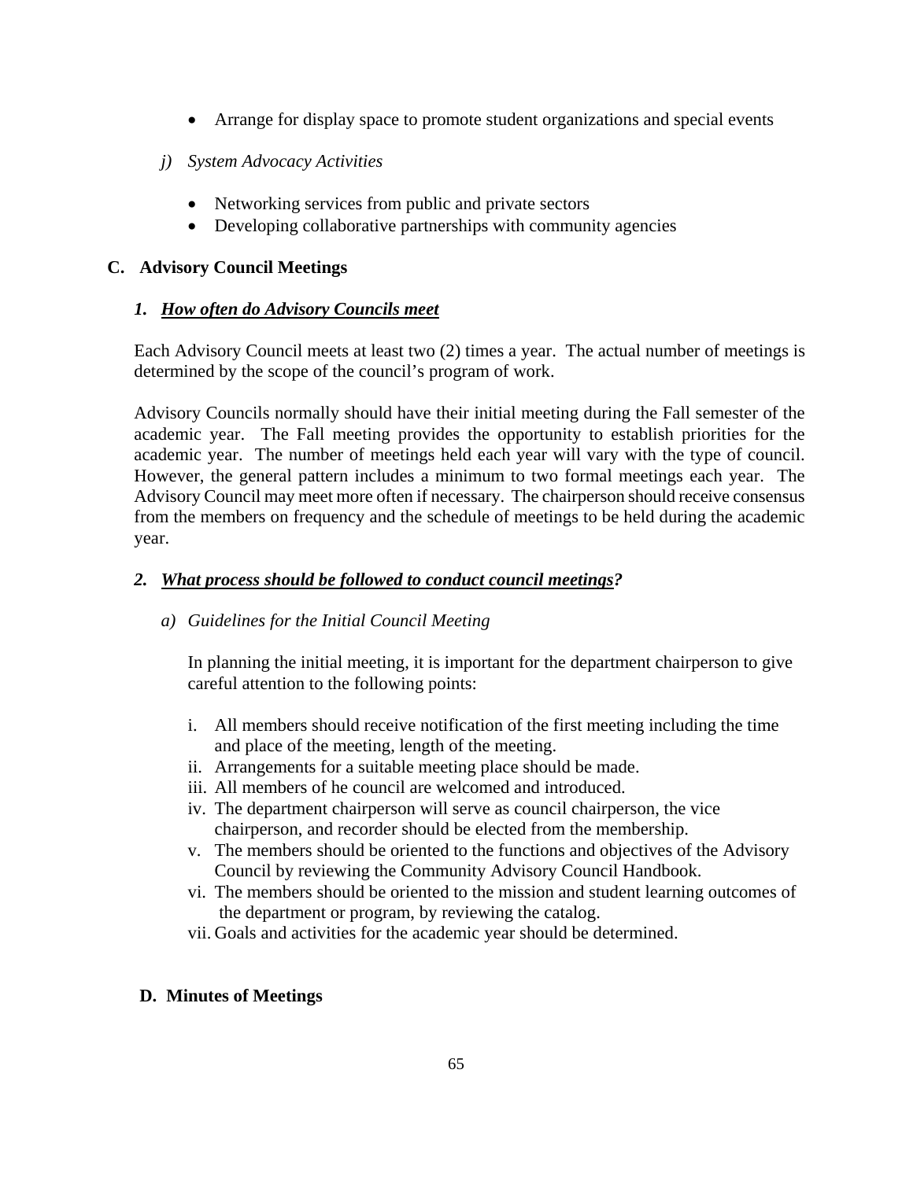- Arrange for display space to promote student organizations and special events

*j) System Advocacy Activities*

- Networking services from public and private sectors
- Developing collaborative partnerships with community agencies

## C. Advisory Council Meetings

### *1. <u>How often do Advisory Councils meet</u>*

Each Advisory Council meets at least two (2) times a year. The actual number of meetings is determined by the scope of the council's program of work.

Advisory Councils normally should have their initial meeting during the Fall semester of the academic year. The Fall meeting provides the opportunity to establish priorities for the academic year. The number of meetings held each year will vary with the type of council. However, the general pattern includes a minimum to two formal meetings each year. The Advisory Council may meet more often if necessary. The chairperson should receive consensus from the members on frequency and the schedule of meetings to be held during the academic year.

### *2. <u>What process should be followed to conduct council meetings</u>?*

*a) Guidelines for the Initial Council Meeting*

In planning the initial meeting, it is important for the department chairperson to give careful attention to the following points:

i. All members should receive notification of the first meeting including the time and place of the meeting, length of the meeting.
ii. Arrangements for a suitable meeting place should be made.
iii. All members of he council are welcomed and introduced.
iv. The department chairperson will serve as council chairperson, the vice chairperson, and recorder should be elected from the membership.
v. The members should be oriented to the functions and objectives of the Advisory Council by reviewing the Community Advisory Council Handbook.
vi. The members should be oriented to the mission and student learning outcomes of the department or program, by reviewing the catalog.
vii. Goals and activities for the academic year should be determined.

## D. Minutes of Meetings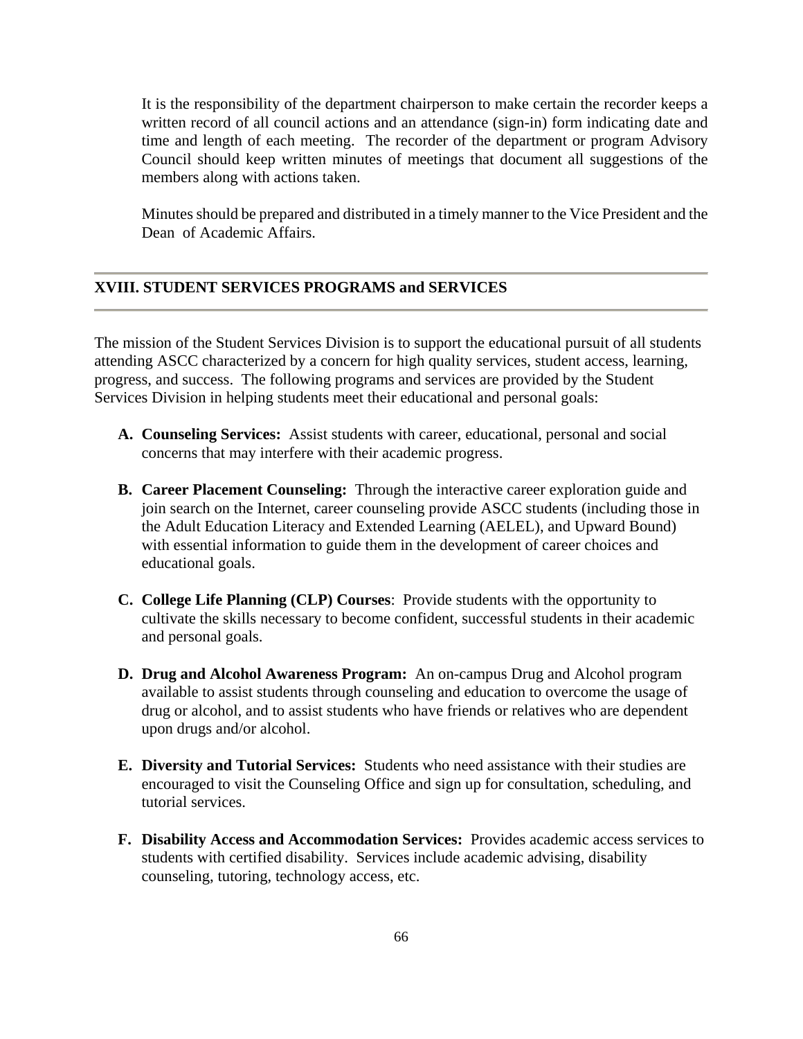It is the responsibility of the department chairperson to make certain the recorder keeps a written record of all council actions and an attendance (sign-in) form indicating date and time and length of each meeting. The recorder of the department or program Advisory Council should keep written minutes of meetings that document all suggestions of the members along with actions taken.

Minutes should be prepared and distributed in a timely manner to the Vice President and the Dean of Academic Affairs.

## XVIII. STUDENT SERVICES PROGRAMS and SERVICES

The mission of the Student Services Division is to support the educational pursuit of all students attending ASCC characterized by a concern for high quality services, student access, learning, progress, and success. The following programs and services are provided by the Student Services Division in helping students meet their educational and personal goals:

**A. Counseling Services:** Assist students with career, educational, personal and social concerns that may interfere with their academic progress.

**B. Career Placement Counseling:** Through the interactive career exploration guide and join search on the Internet, career counseling provide ASCC students (including those in the Adult Education Literacy and Extended Learning (AELEL), and Upward Bound) with essential information to guide them in the development of career choices and educational goals.

**C. College Life Planning (CLP) Courses**: Provide students with the opportunity to cultivate the skills necessary to become confident, successful students in their academic and personal goals.

**D. Drug and Alcohol Awareness Program:** An on-campus Drug and Alcohol program available to assist students through counseling and education to overcome the usage of drug or alcohol, and to assist students who have friends or relatives who are dependent upon drugs and/or alcohol.

**E. Diversity and Tutorial Services:** Students who need assistance with their studies are encouraged to visit the Counseling Office and sign up for consultation, scheduling, and tutorial services.

**F. Disability Access and Accommodation Services:** Provides academic access services to students with certified disability. Services include academic advising, disability counseling, tutoring, technology access, etc.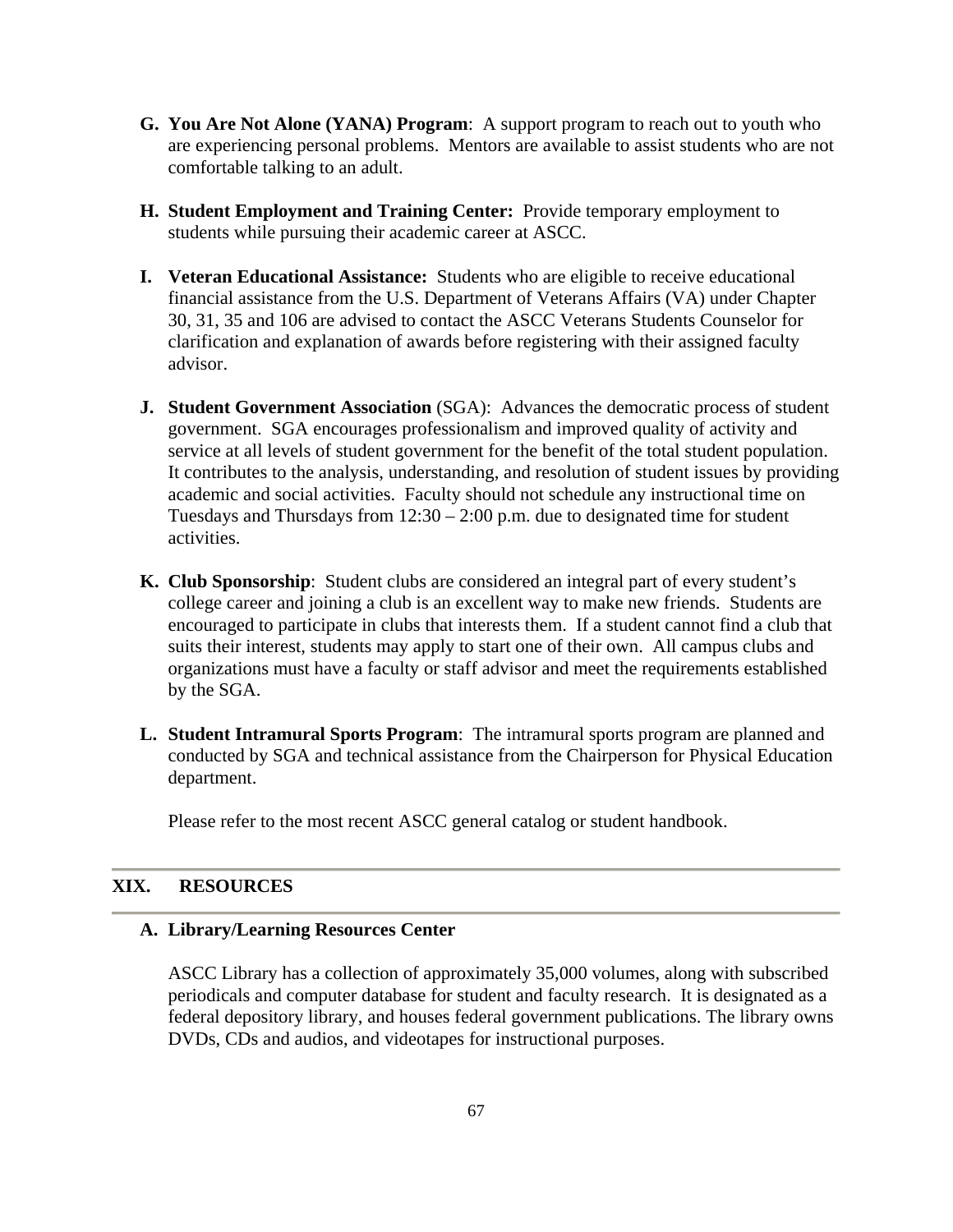**G. You Are Not Alone (YANA) Program**: A support program to reach out to youth who are experiencing personal problems. Mentors are available to assist students who are not comfortable talking to an adult.

**H. Student Employment and Training Center:** Provide temporary employment to students while pursuing their academic career at ASCC.

**I. Veteran Educational Assistance:** Students who are eligible to receive educational financial assistance from the U.S. Department of Veterans Affairs (VA) under Chapter 30, 31, 35 and 106 are advised to contact the ASCC Veterans Students Counselor for clarification and explanation of awards before registering with their assigned faculty advisor.

**J. Student Government Association** (SGA): Advances the democratic process of student government. SGA encourages professionalism and improved quality of activity and service at all levels of student government for the benefit of the total student population. It contributes to the analysis, understanding, and resolution of student issues by providing academic and social activities. Faculty should not schedule any instructional time on Tuesdays and Thursdays from 12:30 – 2:00 p.m. due to designated time for student activities.

**K. Club Sponsorship**: Student clubs are considered an integral part of every student's college career and joining a club is an excellent way to make new friends. Students are encouraged to participate in clubs that interests them. If a student cannot find a club that suits their interest, students may apply to start one of their own. All campus clubs and organizations must have a faculty or staff advisor and meet the requirements established by the SGA.

**L. Student Intramural Sports Program**: The intramural sports program are planned and conducted by SGA and technical assistance from the Chairperson for Physical Education department.

Please refer to the most recent ASCC general catalog or student handbook.

## XIX. RESOURCES

### A. Library/Learning Resources Center

ASCC Library has a collection of approximately 35,000 volumes, along with subscribed periodicals and computer database for student and faculty research. It is designated as a federal depository library, and houses federal government publications. The library owns DVDs, CDs and audios, and videotapes for instructional purposes.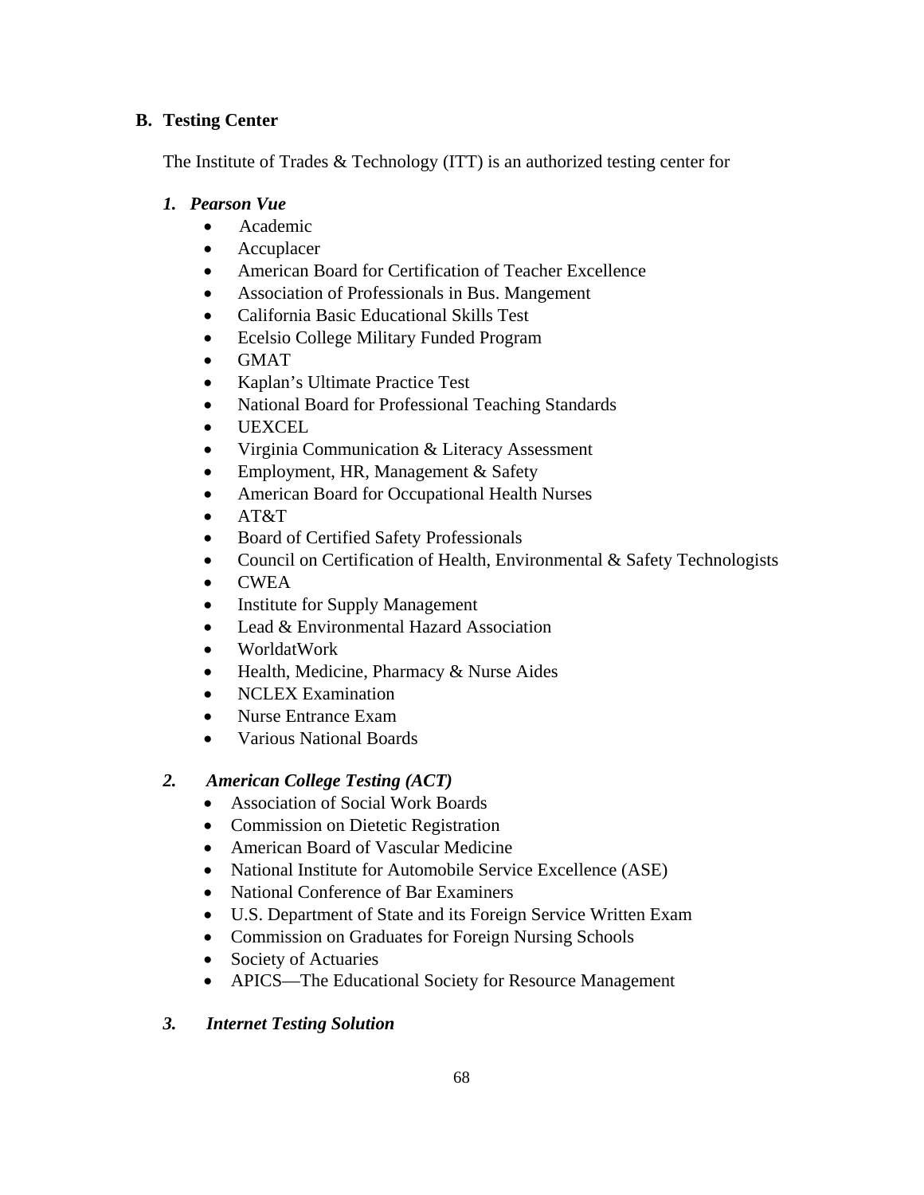## B. Testing Center

The Institute of Trades & Technology (ITT) is an authorized testing center for

### *1. Pearson Vue*

- Academic
- Accuplacer
- American Board for Certification of Teacher Excellence
- Association of Professionals in Bus. Mangement
- California Basic Educational Skills Test
- Ecelsio College Military Funded Program
- GMAT
- Kaplan's Ultimate Practice Test
- National Board for Professional Teaching Standards
- UEXCEL
- Virginia Communication & Literacy Assessment
- Employment, HR, Management & Safety
- American Board for Occupational Health Nurses
- AT&T
- Board of Certified Safety Professionals
- Council on Certification of Health, Environmental & Safety Technologists
- CWEA
- Institute for Supply Management
- Lead & Environmental Hazard Association
- WorldatWork
- Health, Medicine, Pharmacy & Nurse Aides
- NCLEX Examination
- Nurse Entrance Exam
- Various National Boards

### *2. American College Testing (ACT)*

- Association of Social Work Boards
- Commission on Dietetic Registration
- American Board of Vascular Medicine
- National Institute for Automobile Service Excellence (ASE)
- National Conference of Bar Examiners
- U.S. Department of State and its Foreign Service Written Exam
- Commission on Graduates for Foreign Nursing Schools
- Society of Actuaries
- APICS—The Educational Society for Resource Management

### *3. Internet Testing Solution*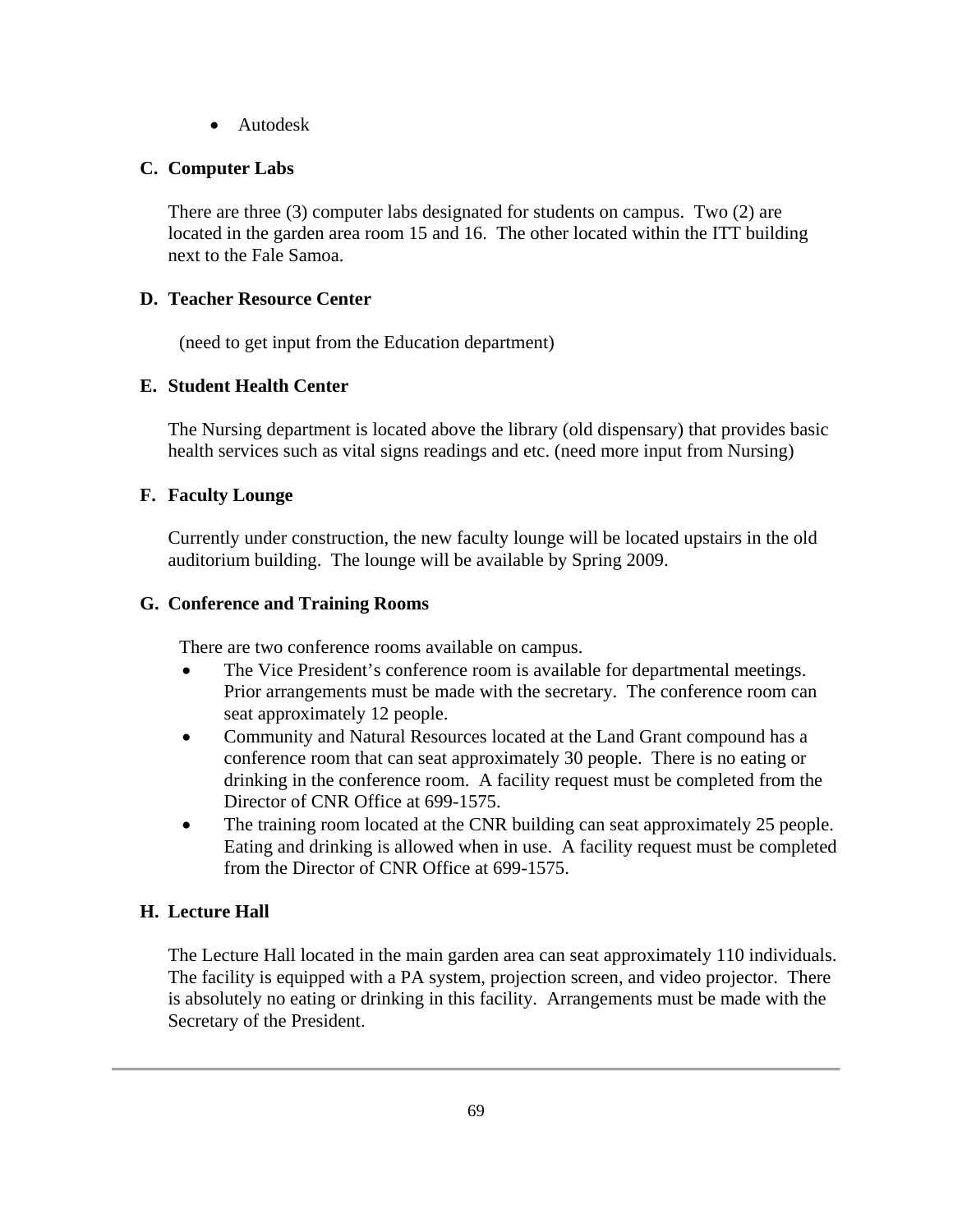- Autodesk

### C. Computer Labs

There are three (3) computer labs designated for students on campus. Two (2) are located in the garden area room 15 and 16. The other located within the ITT building next to the Fale Samoa.

### D. Teacher Resource Center

(need to get input from the Education department)

### E. Student Health Center

The Nursing department is located above the library (old dispensary) that provides basic health services such as vital signs readings and etc. (need more input from Nursing)

### F. Faculty Lounge

Currently under construction, the new faculty lounge will be located upstairs in the old auditorium building. The lounge will be available by Spring 2009.

### G. Conference and Training Rooms

There are two conference rooms available on campus.

- The Vice President's conference room is available for departmental meetings. Prior arrangements must be made with the secretary. The conference room can seat approximately 12 people.
- Community and Natural Resources located at the Land Grant compound has a conference room that can seat approximately 30 people. There is no eating or drinking in the conference room. A facility request must be completed from the Director of CNR Office at 699-1575.
- The training room located at the CNR building can seat approximately 25 people. Eating and drinking is allowed when in use. A facility request must be completed from the Director of CNR Office at 699-1575.

### H. Lecture Hall

The Lecture Hall located in the main garden area can seat approximately 110 individuals. The facility is equipped with a PA system, projection screen, and video projector. There is absolutely no eating or drinking in this facility. Arrangements must be made with the Secretary of the President.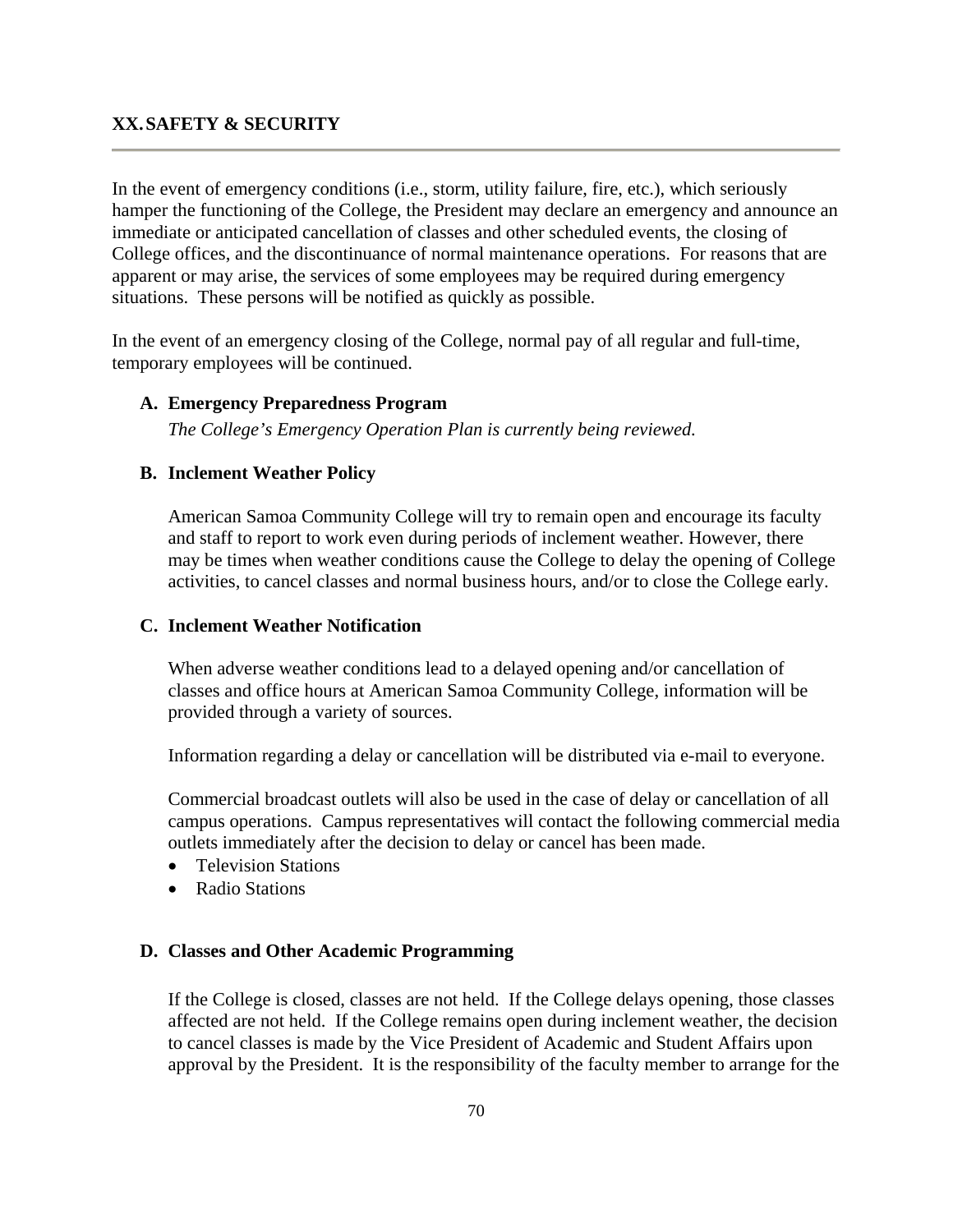## XX. SAFETY & SECURITY

In the event of emergency conditions (i.e., storm, utility failure, fire, etc.), which seriously hamper the functioning of the College, the President may declare an emergency and announce an immediate or anticipated cancellation of classes and other scheduled events, the closing of College offices, and the discontinuance of normal maintenance operations. For reasons that are apparent or may arise, the services of some employees may be required during emergency situations. These persons will be notified as quickly as possible.

In the event of an emergency closing of the College, normal pay of all regular and full-time, temporary employees will be continued.

### A. Emergency Preparedness Program

*The College's Emergency Operation Plan is currently being reviewed.*

### B. Inclement Weather Policy

American Samoa Community College will try to remain open and encourage its faculty and staff to report to work even during periods of inclement weather. However, there may be times when weather conditions cause the College to delay the opening of College activities, to cancel classes and normal business hours, and/or to close the College early.

### C. Inclement Weather Notification

When adverse weather conditions lead to a delayed opening and/or cancellation of classes and office hours at American Samoa Community College, information will be provided through a variety of sources.

Information regarding a delay or cancellation will be distributed via e-mail to everyone.

Commercial broadcast outlets will also be used in the case of delay or cancellation of all campus operations. Campus representatives will contact the following commercial media outlets immediately after the decision to delay or cancel has been made.

- Television Stations
- Radio Stations

### D. Classes and Other Academic Programming

If the College is closed, classes are not held. If the College delays opening, those classes affected are not held. If the College remains open during inclement weather, the decision to cancel classes is made by the Vice President of Academic and Student Affairs upon approval by the President. It is the responsibility of the faculty member to arrange for the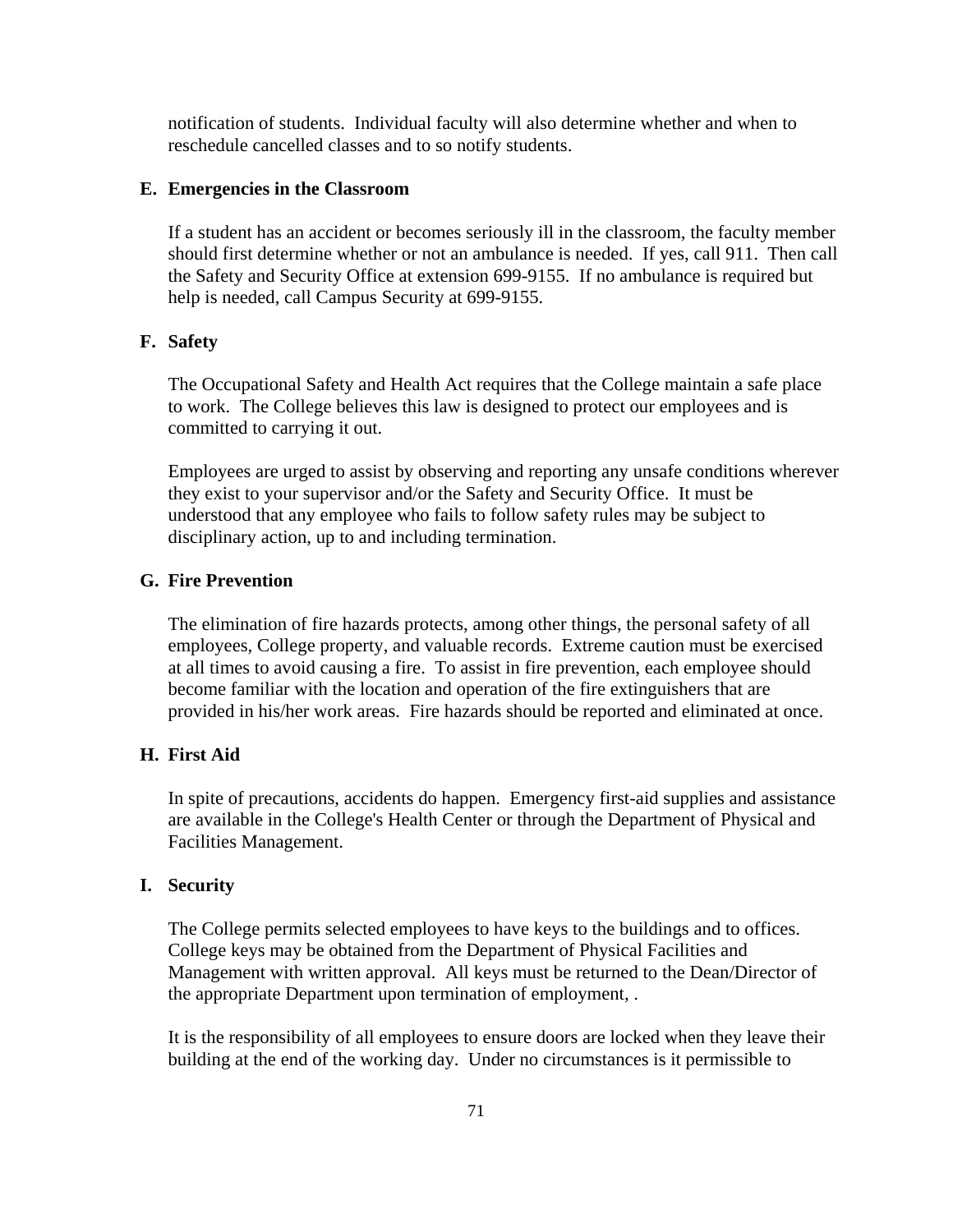notification of students. Individual faculty will also determine whether and when to reschedule cancelled classes and to so notify students.

### E. Emergencies in the Classroom

If a student has an accident or becomes seriously ill in the classroom, the faculty member should first determine whether or not an ambulance is needed. If yes, call 911. Then call the Safety and Security Office at extension 699-9155. If no ambulance is required but help is needed, call Campus Security at 699-9155.

### F. Safety

The Occupational Safety and Health Act requires that the College maintain a safe place to work. The College believes this law is designed to protect our employees and is committed to carrying it out.

Employees are urged to assist by observing and reporting any unsafe conditions wherever they exist to your supervisor and/or the Safety and Security Office. It must be understood that any employee who fails to follow safety rules may be subject to disciplinary action, up to and including termination.

### G. Fire Prevention

The elimination of fire hazards protects, among other things, the personal safety of all employees, College property, and valuable records. Extreme caution must be exercised at all times to avoid causing a fire. To assist in fire prevention, each employee should become familiar with the location and operation of the fire extinguishers that are provided in his/her work areas. Fire hazards should be reported and eliminated at once.

### H. First Aid

In spite of precautions, accidents do happen. Emergency first-aid supplies and assistance are available in the College's Health Center or through the Department of Physical and Facilities Management.

### I. Security

The College permits selected employees to have keys to the buildings and to offices. College keys may be obtained from the Department of Physical Facilities and Management with written approval. All keys must be returned to the Dean/Director of the appropriate Department upon termination of employment, .

It is the responsibility of all employees to ensure doors are locked when they leave their building at the end of the working day. Under no circumstances is it permissible to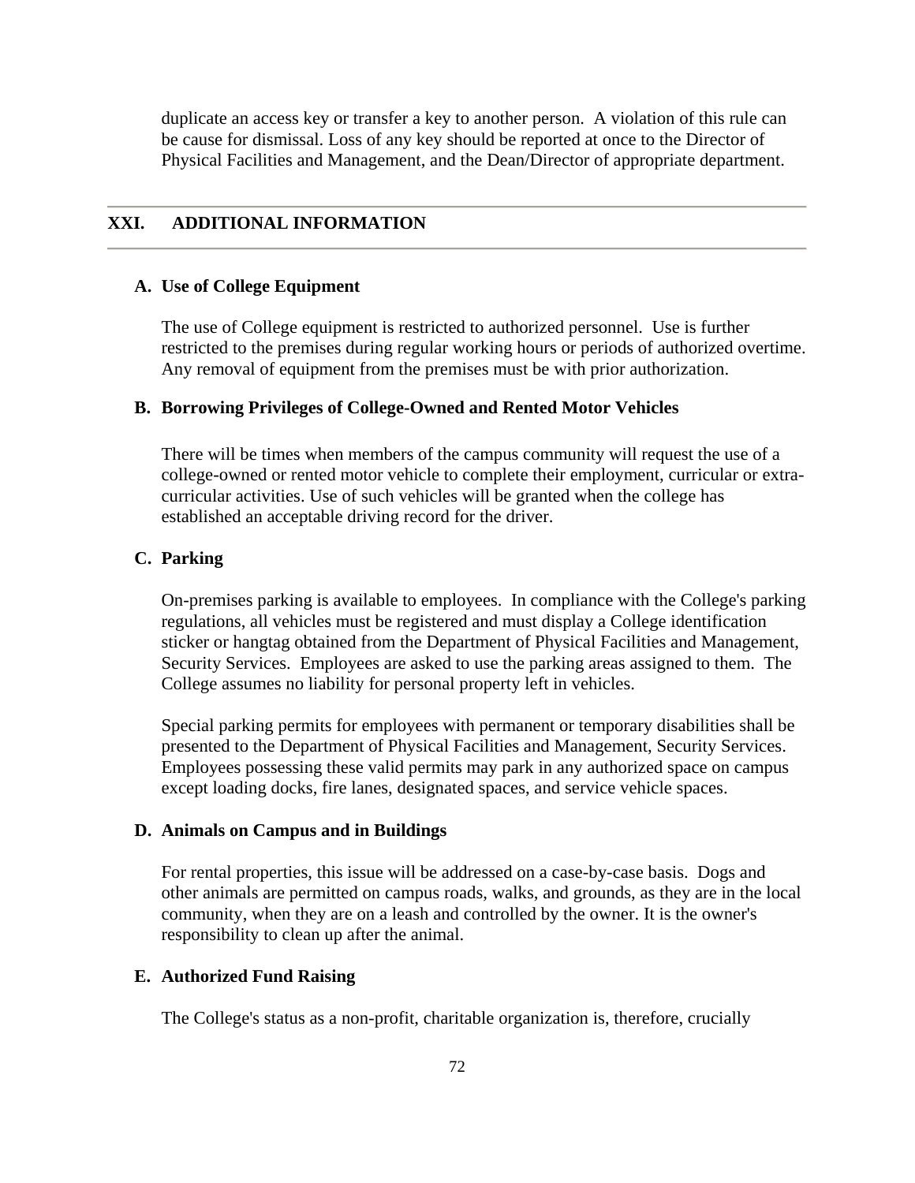duplicate an access key or transfer a key to another person. A violation of this rule can be cause for dismissal. Loss of any key should be reported at once to the Director of Physical Facilities and Management, and the Dean/Director of appropriate department.

## XXI. ADDITIONAL INFORMATION

### A. Use of College Equipment

The use of College equipment is restricted to authorized personnel. Use is further restricted to the premises during regular working hours or periods of authorized overtime. Any removal of equipment from the premises must be with prior authorization.

### B. Borrowing Privileges of College-Owned and Rented Motor Vehicles

There will be times when members of the campus community will request the use of a college-owned or rented motor vehicle to complete their employment, curricular or extra-curricular activities. Use of such vehicles will be granted when the college has established an acceptable driving record for the driver.

### C. Parking

On-premises parking is available to employees. In compliance with the College's parking regulations, all vehicles must be registered and must display a College identification sticker or hangtag obtained from the Department of Physical Facilities and Management, Security Services. Employees are asked to use the parking areas assigned to them. The College assumes no liability for personal property left in vehicles.

Special parking permits for employees with permanent or temporary disabilities shall be presented to the Department of Physical Facilities and Management, Security Services. Employees possessing these valid permits may park in any authorized space on campus except loading docks, fire lanes, designated spaces, and service vehicle spaces.

### D. Animals on Campus and in Buildings

For rental properties, this issue will be addressed on a case-by-case basis. Dogs and other animals are permitted on campus roads, walks, and grounds, as they are in the local community, when they are on a leash and controlled by the owner. It is the owner's responsibility to clean up after the animal.

### E. Authorized Fund Raising

The College's status as a non-profit, charitable organization is, therefore, crucially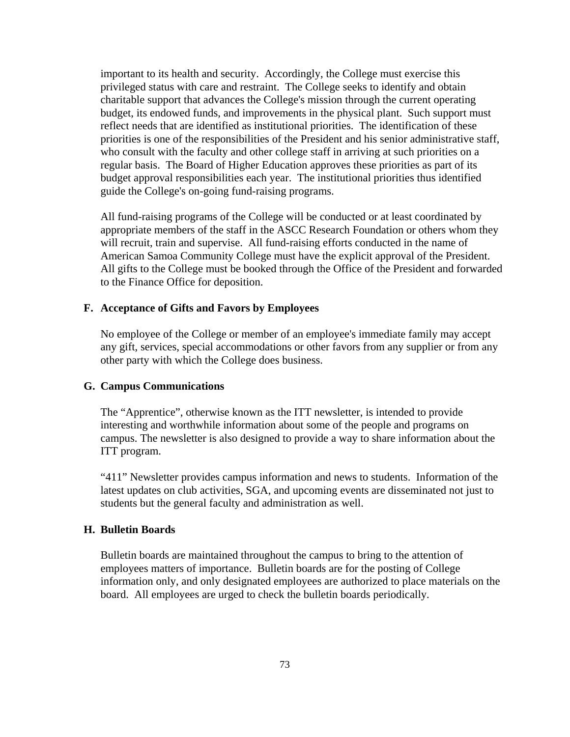important to its health and security. Accordingly, the College must exercise this privileged status with care and restraint. The College seeks to identify and obtain charitable support that advances the College's mission through the current operating budget, its endowed funds, and improvements in the physical plant. Such support must reflect needs that are identified as institutional priorities. The identification of these priorities is one of the responsibilities of the President and his senior administrative staff, who consult with the faculty and other college staff in arriving at such priorities on a regular basis. The Board of Higher Education approves these priorities as part of its budget approval responsibilities each year. The institutional priorities thus identified guide the College's on-going fund-raising programs.

All fund-raising programs of the College will be conducted or at least coordinated by appropriate members of the staff in the ASCC Research Foundation or others whom they will recruit, train and supervise. All fund-raising efforts conducted in the name of American Samoa Community College must have the explicit approval of the President. All gifts to the College must be booked through the Office of the President and forwarded to the Finance Office for deposition.

### F. Acceptance of Gifts and Favors by Employees

No employee of the College or member of an employee's immediate family may accept any gift, services, special accommodations or other favors from any supplier or from any other party with which the College does business.

### G. Campus Communications

The "Apprentice", otherwise known as the ITT newsletter, is intended to provide interesting and worthwhile information about some of the people and programs on campus. The newsletter is also designed to provide a way to share information about the ITT program.

"411" Newsletter provides campus information and news to students. Information of the latest updates on club activities, SGA, and upcoming events are disseminated not just to students but the general faculty and administration as well.

### H. Bulletin Boards

Bulletin boards are maintained throughout the campus to bring to the attention of employees matters of importance. Bulletin boards are for the posting of College information only, and only designated employees are authorized to place materials on the board. All employees are urged to check the bulletin boards periodically.